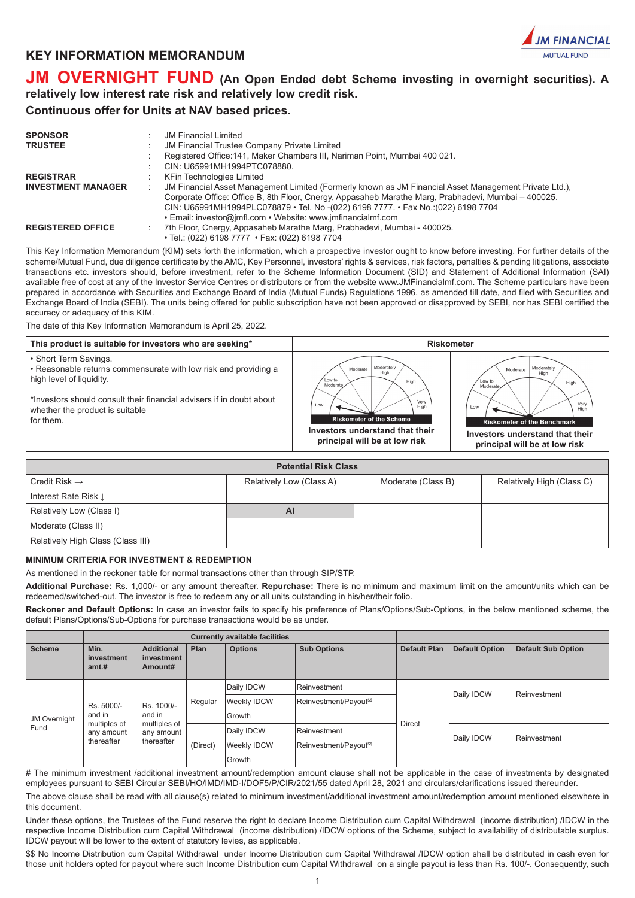# KEY INFORMATION MEMORANDUM

JM FINANCIAL MUTUAL FUND

## JM OVERNIGHT FUND (An Open Ended debt Scheme investing in overnight securities). A relatively low interest rate risk and relatively low credit risk.

**Continuous offer for Units at NAV based prices.**

| | | |
|---|---|---|
| **SPONSOR** | : | JM Financial Limited |
| **TRUSTEE** | : | JM Financial Trustee Company Private Limited |
| | : | Registered Office:141, Maker Chambers III, Nariman Point, Mumbai 400 021. |
| | : | CIN: U65991MH1994PTC078880. |
| **REGISTRAR** | : | KFin Technologies Limited |
| **INVESTMENT MANAGER** | : | JM Financial Asset Management Limited (Formerly known as JM Financial Asset Management Private Ltd.), Corporate Office: Office B, 8th Floor, Cnergy, Appasaheb Marathe Marg, Prabhadevi, Mumbai – 400025. CIN: U65991MH1994PLC078879 • Tel. No -(022) 6198 7777. • Fax No.:(022) 6198 7704 • Email: investor@jmfl.com • Website: www.jmfinancialmf.com |
| **REGISTERED OFFICE** | : | 7th Floor, Cnergy, Appasaheb Marathe Marg, Prabhadevi, Mumbai - 400025. • Tel.: (022) 6198 7777 • Fax: (022) 6198 7704 |

This Key Information Memorandum (KIM) sets forth the information, which a prospective investor ought to know before investing. For further details of the scheme/Mutual Fund, due diligence certificate by the AMC, Key Personnel, investors' rights & services, risk factors, penalties & pending litigations, associate transactions etc. investors should, before investment, refer to the Scheme Information Document (SID) and Statement of Additional Information (SAI) available free of cost at any of the Investor Service Centres or distributors or from the website www.JMFinancialmf.com. The Scheme particulars have been prepared in accordance with Securities and Exchange Board of India (Mutual Funds) Regulations 1996, as amended till date, and filed with Securities and Exchange Board of India (SEBI). The units being offered for public subscription have not been approved or disapproved by SEBI, nor has SEBI certified the accuracy or adequacy of this KIM.

The date of this Key Information Memorandum is April 25, 2022.

| This product is suitable for investors who are seeking* | Riskometer | |
|---|---|---|
| • Short Term Savings.<br>• Reasonable returns commensurate with low risk and providing a high level of liquidity.<br><br>*Investors should consult their financial advisers in doubt about whether the product is suitable for them. | Riskometer of the Scheme<br>**Investors understand that their principal will be at low risk** | Riskometer of the Benchmark<br>**Investors understand that their principal will be at low risk** |

| Potential Risk Class | | | |
|---|---|---|---|
| Credit Risk → | Relatively Low (Class A) | Moderate (Class B) | Relatively High (Class C) |
| Interest Rate Risk ↓ | | | |
| Relatively Low (Class I) | AI | | |
| Moderate (Class II) | | | |
| Relatively High Class (Class III) | | | |

### MINIMUM CRITERIA FOR INVESTMENT & REDEMPTION

As mentioned in the reckoner table for normal transactions other than through SIP/STP.

**Additional Purchase:** Rs. 1,000/- or any amount thereafter. **Repurchase:** There is no minimum and maximum limit on the amount/units which can be redeemed/switched-out. The investor is free to redeem any or all units outstanding in his/her/their folio.

**Reckoner and Default Options:** In case an investor fails to specify his preference of Plans/Options/Sub-Options, in the below mentioned scheme, the default Plans/Options/Sub-Options for purchase transactions would be as under.

| | Currently available facilities | | | | | | | |
|---|---|---|---|---|---|---|---|---|
| **Scheme** | **Min. investment amt.#** | **Additional investment Amount#** | **Plan** | **Options** | **Sub Options** | **Default Plan** | **Default Option** | **Default Sub Option** |
| JM Overnight Fund | Rs. 5000/- and in multiples of any amount thereafter | Rs. 1000/- and in multiples of any amount thereafter | Regular | Daily IDCW | Reinvestment | Direct | Daily IDCW | Reinvestment |
| | | | | Weekly IDCW | Reinvestment/Payout$$ | | | |
| | | | | Growth | | | | |
| | | | (Direct) | Daily IDCW | Reinvestment | | Daily IDCW | Reinvestment |
| | | | | Weekly IDCW | Reinvestment/Payout$$ | | | |
| | | | | Growth | | | | |

# The minimum investment /additional investment amount/redemption amount clause shall not be applicable in the case of investments by designated employees pursuant to SEBI Circular SEBI/HO/IMD/IMD-I/DOF5/P/CIR/2021/55 dated April 28, 2021 and circulars/clarifications issued thereunder.

The above clause shall be read with all clause(s) related to minimum investment/additional investment amount/redemption amount mentioned elsewhere in this document.

Under these options, the Trustees of the Fund reserve the right to declare Income Distribution cum Capital Withdrawal (income distribution) /IDCW in the respective Income Distribution cum Capital Withdrawal (income distribution) /IDCW options of the Scheme, subject to availability of distributable surplus. IDCW payout will be lower to the extent of statutory levies, as applicable.

$$ No Income Distribution cum Capital Withdrawal under Income Distribution cum Capital Withdrawal /IDCW option shall be distributed in cash even for those unit holders opted for payout where such Income Distribution cum Capital Withdrawal on a single payout is less than Rs. 100/-. Consequently, such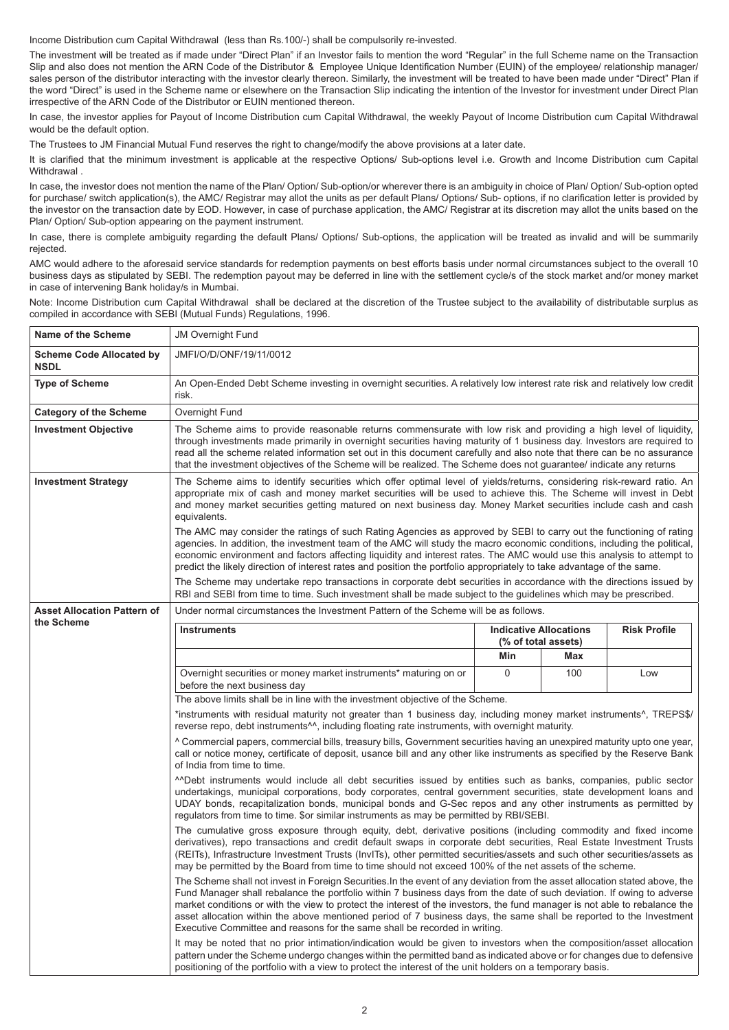Income Distribution cum Capital Withdrawal (less than Rs.100/-) shall be compulsorily re-invested.

The investment will be treated as if made under "Direct Plan" if an Investor fails to mention the word "Regular" in the full Scheme name on the Transaction Slip and also does not mention the ARN Code of the Distributor & Employee Unique Identification Number (EUIN) of the employee/ relationship manager/ sales person of the distributor interacting with the investor clearly thereon. Similarly, the investment will be treated to have been made under "Direct" Plan if the word "Direct" is used in the Scheme name or elsewhere on the Transaction Slip indicating the intention of the Investor for investment under Direct Plan irrespective of the ARN Code of the Distributor or EUIN mentioned thereon.

In case, the investor applies for Payout of Income Distribution cum Capital Withdrawal, the weekly Payout of Income Distribution cum Capital Withdrawal would be the default option.

The Trustees to JM Financial Mutual Fund reserves the right to change/modify the above provisions at a later date.

It is clarified that the minimum investment is applicable at the respective Options/ Sub-options level i.e. Growth and Income Distribution cum Capital Withdrawal .

In case, the investor does not mention the name of the Plan/ Option/ Sub-option/or wherever there is an ambiguity in choice of Plan/ Option/ Sub-option opted for purchase/ switch application(s), the AMC/ Registrar may allot the units as per default Plans/ Options/ Sub- options, if no clarification letter is provided by the investor on the transaction date by EOD. However, in case of purchase application, the AMC/ Registrar at its discretion may allot the units based on the Plan/ Option/ Sub-option appearing on the payment instrument.

In case, there is complete ambiguity regarding the default Plans/ Options/ Sub-options, the application will be treated as invalid and will be summarily rejected.

AMC would adhere to the aforesaid service standards for redemption payments on best efforts basis under normal circumstances subject to the overall 10 business days as stipulated by SEBI. The redemption payout may be deferred in line with the settlement cycle/s of the stock market and/or money market in case of intervening Bank holiday/s in Mumbai.

Note: Income Distribution cum Capital Withdrawal shall be declared at the discretion of the Trustee subject to the availability of distributable surplus as compiled in accordance with SEBI (Mutual Funds) Regulations, 1996.

| **Name of the Scheme** | JM Overnight Fund |
|---|---|
| **Scheme Code Allocated by NSDL** | JMFI/O/D/ONF/19/11/0012 |
| **Type of Scheme** | An Open-Ended Debt Scheme investing in overnight securities. A relatively low interest rate risk and relatively low credit risk. |
| **Category of the Scheme** | Overnight Fund |
| **Investment Objective** | The Scheme aims to provide reasonable returns commensurate with low risk and providing a high level of liquidity, through investments made primarily in overnight securities having maturity of 1 business day. Investors are required to read all the scheme related information set out in this document carefully and also note that there can be no assurance that the investment objectives of the Scheme will be realized. The Scheme does not guarantee/ indicate any returns |
| **Investment Strategy** | The Scheme aims to identify securities which offer optimal level of yields/returns, considering risk-reward ratio. An appropriate mix of cash and money market securities will be used to achieve this. The Scheme will invest in Debt and money market securities getting matured on next business day. Money Market securities include cash and cash equivalents.<br><br>The AMC may consider the ratings of such Rating Agencies as approved by SEBI to carry out the functioning of rating agencies. In addition, the investment team of the AMC will study the macro economic conditions, including the political, economic environment and factors affecting liquidity and interest rates. The AMC would use this analysis to attempt to predict the likely direction of interest rates and position the portfolio appropriately to take advantage of the same.<br><br>The Scheme may undertake repo transactions in corporate debt securities in accordance with the directions issued by RBI and SEBI from time to time. Such investment shall be made subject to the guidelines which may be prescribed. |
| **Asset Allocation Pattern of the Scheme** | Under normal circumstances the Investment Pattern of the Scheme will be as follows. |

| Instruments | Indicative Allocations (% of total assets) | | Risk Profile |
|---|---|---|---|
| | Min | Max | |
| Overnight securities or money market instruments* maturing on or before the next business day | 0 | 100 | Low |

The above limits shall be in line with the investment objective of the Scheme.

*instruments with residual maturity not greater than 1 business day, including money market instruments^, TREPS$/ reverse repo, debt instruments^^, including floating rate instruments, with overnight maturity.

^ Commercial papers, commercial bills, treasury bills, Government securities having an unexpired maturity upto one year, call or notice money, certificate of deposit, usance bill and any other like instruments as specified by the Reserve Bank of India from time to time.

^^Debt instruments would include all debt securities issued by entities such as banks, companies, public sector undertakings, municipal corporations, body corporates, central government securities, state development loans and UDAY bonds, recapitalization bonds, municipal bonds and G-Sec repos and any other instruments as permitted by regulators from time to time. $or similar instruments as may be permitted by RBI/SEBI.

The cumulative gross exposure through equity, debt, derivative positions (including commodity and fixed income derivatives), repo transactions and credit default swaps in corporate debt securities, Real Estate Investment Trusts (REITs), Infrastructure Investment Trusts (InvITs), other permitted securities/assets and such other securities/assets as may be permitted by the Board from time to time should not exceed 100% of the net assets of the scheme.

The Scheme shall not invest in Foreign Securities.In the event of any deviation from the asset allocation stated above, the Fund Manager shall rebalance the portfolio within 7 business days from the date of such deviation. If owing to adverse market conditions or with the view to protect the interest of the investors, the fund manager is not able to rebalance the asset allocation within the above mentioned period of 7 business days, the same shall be reported to the Investment Executive Committee and reasons for the same shall be recorded in writing.

It may be noted that no prior intimation/indication would be given to investors when the composition/asset allocation pattern under the Scheme undergo changes within the permitted band as indicated above or for changes due to defensive positioning of the portfolio with a view to protect the interest of the unit holders on a temporary basis.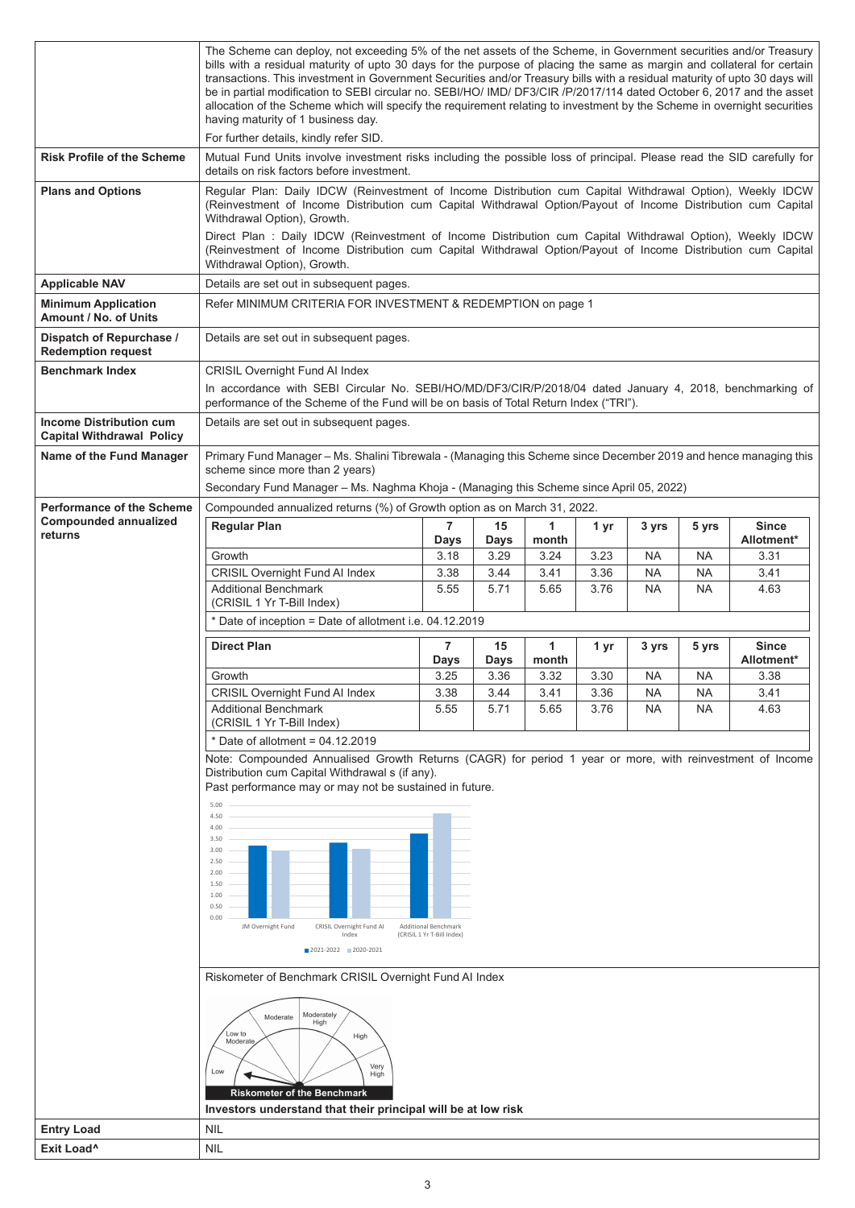| | |
|---|---|
| | The Scheme can deploy, not exceeding 5% of the net assets of the Scheme, in Government securities and/or Treasury bills with a residual maturity of upto 30 days for the purpose of placing the same as margin and collateral for certain transactions. This investment in Government Securities and/or Treasury bills with a residual maturity of upto 30 days will be in partial modification to SEBI circular no. SEBI/HO/ IMD/ DF3/CIR /P/2017/114 dated October 6, 2017 and the asset allocation of the Scheme which will specify the requirement relating to investment by the Scheme in overnight securities having maturity of 1 business day.<br>For further details, kindly refer SID. |
| **Risk Profile of the Scheme** | Mutual Fund Units involve investment risks including the possible loss of principal. Please read the SID carefully for details on risk factors before investment. |
| **Plans and Options** | Regular Plan: Daily IDCW (Reinvestment of Income Distribution cum Capital Withdrawal Option), Weekly IDCW (Reinvestment of Income Distribution cum Capital Withdrawal Option/Payout of Income Distribution cum Capital Withdrawal Option), Growth.<br>Direct Plan : Daily IDCW (Reinvestment of Income Distribution cum Capital Withdrawal Option), Weekly IDCW (Reinvestment of Income Distribution cum Capital Withdrawal Option/Payout of Income Distribution cum Capital Withdrawal Option), Growth. |
| **Applicable NAV** | Details are set out in subsequent pages. |
| **Minimum Application Amount / No. of Units** | Refer MINIMUM CRITERIA FOR INVESTMENT & REDEMPTION on page 1 |
| **Dispatch of Repurchase / Redemption request** | Details are set out in subsequent pages. |
| **Benchmark Index** | CRISIL Overnight Fund AI Index<br>In accordance with SEBI Circular No. SEBI/HO/MD/DF3/CIR/P/2018/04 dated January 4, 2018, benchmarking of performance of the Scheme of the Fund will be on basis of Total Return Index ("TRI"). |
| **Income Distribution cum Capital Withdrawal Policy** | Details are set out in subsequent pages. |
| **Name of the Fund Manager** | Primary Fund Manager – Ms. Shalini Tibrewala - (Managing this Scheme since December 2019 and hence managing this scheme since more than 2 years)<br>Secondary Fund Manager – Ms. Naghma Khoja - (Managing this Scheme since April 05, 2022) |

**Performance of the Scheme Compounded annualized returns**

Compounded annualized returns (%) of Growth option as on March 31, 2022.

| Regular Plan | 7 Days | 15 Days | 1 month | 1 yr | 3 yrs | 5 yrs | Since Allotment* |
|---|---|---|---|---|---|---|---|
| Growth | 3.18 | 3.29 | 3.24 | 3.23 | NA | NA | 3.31 |
| CRISIL Overnight Fund AI Index | 3.38 | 3.44 | 3.41 | 3.36 | NA | NA | 3.41 |
| Additional Benchmark (CRISIL 1 Yr T-Bill Index) | 5.55 | 5.71 | 5.65 | 3.76 | NA | NA | 4.63 |

* Date of inception = Date of allotment i.e. 04.12.2019

| Direct Plan | 7 Days | 15 Days | 1 month | 1 yr | 3 yrs | 5 yrs | Since Allotment* |
|---|---|---|---|---|---|---|---|
| Growth | 3.25 | 3.36 | 3.32 | 3.30 | NA | NA | 3.38 |
| CRISIL Overnight Fund AI Index | 3.38 | 3.44 | 3.41 | 3.36 | NA | NA | 3.41 |
| Additional Benchmark (CRISIL 1 Yr T-Bill Index) | 5.55 | 5.71 | 5.65 | 3.76 | NA | NA | 4.63 |

* Date of allotment = 04.12.2019

Note: Compounded Annualised Growth Returns (CAGR) for period 1 year or more, with reinvestment of Income Distribution cum Capital Withdrawal s (if any).

Past performance may or may not be sustained in future.

Riskometer of Benchmark CRISIL Overnight Fund AI Index

**Investors understand that their principal will be at low risk**

| | |
|---|---|
| **Entry Load** | NIL |
| **Exit Load^** | NIL |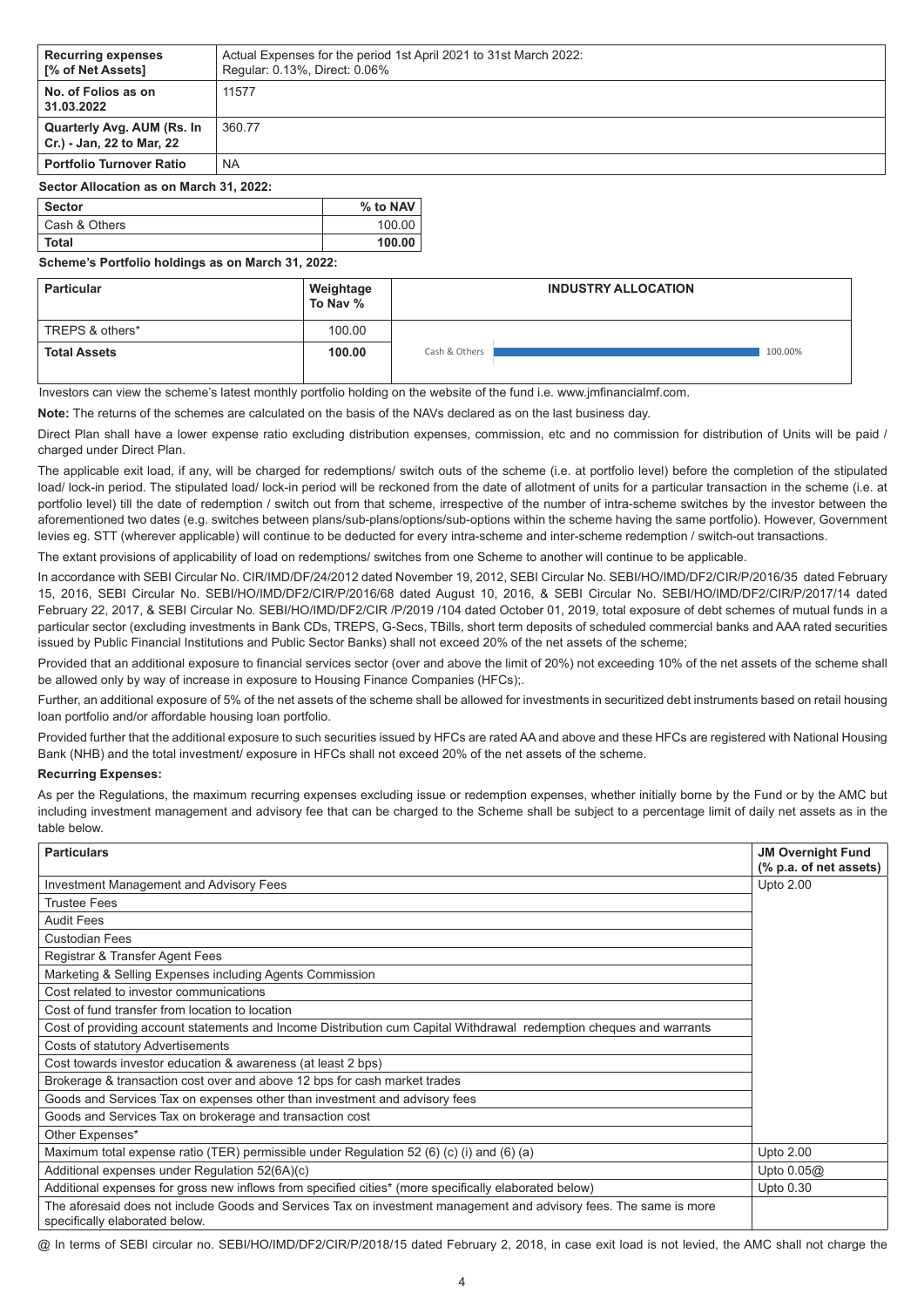| Recurring expenses [% of Net Assets] | Actual Expenses for the period 1st April 2021 to 31st March 2022: Regular: 0.13%, Direct: 0.06% |
|---|---|
| No. of Folios as on 31.03.2022 | 11577 |
| Quarterly Avg. AUM (Rs. In Cr.) - Jan, 22 to Mar, 22 | 360.77 |
| Portfolio Turnover Ratio | NA |

**Sector Allocation as on March 31, 2022:**

| Sector | % to NAV |
|---|---|
| Cash & Others | 100.00 |
| **Total** | **100.00** |

**Scheme's Portfolio holdings as on March 31, 2022:**

| Particular | Weightage To Nav % | INDUSTRY ALLOCATION |
|---|---|---|
| TREPS & others* | 100.00 | |
| **Total Assets** | **100.00** | Cash & Others 100.00% |

Investors can view the scheme's latest monthly portfolio holding on the website of the fund i.e. www.jmfinancialmf.com.

**Note:** The returns of the schemes are calculated on the basis of the NAVs declared as on the last business day.

Direct Plan shall have a lower expense ratio excluding distribution expenses, commission, etc and no commission for distribution of Units will be paid / charged under Direct Plan.

The applicable exit load, if any, will be charged for redemptions/ switch outs of the scheme (i.e. at portfolio level) before the completion of the stipulated load/ lock-in period. The stipulated load/ lock-in period will be reckoned from the date of allotment of units for a particular transaction in the scheme (i.e. at portfolio level) till the date of redemption / switch out from that scheme, irrespective of the number of intra-scheme switches by the investor between the aforementioned two dates (e.g. switches between plans/sub-plans/options/sub-options within the scheme having the same portfolio). However, Government levies eg. STT (wherever applicable) will continue to be deducted for every intra-scheme and inter-scheme redemption / switch-out transactions.

The extant provisions of applicability of load on redemptions/ switches from one Scheme to another will continue to be applicable.

In accordance with SEBI Circular No. CIR/IMD/DF/24/2012 dated November 19, 2012, SEBI Circular No. SEBI/HO/IMD/DF2/CIR/P/2016/35 dated February 15, 2016, SEBI Circular No. SEBI/HO/IMD/DF2/CIR/P/2016/68 dated August 10, 2016, & SEBI Circular No. SEBI/HO/IMD/DF2/CIR/P/2017/14 dated February 22, 2017, & SEBI Circular No. SEBI/HO/IMD/DF2/CIR /P/2019 /104 dated October 01, 2019, total exposure of debt schemes of mutual funds in a particular sector (excluding investments in Bank CDs, TREPS, G-Secs, TBills, short term deposits of scheduled commercial banks and AAA rated securities issued by Public Financial Institutions and Public Sector Banks) shall not exceed 20% of the net assets of the scheme;

Provided that an additional exposure to financial services sector (over and above the limit of 20%) not exceeding 10% of the net assets of the scheme shall be allowed only by way of increase in exposure to Housing Finance Companies (HFCs);.

Further, an additional exposure of 5% of the net assets of the scheme shall be allowed for investments in securitized debt instruments based on retail housing loan portfolio and/or affordable housing loan portfolio.

Provided further that the additional exposure to such securities issued by HFCs are rated AA and above and these HFCs are registered with National Housing Bank (NHB) and the total investment/ exposure in HFCs shall not exceed 20% of the net assets of the scheme.

**Recurring Expenses:**

As per the Regulations, the maximum recurring expenses excluding issue or redemption expenses, whether initially borne by the Fund or by the AMC but including investment management and advisory fee that can be charged to the Scheme shall be subject to a percentage limit of daily net assets as in the table below.

| Particulars | JM Overnight Fund (% p.a. of net assets) |
|---|---|
| Investment Management and Advisory Fees | Upto 2.00 |
| Trustee Fees | |
| Audit Fees | |
| Custodian Fees | |
| Registrar & Transfer Agent Fees | |
| Marketing & Selling Expenses including Agents Commission | |
| Cost related to investor communications | |
| Cost of fund transfer from location to location | |
| Cost of providing account statements and Income Distribution cum Capital Withdrawal redemption cheques and warrants | |
| Costs of statutory Advertisements | |
| Cost towards investor education & awareness (at least 2 bps) | |
| Brokerage & transaction cost over and above 12 bps for cash market trades | |
| Goods and Services Tax on expenses other than investment and advisory fees | |
| Goods and Services Tax on brokerage and transaction cost | |
| Other Expenses* | |
| Maximum total expense ratio (TER) permissible under Regulation 52 (6) (c) (i) and (6) (a) | Upto 2.00 |
| Additional expenses under Regulation 52(6A)(c) | Upto 0.05@ |
| Additional expenses for gross new inflows from specified cities* (more specifically elaborated below) | Upto 0.30 |
| The aforesaid does not include Goods and Services Tax on investment management and advisory fees. The same is more specifically elaborated below. | |

@ In terms of SEBI circular no. SEBI/HO/IMD/DF2/CIR/P/2018/15 dated February 2, 2018, in case exit load is not levied, the AMC shall not charge the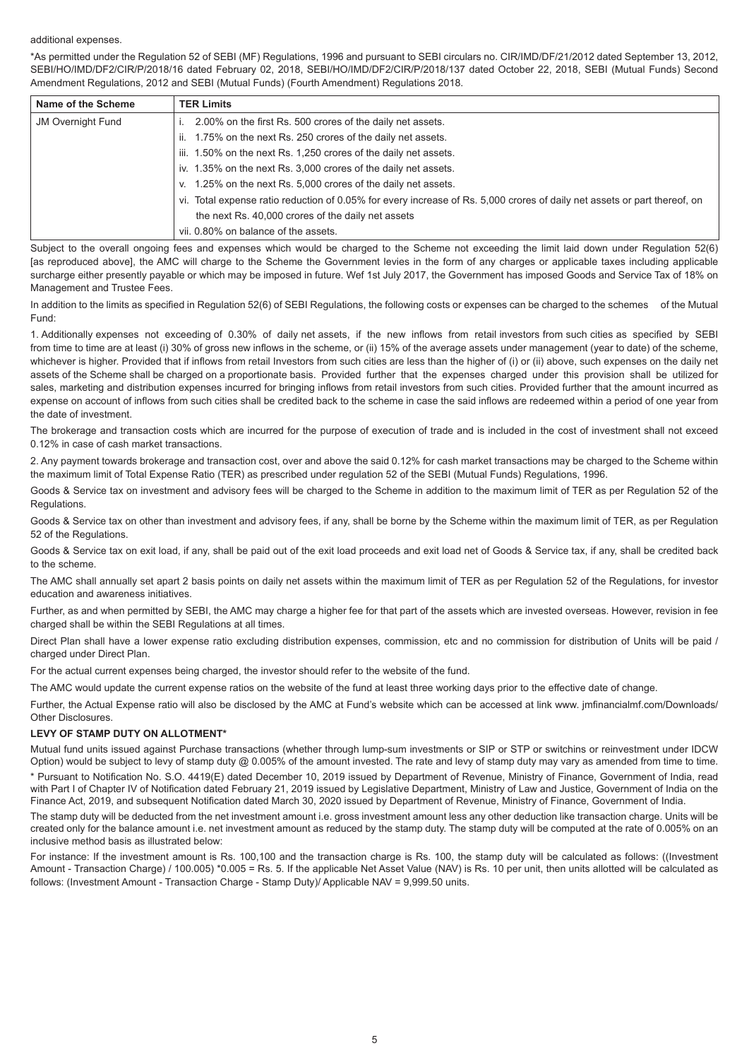additional expenses.

*As permitted under the Regulation 52 of SEBI (MF) Regulations, 1996 and pursuant to SEBI circulars no. CIR/IMD/DF/21/2012 dated September 13, 2012, SEBI/HO/IMD/DF2/CIR/P/2018/16 dated February 02, 2018, SEBI/HO/IMD/DF2/CIR/P/2018/137 dated October 22, 2018, SEBI (Mutual Funds) Second Amendment Regulations, 2012 and SEBI (Mutual Funds) (Fourth Amendment) Regulations 2018.

| Name of the Scheme | TER Limits |
|---|---|
| JM Overnight Fund | i. 2.00% on the first Rs. 500 crores of the daily net assets. |
| | ii. 1.75% on the next Rs. 250 crores of the daily net assets. |
| | iii. 1.50% on the next Rs. 1,250 crores of the daily net assets. |
| | iv. 1.35% on the next Rs. 3,000 crores of the daily net assets. |
| | v. 1.25% on the next Rs. 5,000 crores of the daily net assets. |
| | vi. Total expense ratio reduction of 0.05% for every increase of Rs. 5,000 crores of daily net assets or part thereof, on the next Rs. 40,000 crores of the daily net assets |
| | vii. 0.80% on balance of the assets. |

Subject to the overall ongoing fees and expenses which would be charged to the Scheme not exceeding the limit laid down under Regulation 52(6) [as reproduced above], the AMC will charge to the Scheme the Government levies in the form of any charges or applicable taxes including applicable surcharge either presently payable or which may be imposed in future. Wef 1st July 2017, the Government has imposed Goods and Service Tax of 18% on Management and Trustee Fees.

In addition to the limits as specified in Regulation 52(6) of SEBI Regulations, the following costs or expenses can be charged to the schemes of the Mutual Fund:

1. Additionally expenses not exceeding of 0.30% of daily net assets, if the new inflows from retail investors from such cities as specified by SEBI from time to time are at least (i) 30% of gross new inflows in the scheme, or (ii) 15% of the average assets under management (year to date) of the scheme, whichever is higher. Provided that if inflows from retail Investors from such cities are less than the higher of (i) or (ii) above, such expenses on the daily net assets of the Scheme shall be charged on a proportionate basis. Provided further that the expenses charged under this provision shall be utilized for sales, marketing and distribution expenses incurred for bringing inflows from retail investors from such cities. Provided further that the amount incurred as expense on account of inflows from such cities shall be credited back to the scheme in case the said inflows are redeemed within a period of one year from the date of investment.

The brokerage and transaction costs which are incurred for the purpose of execution of trade and is included in the cost of investment shall not exceed 0.12% in case of cash market transactions.

2. Any payment towards brokerage and transaction cost, over and above the said 0.12% for cash market transactions may be charged to the Scheme within the maximum limit of Total Expense Ratio (TER) as prescribed under regulation 52 of the SEBI (Mutual Funds) Regulations, 1996.

Goods & Service tax on investment and advisory fees will be charged to the Scheme in addition to the maximum limit of TER as per Regulation 52 of the Regulations.

Goods & Service tax on other than investment and advisory fees, if any, shall be borne by the Scheme within the maximum limit of TER, as per Regulation 52 of the Regulations.

Goods & Service tax on exit load, if any, shall be paid out of the exit load proceeds and exit load net of Goods & Service tax, if any, shall be credited back to the scheme.

The AMC shall annually set apart 2 basis points on daily net assets within the maximum limit of TER as per Regulation 52 of the Regulations, for investor education and awareness initiatives.

Further, as and when permitted by SEBI, the AMC may charge a higher fee for that part of the assets which are invested overseas. However, revision in fee charged shall be within the SEBI Regulations at all times.

Direct Plan shall have a lower expense ratio excluding distribution expenses, commission, etc and no commission for distribution of Units will be paid / charged under Direct Plan.

For the actual current expenses being charged, the investor should refer to the website of the fund.

The AMC would update the current expense ratios on the website of the fund at least three working days prior to the effective date of change.

Further, the Actual Expense ratio will also be disclosed by the AMC at Fund's website which can be accessed at link www. jmfinancialmf.com/Downloads/ Other Disclosures.

**LEVY OF STAMP DUTY ON ALLOTMENT***

Mutual fund units issued against Purchase transactions (whether through lump-sum investments or SIP or STP or switchins or reinvestment under IDCW Option) would be subject to levy of stamp duty @ 0.005% of the amount invested. The rate and levy of stamp duty may vary as amended from time to time.

* Pursuant to Notification No. S.O. 4419(E) dated December 10, 2019 issued by Department of Revenue, Ministry of Finance, Government of India, read with Part I of Chapter IV of Notification dated February 21, 2019 issued by Legislative Department, Ministry of Law and Justice, Government of India on the Finance Act, 2019, and subsequent Notification dated March 30, 2020 issued by Department of Revenue, Ministry of Finance, Government of India.

The stamp duty will be deducted from the net investment amount i.e. gross investment amount less any other deduction like transaction charge. Units will be created only for the balance amount i.e. net investment amount as reduced by the stamp duty. The stamp duty will be computed at the rate of 0.005% on an inclusive method basis as illustrated below:

For instance: If the investment amount is Rs. 100,100 and the transaction charge is Rs. 100, the stamp duty will be calculated as follows: ((Investment Amount - Transaction Charge) / 100.005) *0.005 = Rs. 5. If the applicable Net Asset Value (NAV) is Rs. 10 per unit, then units allotted will be calculated as follows: (Investment Amount - Transaction Charge - Stamp Duty)/ Applicable NAV = 9,999.50 units.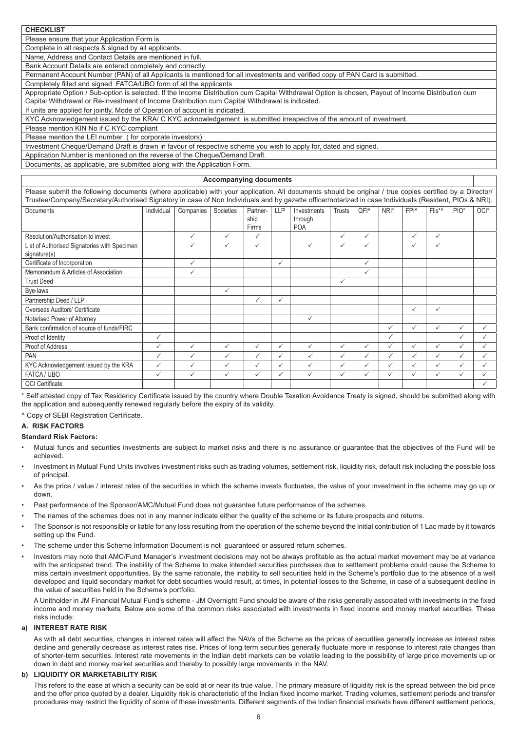| CHECKLIST |
|---|
| Please ensure that your Application Form is |
| Complete in all respects & signed by all applicants. |
| Name, Address and Contact Details are mentioned in full. |
| Bank Account Details are entered completely and correctly. |
| Permanent Account Number (PAN) of all Applicants is mentioned for all investments and verified copy of PAN Card is submitted. |
| Completely filled and signed FATCA/UBO form of all the applicants |
| Appropriate Option / Sub-option is selected. If the Income Distribution cum Capital Withdrawal Option is chosen, Payout of Income Distribution cum Capital Withdrawal or Re-investment of Income Distribution cum Capital Withdrawal is indicated. |
| If units are applied for jointly, Mode of Operation of account is indicated. |
| KYC Acknowledgement issued by the KRA/ C KYC acknowledgement is submitted irrespective of the amount of investment. |
| Please mention KIN No if C KYC compliant |
| Please mention the LEI number ( for corporate investors) |
| Investment Cheque/Demand Draft is drawn in favour of respective scheme you wish to apply for, dated and signed. |
| Application Number is mentioned on the reverse of the Cheque/Demand Draft. |
| Documents, as applicable, are submitted along with the Application Form. |

**Accompanying documents**

Please submit the following documents (where applicable) with your application. All documents should be original / true copies certified by a Director/ Trustee/Company/Secretary/Authorised Signatory in case of Non Individuals and by gazette officer/notarized in case Individuals (Resident, PIOs & NRI).

| Documents | Individual | Companies | Societies | Partner-ship Firms | LLP | Investments through POA | Trusts | QFI^ | NRI* | FPI^ | FIIs*^ | PIO* | OCI* |
|---|---|---|---|---|---|---|---|---|---|---|---|---|---|
| Resolution/Authorisation to invest | | ✓ | ✓ | ✓ | | | ✓ | ✓ | | ✓ | ✓ | | |
| List of Authorised Signatories with Specimen signature(s) | | ✓ | ✓ | ✓ | | ✓ | ✓ | ✓ | | ✓ | ✓ | | |
| Certificate of Incorporation | | ✓ | | | ✓ | | | ✓ | | | | | |
| Memorandum & Articles of Association | | ✓ | | | | | | ✓ | | | | | |
| Trust Deed | | | | | | | ✓ | | | | | | |
| Bye-laws | | | ✓ | | | | | | | | | | |
| Partnership Deed / LLP | | | | ✓ | ✓ | | | | | | | | |
| Overseas Auditors' Certificate | | | | | | | | | | ✓ | ✓ | | |
| Notarised Power of Attorney | | | | | | ✓ | | | | | | | |
| Bank confirmation of source of funds/FIRC | | | | | | | | | ✓ | ✓ | ✓ | ✓ | ✓ |
| Proof of Identity | ✓ | | | | | | | | ✓ | | | ✓ | ✓ |
| Proof of Address | ✓ | ✓ | ✓ | ✓ | ✓ | ✓ | ✓ | ✓ | ✓ | ✓ | ✓ | ✓ | ✓ |
| PAN | ✓ | ✓ | ✓ | ✓ | ✓ | ✓ | ✓ | ✓ | ✓ | ✓ | ✓ | ✓ | ✓ |
| KYC Acknowledgement issued by the KRA | ✓ | ✓ | ✓ | ✓ | ✓ | ✓ | ✓ | ✓ | ✓ | ✓ | ✓ | ✓ | ✓ |
| FATCA / UBO | ✓ | ✓ | ✓ | ✓ | ✓ | ✓ | ✓ | ✓ | ✓ | ✓ | ✓ | ✓ | ✓ |
| OCI Certificate | | | | | | | | | | | | | ✓ |

* Self attested copy of Tax Residency Certificate issued by the country where Double Taxation Avoidance Treaty is signed, should be submitted along with the application and subsequently renewed regularly before the expiry of its validity.

^ Copy of SEBI Registration Certificate.

## A. RISK FACTORS

**Standard Risk Factors:**

- Mutual funds and securities investments are subject to market risks and there is no assurance or guarantee that the objectives of the Fund will be achieved.
- Investment in Mutual Fund Units involves investment risks such as trading volumes, settlement risk, liquidity risk, default risk including the possible loss of principal.
- As the price / value / interest rates of the securities in which the scheme invests fluctuates, the value of your investment in the scheme may go up or down.
- Past performance of the Sponsor/AMC/Mutual Fund does not guarantee future performance of the schemes.
- The names of the schemes does not in any manner indicate either the quality of the scheme or its future prospects and returns.
- The Sponsor is not responsible or liable for any loss resulting from the operation of the scheme beyond the initial contribution of 1 Lac made by it towards setting up the Fund.
- The scheme under this Scheme Information Document is not guaranteed or assured return schemes.
- Investors may note that AMC/Fund Manager's investment decisions may not be always profitable as the actual market movement may be at variance with the anticipated trend. The inability of the Scheme to make intended securities purchases due to settlement problems could cause the Scheme to miss certain investment opportunities. By the same rationale, the inability to sell securities held in the Scheme's portfolio due to the absence of a well developed and liquid secondary market for debt securities would result, at times, in potential losses to the Scheme, in case of a subsequent decline in the value of securities held in the Scheme's portfolio.

  A Unitholder in JM Financial Mutual Fund's scheme - JM Overnight Fund should be aware of the risks generally associated with investments in the fixed income and money markets. Below are some of the common risks associated with investments in fixed income and money market securities. These risks include:

**a) INTEREST RATE RISK**

As with all debt securities, changes in interest rates will affect the NAVs of the Scheme as the prices of securities generally increase as interest rates decline and generally decrease as interest rates rise. Prices of long term securities generally fluctuate more in response to interest rate changes than of shorter-term securities. Interest rate movements in the Indian debt markets can be volatile leading to the possibility of large price movements up or down in debt and money market securities and thereby to possibly large movements in the NAV.

**b) LIQUIDITY OR MARKETABILITY RISK**

This refers to the ease at which a security can be sold at or near its true value. The primary measure of liquidity risk is the spread between the bid price and the offer price quoted by a dealer. Liquidity risk is characteristic of the Indian fixed income market. Trading volumes, settlement periods and transfer procedures may restrict the liquidity of some of these investments. Different segments of the Indian financial markets have different settlement periods,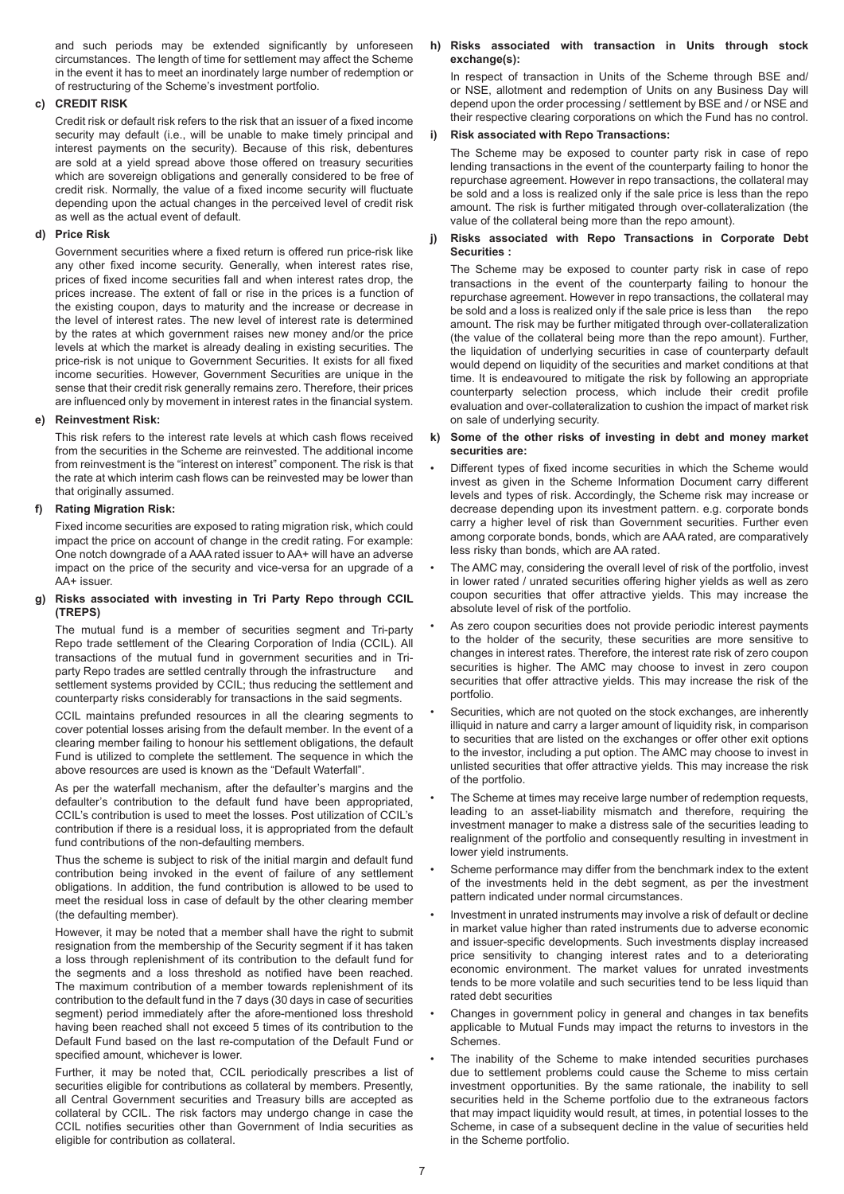and such periods may be extended significantly by unforeseen circumstances. The length of time for settlement may affect the Scheme in the event it has to meet an inordinately large number of redemption or of restructuring of the Scheme's investment portfolio.

**c) CREDIT RISK**

Credit risk or default risk refers to the risk that an issuer of a fixed income security may default (i.e., will be unable to make timely principal and interest payments on the security). Because of this risk, debentures are sold at a yield spread above those offered on treasury securities which are sovereign obligations and generally considered to be free of credit risk. Normally, the value of a fixed income security will fluctuate depending upon the actual changes in the perceived level of credit risk as well as the actual event of default.

**d) Price Risk**

Government securities where a fixed return is offered run price-risk like any other fixed income security. Generally, when interest rates rise, prices of fixed income securities fall and when interest rates drop, the prices increase. The extent of fall or rise in the prices is a function of the existing coupon, days to maturity and the increase or decrease in the level of interest rates. The new level of interest rate is determined by the rates at which government raises new money and/or the price levels at which the market is already dealing in existing securities. The price-risk is not unique to Government Securities. It exists for all fixed income securities. However, Government Securities are unique in the sense that their credit risk generally remains zero. Therefore, their prices are influenced only by movement in interest rates in the financial system.

**e) Reinvestment Risk:**

This risk refers to the interest rate levels at which cash flows received from the securities in the Scheme are reinvested. The additional income from reinvestment is the "interest on interest" component. The risk is that the rate at which interim cash flows can be reinvested may be lower than that originally assumed.

**f) Rating Migration Risk:**

Fixed income securities are exposed to rating migration risk, which could impact the price on account of change in the credit rating. For example: One notch downgrade of a AAA rated issuer to AA+ will have an adverse impact on the price of the security and vice-versa for an upgrade of a AA+ issuer.

**g) Risks associated with investing in Tri Party Repo through CCIL (TREPS)**

The mutual fund is a member of securities segment and Tri-party Repo trade settlement of the Clearing Corporation of India (CCIL). All transactions of the mutual fund in government securities and in Tri-party Repo trades are settled centrally through the infrastructure and settlement systems provided by CCIL; thus reducing the settlement and counterparty risks considerably for transactions in the said segments.

CCIL maintains prefunded resources in all the clearing segments to cover potential losses arising from the default member. In the event of a clearing member failing to honour his settlement obligations, the default Fund is utilized to complete the settlement. The sequence in which the above resources are used is known as the "Default Waterfall".

As per the waterfall mechanism, after the defaulter's margins and the defaulter's contribution to the default fund have been appropriated, CCIL's contribution is used to meet the losses. Post utilization of CCIL's contribution if there is a residual loss, it is appropriated from the default fund contributions of the non-defaulting members.

Thus the scheme is subject to risk of the initial margin and default fund contribution being invoked in the event of failure of any settlement obligations. In addition, the fund contribution is allowed to be used to meet the residual loss in case of default by the other clearing member (the defaulting member).

However, it may be noted that a member shall have the right to submit resignation from the membership of the Security segment if it has taken a loss through replenishment of its contribution to the default fund for the segments and a loss threshold as notified have been reached. The maximum contribution of a member towards replenishment of its contribution to the default fund in the 7 days (30 days in case of securities segment) period immediately after the afore-mentioned loss threshold having been reached shall not exceed 5 times of its contribution to the Default Fund based on the last re-computation of the Default Fund or specified amount, whichever is lower.

Further, it may be noted that, CCIL periodically prescribes a list of securities eligible for contributions as collateral by members. Presently, all Central Government securities and Treasury bills are accepted as collateral by CCIL. The risk factors may undergo change in case the CCIL notifies securities other than Government of India securities as eligible for contribution as collateral.

**h) Risks associated with transaction in Units through stock exchange(s):**

In respect of transaction in Units of the Scheme through BSE and/ or NSE, allotment and redemption of Units on any Business Day will depend upon the order processing / settlement by BSE and / or NSE and their respective clearing corporations on which the Fund has no control.

**i) Risk associated with Repo Transactions:**

The Scheme may be exposed to counter party risk in case of repo lending transactions in the event of the counterparty failing to honor the repurchase agreement. However in repo transactions, the collateral may be sold and a loss is realized only if the sale price is less than the repo amount. The risk is further mitigated through over-collateralization (the value of the collateral being more than the repo amount).

**j) Risks associated with Repo Transactions in Corporate Debt Securities :**

The Scheme may be exposed to counter party risk in case of repo transactions in the event of the counterparty failing to honour the repurchase agreement. However in repo transactions, the collateral may be sold and a loss is realized only if the sale price is less than the repo amount. The risk may be further mitigated through over-collateralization (the value of the collateral being more than the repo amount). Further, the liquidation of underlying securities in case of counterparty default would depend on liquidity of the securities and market conditions at that time. It is endeavoured to mitigate the risk by following an appropriate counterparty selection process, which include their credit profile evaluation and over-collateralization to cushion the impact of market risk on sale of underlying security.

**k) Some of the other risks of investing in debt and money market securities are:**

- Different types of fixed income securities in which the Scheme would invest as given in the Scheme Information Document carry different levels and types of risk. Accordingly, the Scheme risk may increase or decrease depending upon its investment pattern. e.g. corporate bonds carry a higher level of risk than Government securities. Further even among corporate bonds, bonds, which are AAA rated, are comparatively less risky than bonds, which are AA rated.
- The AMC may, considering the overall level of risk of the portfolio, invest in lower rated / unrated securities offering higher yields as well as zero coupon securities that offer attractive yields. This may increase the absolute level of risk of the portfolio.
- As zero coupon securities does not provide periodic interest payments to the holder of the security, these securities are more sensitive to changes in interest rates. Therefore, the interest rate risk of zero coupon securities is higher. The AMC may choose to invest in zero coupon securities that offer attractive yields. This may increase the risk of the portfolio.
- Securities, which are not quoted on the stock exchanges, are inherently illiquid in nature and carry a larger amount of liquidity risk, in comparison to securities that are listed on the exchanges or offer other exit options to the investor, including a put option. The AMC may choose to invest in unlisted securities that offer attractive yields. This may increase the risk of the portfolio.
- The Scheme at times may receive large number of redemption requests, leading to an asset-liability mismatch and therefore, requiring the investment manager to make a distress sale of the securities leading to realignment of the portfolio and consequently resulting in investment in lower yield instruments.
- Scheme performance may differ from the benchmark index to the extent of the investments held in the debt segment, as per the investment pattern indicated under normal circumstances.
- Investment in unrated instruments may involve a risk of default or decline in market value higher than rated instruments due to adverse economic and issuer-specific developments. Such investments display increased price sensitivity to changing interest rates and to a deteriorating economic environment. The market values for unrated investments tends to be more volatile and such securities tend to be less liquid than rated debt securities
- Changes in government policy in general and changes in tax benefits applicable to Mutual Funds may impact the returns to investors in the Schemes.
- The inability of the Scheme to make intended securities purchases due to settlement problems could cause the Scheme to miss certain investment opportunities. By the same rationale, the inability to sell securities held in the Scheme portfolio due to the extraneous factors that may impact liquidity would result, at times, in potential losses to the Scheme, in case of a subsequent decline in the value of securities held in the Scheme portfolio.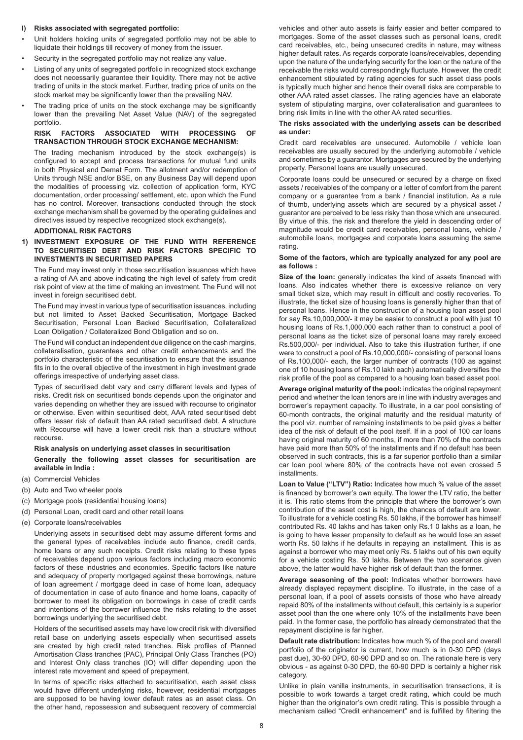**l) Risks associated with segregated portfolio:**

- Unit holders holding units of segregated portfolio may not be able to liquidate their holdings till recovery of money from the issuer.
- Security in the segregated portfolio may not realize any value.
- Listing of any units of segregated portfolio in recognized stock exchange does not necessarily guarantee their liquidity. There may not be active trading of units in the stock market. Further, trading price of units on the stock market may be significantly lower than the prevailing NAV.
- The trading price of units on the stock exchange may be significantly lower than the prevailing Net Asset Value (NAV) of the segregated portfolio.

**RISK FACTORS ASSOCIATED WITH PROCESSING OF TRANSACTION THROUGH STOCK EXCHANGE MECHANISM:**

The trading mechanism introduced by the stock exchange(s) is configured to accept and process transactions for mutual fund units in both Physical and Demat Form. The allotment and/or redemption of Units through NSE and/or BSE, on any Business Day will depend upon the modalities of processing viz. collection of application form, KYC documentation, order processing/ settlement, etc. upon which the Fund has no control. Moreover, transactions conducted through the stock exchange mechanism shall be governed by the operating guidelines and directives issued by respective recognized stock exchange(s).

**ADDITIONAL RISK FACTORS**

**1) INVESTMENT EXPOSURE OF THE FUND WITH REFERENCE TO SECURITISED DEBT AND RISK FACTORS SPECIFIC TO INVESTMENTS IN SECURITISED PAPERS**

The Fund may invest only in those securitisation issuances which have a rating of AA and above indicating the high level of safety from credit risk point of view at the time of making an investment. The Fund will not invest in foreign securitised debt.

The Fund may invest in various type of securitisation issuances, including but not limited to Asset Backed Securitisation, Mortgage Backed Securitisation, Personal Loan Backed Securitisation, Collateralized Loan Obligation / Collateralized Bond Obligation and so on.

The Fund will conduct an independent due diligence on the cash margins, collateralisation, guarantees and other credit enhancements and the portfolio characteristic of the securitisation to ensure that the issuance fits in to the overall objective of the investment in high investment grade offerings irrespective of underlying asset class.

Types of securitised debt vary and carry different levels and types of risks. Credit risk on securitised bonds depends upon the originator and varies depending on whether they are issued with recourse to originator or otherwise. Even within securitised debt, AAA rated securitised debt offers lesser risk of default than AA rated securitised debt. A structure with Recourse will have a lower credit risk than a structure without recourse.

**Risk analysis on underlying asset classes in securitisation**

**Generally the following asset classes for securitisation are available in India :**

(a) Commercial Vehicles

(b) Auto and Two wheeler pools

(c) Mortgage pools (residential housing loans)

(d) Personal Loan, credit card and other retail loans

(e) Corporate loans/receivables

Underlying assets in securitised debt may assume different forms and the general types of receivables include auto finance, credit cards, home loans or any such receipts. Credit risks relating to these types of receivables depend upon various factors including macro economic factors of these industries and economies. Specific factors like nature and adequacy of property mortgaged against these borrowings, nature of loan agreement / mortgage deed in case of home loan, adequacy of documentation in case of auto finance and home loans, capacity of borrower to meet its obligation on borrowings in case of credit cards and intentions of the borrower influence the risks relating to the asset borrowings underlying the securitised debt.

Holders of the securitised assets may have low credit risk with diversified retail base on underlying assets especially when securitised assets are created by high credit rated tranches. Risk profiles of Planned Amortisation Class tranches (PAC), Principal Only Class Tranches (PO) and Interest Only class tranches (IO) will differ depending upon the interest rate movement and speed of prepayment.

In terms of specific risks attached to securitisation, each asset class would have different underlying risks, however, residential mortgages are supposed to be having lower default rates as an asset class. On the other hand, repossession and subsequent recovery of commercial vehicles and other auto assets is fairly easier and better compared to mortgages. Some of the asset classes such as personal loans, credit card receivables, etc., being unsecured credits in nature, may witness higher default rates. As regards corporate loans/receivables, depending upon the nature of the underlying security for the loan or the nature of the receivable the risks would correspondingly fluctuate. However, the credit enhancement stipulated by rating agencies for such asset class pools is typically much higher and hence their overall risks are comparable to other AAA rated asset classes. The rating agencies have an elaborate system of stipulating margins, over collateralisation and guarantees to bring risk limits in line with the other AA rated securities.

**The risks associated with the underlying assets can be described as under:**

Credit card receivables are unsecured. Automobile / vehicle loan receivables are usually secured by the underlying automobile / vehicle and sometimes by a guarantor. Mortgages are secured by the underlying property. Personal loans are usually unsecured.

Corporate loans could be unsecured or secured by a charge on fixed assets / receivables of the company or a letter of comfort from the parent company or a guarantee from a bank / financial institution. As a rule of thumb, underlying assets which are secured by a physical asset / guarantor are perceived to be less risky than those which are unsecured. By virtue of this, the risk and therefore the yield in descending order of magnitude would be credit card receivables, personal loans, vehicle / automobile loans, mortgages and corporate loans assuming the same rating.

**Some of the factors, which are typically analyzed for any pool are as follows :**

**Size of the loan:** generally indicates the kind of assets financed with loans. Also indicates whether there is excessive reliance on very small ticket size, which may result in difficult and costly recoveries. To illustrate, the ticket size of housing loans is generally higher than that of personal loans. Hence in the construction of a housing loan asset pool for say Rs.10,000,000/- it may be easier to construct a pool with just 10 housing loans of Rs.1,000,000 each rather than to construct a pool of personal loans as the ticket size of personal loans may rarely exceed Rs.500,000/- per individual. Also to take this illustration further, if one were to construct a pool of Rs.10,000,000/- consisting of personal loans of Rs.100,000/- each, the larger number of contracts (100 as against one of 10 housing loans of Rs.10 lakh each) automatically diversifies the risk profile of the pool as compared to a housing loan based asset pool.

**Average original maturity of the pool:** indicates the original repayment period and whether the loan tenors are in line with industry averages and borrower's repayment capacity. To illustrate, in a car pool consisting of 60-month contracts, the original maturity and the residual maturity of the pool viz. number of remaining installments to be paid gives a better idea of the risk of default of the pool itself. If in a pool of 100 car loans having original maturity of 60 months, if more than 70% of the contracts have paid more than 50% of the installments and if no default has been observed in such contracts, this is a far superior portfolio than a similar car loan pool where 80% of the contracts have not even crossed 5 installments.

**Loan to Value ("LTV") Ratio:** Indicates how much % value of the asset is financed by borrower's own equity. The lower the LTV ratio, the better it is. This ratio stems from the principle that where the borrower's own contribution of the asset cost is high, the chances of default are lower. To illustrate for a vehicle costing Rs. 50 lakhs, if the borrower has himself contributed Rs. 40 lakhs and has taken only Rs.1 0 lakhs as a loan, he is going to have lesser propensity to default as he would lose an asset worth Rs. 50 lakhs if he defaults in repaying an installment. This is as against a borrower who may meet only Rs. 5 lakhs out of his own equity for a vehicle costing Rs. 50 lakhs. Between the two scenarios given above, the latter would have higher risk of default than the former.

**Average seasoning of the pool:** Indicates whether borrowers have already displayed repayment discipline. To illustrate, in the case of a personal loan, if a pool of assets consists of those who have already repaid 80% of the installments without default, this certainly is a superior asset pool than the one where only 10% of the installments have been paid. In the former case, the portfolio has already demonstrated that the repayment discipline is far higher.

**Default rate distribution:** Indicates how much % of the pool and overall portfolio of the originator is current, how much is in 0-30 DPD (days past due), 30-60 DPD, 60-90 DPD and so on. The rationale here is very obvious - as against 0-30 DPD, the 60-90 DPD is certainly a higher risk category.

Unlike in plain vanilla instruments, in securitisation transactions, it is possible to work towards a target credit rating, which could be much higher than the originator's own credit rating. This is possible through a mechanism called "Credit enhancement" and is fulfilled by filtering the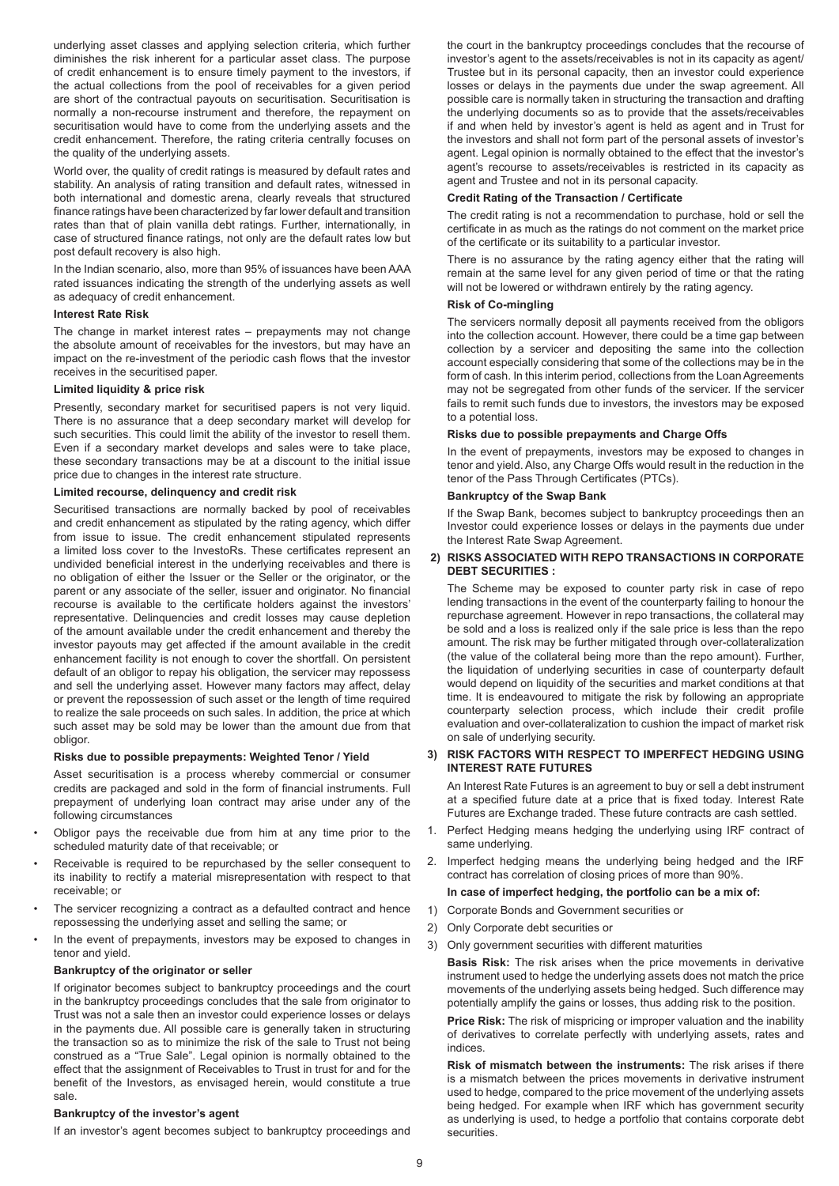underlying asset classes and applying selection criteria, which further diminishes the risk inherent for a particular asset class. The purpose of credit enhancement is to ensure timely payment to the investors, if the actual collections from the pool of receivables for a given period are short of the contractual payouts on securitisation. Securitisation is normally a non-recourse instrument and therefore, the repayment on securitisation would have to come from the underlying assets and the credit enhancement. Therefore, the rating criteria centrally focuses on the quality of the underlying assets.

World over, the quality of credit ratings is measured by default rates and stability. An analysis of rating transition and default rates, witnessed in both international and domestic arena, clearly reveals that structured finance ratings have been characterized by far lower default and transition rates than that of plain vanilla debt ratings. Further, internationally, in case of structured finance ratings, not only are the default rates low but post default recovery is also high.

In the Indian scenario, also, more than 95% of issuances have been AAA rated issuances indicating the strength of the underlying assets as well as adequacy of credit enhancement.

**Interest Rate Risk**

The change in market interest rates – prepayments may not change the absolute amount of receivables for the investors, but may have an impact on the re-investment of the periodic cash flows that the investor receives in the securitised paper.

**Limited liquidity & price risk**

Presently, secondary market for securitised papers is not very liquid. There is no assurance that a deep secondary market will develop for such securities. This could limit the ability of the investor to resell them. Even if a secondary market develops and sales were to take place, these secondary transactions may be at a discount to the initial issue price due to changes in the interest rate structure.

**Limited recourse, delinquency and credit risk**

Securitised transactions are normally backed by pool of receivables and credit enhancement as stipulated by the rating agency, which differ from issue to issue. The credit enhancement stipulated represents a limited loss cover to the InvestoRs. These certificates represent an undivided beneficial interest in the underlying receivables and there is no obligation of either the Issuer or the Seller or the originator, or the parent or any associate of the seller, issuer and originator. No financial recourse is available to the certificate holders against the investors' representative. Delinquencies and credit losses may cause depletion of the amount available under the credit enhancement and thereby the investor payouts may get affected if the amount available in the credit enhancement facility is not enough to cover the shortfall. On persistent default of an obligor to repay his obligation, the servicer may repossess and sell the underlying asset. However many factors may affect, delay or prevent the repossession of such asset or the length of time required to realize the sale proceeds on such sales. In addition, the price at which such asset may be sold may be lower than the amount due from that obligor.

**Risks due to possible prepayments: Weighted Tenor / Yield**

Asset securitisation is a process whereby commercial or consumer credits are packaged and sold in the form of financial instruments. Full prepayment of underlying loan contract may arise under any of the following circumstances

- Obligor pays the receivable due from him at any time prior to the scheduled maturity date of that receivable; or
- Receivable is required to be repurchased by the seller consequent to its inability to rectify a material misrepresentation with respect to that receivable; or
- The servicer recognizing a contract as a defaulted contract and hence repossessing the underlying asset and selling the same; or
- In the event of prepayments, investors may be exposed to changes in tenor and yield.

**Bankruptcy of the originator or seller**

If originator becomes subject to bankruptcy proceedings and the court in the bankruptcy proceedings concludes that the sale from originator to Trust was not a sale then an investor could experience losses or delays in the payments due. All possible care is generally taken in structuring the transaction so as to minimize the risk of the sale to Trust not being construed as a "True Sale". Legal opinion is normally obtained to the effect that the assignment of Receivables to Trust in trust for and for the benefit of the Investors, as envisaged herein, would constitute a true sale.

**Bankruptcy of the investor's agent**

If an investor's agent becomes subject to bankruptcy proceedings and the court in the bankruptcy proceedings concludes that the recourse of investor's agent to the assets/receivables is not in its capacity as agent/ Trustee but in its personal capacity, then an investor could experience losses or delays in the payments due under the swap agreement. All possible care is normally taken in structuring the transaction and drafting the underlying documents so as to provide that the assets/receivables if and when held by investor's agent is held as agent and in Trust for the investors and shall not form part of the personal assets of investor's agent. Legal opinion is normally obtained to the effect that the investor's agent's recourse to assets/receivables is restricted in its capacity as agent and Trustee and not in its personal capacity.

**Credit Rating of the Transaction / Certificate**

The credit rating is not a recommendation to purchase, hold or sell the certificate in as much as the ratings do not comment on the market price of the certificate or its suitability to a particular investor.

There is no assurance by the rating agency either that the rating will remain at the same level for any given period of time or that the rating will not be lowered or withdrawn entirely by the rating agency.

**Risk of Co-mingling**

The servicers normally deposit all payments received from the obligors into the collection account. However, there could be a time gap between collection by a servicer and depositing the same into the collection account especially considering that some of the collections may be in the form of cash. In this interim period, collections from the Loan Agreements may not be segregated from other funds of the servicer. If the servicer fails to remit such funds due to investors, the investors may be exposed to a potential loss.

**Risks due to possible prepayments and Charge Offs**

In the event of prepayments, investors may be exposed to changes in tenor and yield. Also, any Charge Offs would result in the reduction in the tenor of the Pass Through Certificates (PTCs).

**Bankruptcy of the Swap Bank**

If the Swap Bank, becomes subject to bankruptcy proceedings then an Investor could experience losses or delays in the payments due under the Interest Rate Swap Agreement.

**2) RISKS ASSOCIATED WITH REPO TRANSACTIONS IN CORPORATE DEBT SECURITIES :**

The Scheme may be exposed to counter party risk in case of repo lending transactions in the event of the counterparty failing to honour the repurchase agreement. However in repo transactions, the collateral may be sold and a loss is realized only if the sale price is less than the repo amount. The risk may be further mitigated through over-collateralization (the value of the collateral being more than the repo amount). Further, the liquidation of underlying securities in case of counterparty default would depend on liquidity of the securities and market conditions at that time. It is endeavoured to mitigate the risk by following an appropriate counterparty selection process, which include their credit profile evaluation and over-collateralization to cushion the impact of market risk on sale of underlying security.

**3) RISK FACTORS WITH RESPECT TO IMPERFECT HEDGING USING INTEREST RATE FUTURES**

An Interest Rate Futures is an agreement to buy or sell a debt instrument at a specified future date at a price that is fixed today. Interest Rate Futures are Exchange traded. These future contracts are cash settled.

1. Perfect Hedging means hedging the underlying using IRF contract of same underlying.
2. Imperfect hedging means the underlying being hedged and the IRF contract has correlation of closing prices of more than 90%.

**In case of imperfect hedging, the portfolio can be a mix of:**

1) Corporate Bonds and Government securities or
2) Only Corporate debt securities or
3) Only government securities with different maturities

**Basis Risk:** The risk arises when the price movements in derivative instrument used to hedge the underlying assets does not match the price movements of the underlying assets being hedged. Such difference may potentially amplify the gains or losses, thus adding risk to the position.

**Price Risk:** The risk of mispricing or improper valuation and the inability of derivatives to correlate perfectly with underlying assets, rates and indices.

**Risk of mismatch between the instruments:** The risk arises if there is a mismatch between the prices movements in derivative instrument used to hedge, compared to the price movement of the underlying assets being hedged. For example when IRF which has government security as underlying is used, to hedge a portfolio that contains corporate debt securities.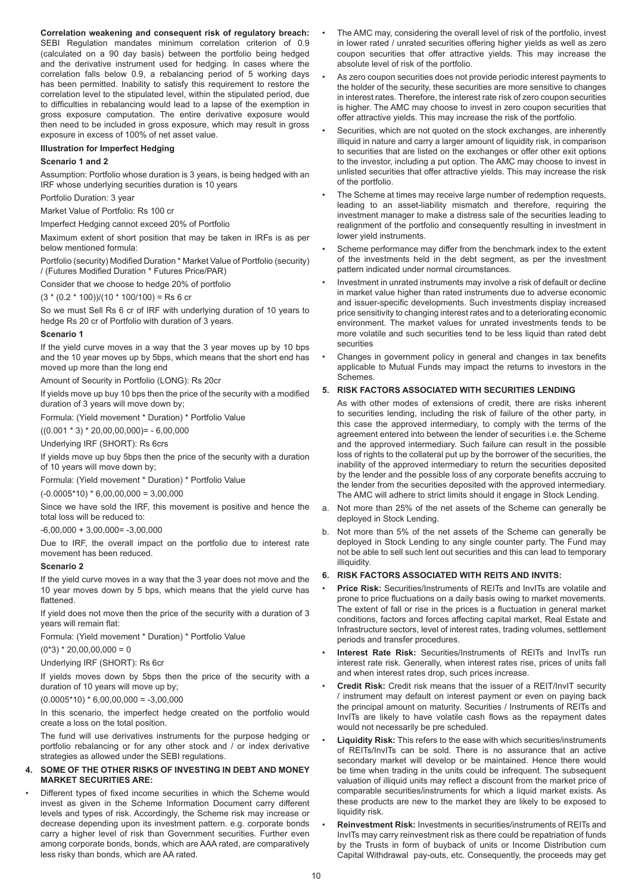**Correlation weakening and consequent risk of regulatory breach:** SEBI Regulation mandates minimum correlation criterion of 0.9 (calculated on a 90 day basis) between the portfolio being hedged and the derivative instrument used for hedging. In cases where the correlation falls below 0.9, a rebalancing period of 5 working days has been permitted. Inability to satisfy this requirement to restore the correlation level to the stipulated level, within the stipulated period, due to difficulties in rebalancing would lead to a lapse of the exemption in gross exposure computation. The entire derivative exposure would then need to be included in gross exposure, which may result in gross exposure in excess of 100% of net asset value.

**Illustration for Imperfect Hedging**

**Scenario 1 and 2**

Assumption: Portfolio whose duration is 3 years, is being hedged with an IRF whose underlying securities duration is 10 years

Portfolio Duration: 3 year

Market Value of Portfolio: Rs 100 cr

Imperfect Hedging cannot exceed 20% of Portfolio

Maximum extent of short position that may be taken in IRFs is as per below mentioned formula:

Portfolio (security) Modified Duration * Market Value of Portfolio (security) / (Futures Modified Duration * Futures Price/PAR)

Consider that we choose to hedge 20% of portfolio

(3 * (0.2 * 100))/(10 * 100/100) = Rs 6 cr

So we must Sell Rs 6 cr of IRF with underlying duration of 10 years to hedge Rs 20 cr of Portfolio with duration of 3 years.

**Scenario 1**

If the yield curve moves in a way that the 3 year moves up by 10 bps and the 10 year moves up by 5bps, which means that the short end has moved up more than the long end

Amount of Security in Portfolio (LONG): Rs 20cr

If yields move up buy 10 bps then the price of the security with a modified duration of 3 years will move down by;

Formula: (Yield movement * Duration) * Portfolio Value

((0.001 * 3) * 20,00,00,000)= - 6,00,000

Underlying IRF (SHORT): Rs 6crs

If yields move up buy 5bps then the price of the security with a duration of 10 years will move down by;

Formula: (Yield movement * Duration) * Portfolio Value

(-0.0005*10) * 6,00,00,000 = 3,00,000

Since we have sold the IRF, this movement is positive and hence the total loss will be reduced to:

-6,00,000 + 3,00,000= -3,00,000

Due to IRF, the overall impact on the portfolio due to interest rate movement has been reduced.

**Scenario 2**

If the yield curve moves in a way that the 3 year does not move and the 10 year moves down by 5 bps, which means that the yield curve has flattened.

If yield does not move then the price of the security with a duration of 3 years will remain flat:

Formula: (Yield movement * Duration) * Portfolio Value

(0*3) * 20,00,00,000 = 0

Underlying IRF (SHORT): Rs 6cr

If yields moves down by 5bps then the price of the security with a duration of 10 years will move up by;

(0.0005*10) * 6,00,00,000 = -3,00,000

In this scenario, the imperfect hedge created on the portfolio would create a loss on the total position.

The fund will use derivatives instruments for the purpose hedging or portfolio rebalancing or for any other stock and / or index derivative strategies as allowed under the SEBI regulations.

## 4. SOME OF THE OTHER RISKS OF INVESTING IN DEBT AND MONEY MARKET SECURITIES ARE:

- Different types of fixed income securities in which the Scheme would invest as given in the Scheme Information Document carry different levels and types of risk. Accordingly, the Scheme risk may increase or decrease depending upon its investment pattern. e.g. corporate bonds carry a higher level of risk than Government securities. Further even among corporate bonds, bonds, which are AAA rated, are comparatively less risky than bonds, which are AA rated.
- The AMC may, considering the overall level of risk of the portfolio, invest in lower rated / unrated securities offering higher yields as well as zero coupon securities that offer attractive yields. This may increase the absolute level of risk of the portfolio.
- As zero coupon securities does not provide periodic interest payments to the holder of the security, these securities are more sensitive to changes in interest rates. Therefore, the interest rate risk of zero coupon securities is higher. The AMC may choose to invest in zero coupon securities that offer attractive yields. This may increase the risk of the portfolio.
- Securities, which are not quoted on the stock exchanges, are inherently illiquid in nature and carry a larger amount of liquidity risk, in comparison to securities that are listed on the exchanges or offer other exit options to the investor, including a put option. The AMC may choose to invest in unlisted securities that offer attractive yields. This may increase the risk of the portfolio.
- The Scheme at times may receive large number of redemption requests, leading to an asset-liability mismatch and therefore, requiring the investment manager to make a distress sale of the securities leading to realignment of the portfolio and consequently resulting in investment in lower yield instruments.
- Scheme performance may differ from the benchmark index to the extent of the investments held in the debt segment, as per the investment pattern indicated under normal circumstances.
- Investment in unrated instruments may involve a risk of default or decline in market value higher than rated instruments due to adverse economic and issuer-specific developments. Such investments display increased price sensitivity to changing interest rates and to a deteriorating economic environment. The market values for unrated investments tends to be more volatile and such securities tend to be less liquid than rated debt securities
- Changes in government policy in general and changes in tax benefits applicable to Mutual Funds may impact the returns to investors in the Schemes.

## 5. RISK FACTORS ASSOCIATED WITH SECURITIES LENDING

As with other modes of extensions of credit, there are risks inherent to securities lending, including the risk of failure of the other party, in this case the approved intermediary, to comply with the terms of the agreement entered into between the lender of securities i.e. the Scheme and the approved intermediary. Such failure can result in the possible loss of rights to the collateral put up by the borrower of the securities, the inability of the approved intermediary to return the securities deposited by the lender and the possible loss of any corporate benefits accruing to the lender from the securities deposited with the approved intermediary. The AMC will adhere to strict limits should it engage in Stock Lending.

a. Not more than 25% of the net assets of the Scheme can generally be deployed in Stock Lending.

b. Not more than 5% of the net assets of the Scheme can generally be deployed in Stock Lending to any single counter party. The Fund may not be able to sell such lent out securities and this can lead to temporary illiquidity.

## 6. RISK FACTORS ASSOCIATED WITH REITS AND INVITS:

- **Price Risk:** Securities/Instruments of REITs and InvITs are volatile and prone to price fluctuations on a daily basis owing to market movements. The extent of fall or rise in the prices is a fluctuation in general market conditions, factors and forces affecting capital market, Real Estate and Infrastructure sectors, level of interest rates, trading volumes, settlement periods and transfer procedures.
- **Interest Rate Risk:** Securities/Instruments of REITs and InvITs run interest rate risk. Generally, when interest rates rise, prices of units fall and when interest rates drop, such prices increase.
- **Credit Risk:** Credit risk means that the issuer of a REIT/InvIT security / instrument may default on interest payment or even on paying back the principal amount on maturity. Securities / Instruments of REITs and InvITs are likely to have volatile cash flows as the repayment dates would not necessarily be pre scheduled.
- **Liquidity Risk:** This refers to the ease with which securities/instruments of REITs/InvITs can be sold. There is no assurance that an active secondary market will develop or be maintained. Hence there would be time when trading in the units could be infrequent. The subsequent valuation of illiquid units may reflect a discount from the market price of comparable securities/instruments for which a liquid market exists. As these products are new to the market they are likely to be exposed to liquidity risk.
- **Reinvestment Risk:** Investments in securities/instruments of REITs and InvITs may carry reinvestment risk as there could be repatriation of funds by the Trusts in form of buyback of units or Income Distribution cum Capital Withdrawal pay-outs, etc. Consequently, the proceeds may get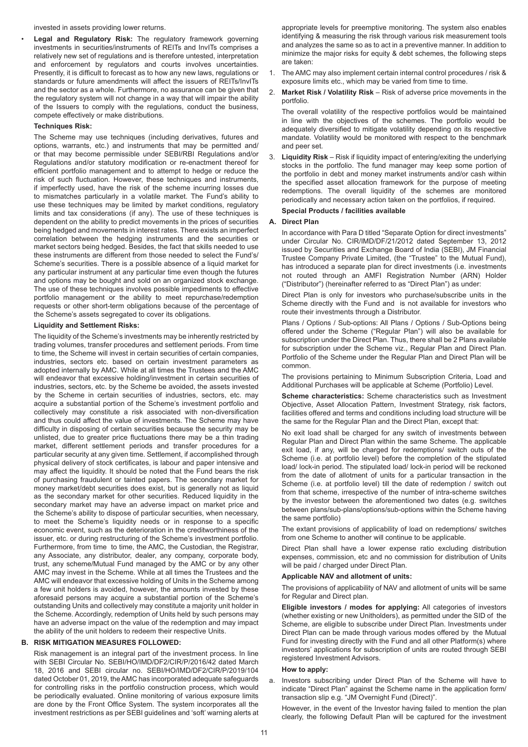invested in assets providing lower returns.

- **Legal and Regulatory Risk:** The regulatory framework governing investments in securities/instruments of REITs and InvITs comprises a relatively new set of regulations and is therefore untested, interpretation and enforcement by regulators and courts involves uncertainties. Presently, it is difficult to forecast as to how any new laws, regulations or standards or future amendments will affect the issuers of REITs/InvITs and the sector as a whole. Furthermore, no assurance can be given that the regulatory system will not change in a way that will impair the ability of the Issuers to comply with the regulations, conduct the business, compete effectively or make distributions.

**Techniques Risk:**

The Scheme may use techniques (including derivatives, futures and options, warrants, etc.) and instruments that may be permitted and/ or that may become permissible under SEBI/RBI Regulations and/or Regulations and/or statutory modification or re-enactment thereof for efficient portfolio management and to attempt to hedge or reduce the risk of such fluctuation. However, these techniques and instruments, if imperfectly used, have the risk of the scheme incurring losses due to mismatches particularly in a volatile market. The Fund's ability to use these techniques may be limited by market conditions, regulatory limits and tax considerations (if any). The use of these techniques is dependent on the ability to predict movements in the prices of securities being hedged and movements in interest rates. There exists an imperfect correlation between the hedging instruments and the securities or market sectors being hedged. Besides, the fact that skills needed to use these instruments are different from those needed to select the Fund's/ Scheme's securities. There is a possible absence of a liquid market for any particular instrument at any particular time even though the futures and options may be bought and sold on an organized stock exchange. The use of these techniques involves possible impediments to effective portfolio management or the ability to meet repurchase/redemption requests or other short-term obligations because of the percentage of the Scheme's assets segregated to cover its obligations.

**Liquidity and Settlement Risks:**

The liquidity of the Scheme's investments may be inherently restricted by trading volumes, transfer procedures and settlement periods. From time to time, the Scheme will invest in certain securities of certain companies, industries, sectors etc. based on certain investment parameters as adopted internally by AMC. While at all times the Trustees and the AMC will endeavor that excessive holding/investment in certain securities of industries, sectors, etc. by the Scheme be avoided, the assets invested by the Scheme in certain securities of industries, sectors, etc. may acquire a substantial portion of the Scheme's investment portfolio and collectively may constitute a risk associated with non-diversification and thus could affect the value of investments. The Scheme may have difficulty in disposing of certain securities because the security may be unlisted, due to greater price fluctuations there may be a thin trading market, different settlement periods and transfer procedures for a particular security at any given time. Settlement, if accomplished through physical delivery of stock certificates, is labour and paper intensive and may affect the liquidity. It should be noted that the Fund bears the risk of purchasing fraudulent or tainted papers. The secondary market for money market/debt securities does exist, but is generally not as liquid as the secondary market for other securities. Reduced liquidity in the secondary market may have an adverse impact on market price and the Scheme's ability to dispose of particular securities, when necessary, to meet the Scheme's liquidity needs or in response to a specific economic event, such as the deterioration in the creditworthiness of the issuer, etc. or during restructuring of the Scheme's investment portfolio. Furthermore, from time to time, the AMC, the Custodian, the Registrar, any Associate, any distributor, dealer, any company, corporate body, trust, any scheme/Mutual Fund managed by the AMC or by any other AMC may invest in the Scheme. While at all times the Trustees and the AMC will endeavor that excessive holding of Units in the Scheme among a few unit holders is avoided, however, the amounts invested by these aforesaid persons may acquire a substantial portion of the Scheme's outstanding Units and collectively may constitute a majority unit holder in the Scheme. Accordingly, redemption of Units held by such persons may have an adverse impact on the value of the redemption and may impact the ability of the unit holders to redeem their respective Units.

## B. RISK MITIGATION MEASURES FOLLOWED:

Risk management is an integral part of the investment process. In line with SEBI Circular No. SEBI/HO/IMD/DF2/CIR/P/2016/42 dated March 18, 2016 and SEBI circular no. SEBI/HO/IMD/DF2/CIR/P/2019/104 dated October 01, 2019, the AMC has incorporated adequate safeguards for controlling risks in the portfolio construction process, which would be periodically evaluated. Online monitoring of various exposure limits are done by the Front Office System. The system incorporates all the investment restrictions as per SEBI guidelines and 'soft' warning alerts at appropriate levels for preemptive monitoring. The system also enables identifying & measuring the risk through various risk measurement tools and analyzes the same so as to act in a preventive manner. In addition to minimize the major risks for equity & debt schemes, the following steps are taken:

1. The AMC may also implement certain internal control procedures / risk & exposure limits etc., which may be varied from time to time.
2. **Market Risk / Volatility Risk** – Risk of adverse price movements in the portfolio.

   The overall volatility of the respective portfolios would be maintained in line with the objectives of the schemes. The portfolio would be adequately diversified to mitigate volatility depending on its respective mandate. Volatility would be monitored with respect to the benchmark and peer set.
3. **Liquidity Risk** – Risk if liquidity impact of entering/exiting the underlying stocks in the portfolio. The fund manager may keep some portion of the portfolio in debt and money market instruments and/or cash within the specified asset allocation framework for the purpose of meeting redemptions. The overall liquidity of the schemes are monitored periodically and necessary action taken on the portfolios, if required.

**Special Products / facilities available**

**A. Direct Plan**

In accordance with Para D titled "Separate Option for direct investments" under Circular No. CIR/IMD/DF/21/2012 dated September 13, 2012 issued by Securities and Exchange Board of India (SEBI), JM Financial Trustee Company Private Limited, (the "Trustee" to the Mutual Fund), has introduced a separate plan for direct investments (i.e. investments not routed through an AMFI Registration Number (ARN) Holder ("Distributor") (hereinafter referred to as "Direct Plan") as under:

Direct Plan is only for investors who purchase/subscribe units in the Scheme directly with the Fund and is not available for investors who route their investments through a Distributor.

Plans / Options / Sub-options: All Plans / Options / Sub-Options being offered under the Scheme ("Regular Plan") will also be available for subscription under the Direct Plan. Thus, there shall be 2 Plans available for subscription under the Scheme viz., Regular Plan and Direct Plan. Portfolio of the Scheme under the Regular Plan and Direct Plan will be common.

The provisions pertaining to Minimum Subscription Criteria, Load and Additional Purchases will be applicable at Scheme (Portfolio) Level.

**Scheme characteristics:** Scheme characteristics such as Investment Objective, Asset Allocation Pattern, Investment Strategy, risk factors, facilities offered and terms and conditions including load structure will be the same for the Regular Plan and the Direct Plan, except that:

No exit load shall be charged for any switch of investments between Regular Plan and Direct Plan within the same Scheme. The applicable exit load, if any, will be charged for redemptions/ switch outs of the Scheme (i.e. at portfolio level) before the completion of the stipulated load/ lock-in period. The stipulated load/ lock-in period will be reckoned from the date of allotment of units for a particular transaction in the Scheme (i.e. at portfolio level) till the date of redemption / switch out from that scheme, irrespective of the number of intra-scheme switches by the investor between the aforementioned two dates (e.g. switches between plans/sub-plans/options/sub-options within the Scheme having the same portfolio)

The extant provisions of applicability of load on redemptions/ switches from one Scheme to another will continue to be applicable.

Direct Plan shall have a lower expense ratio excluding distribution expenses, commission, etc and no commission for distribution of Units will be paid / charged under Direct Plan.

**Applicable NAV and allotment of units:**

The provisions of applicability of NAV and allotment of units will be same for Regular and Direct plan.

**Eligible investors / modes for applying:** All categories of investors (whether existing or new Unitholders), as permitted under the SID of the Scheme, are eligible to subscribe under Direct Plan. Investments under Direct Plan can be made through various modes offered by the Mutual Fund for investing directly with the Fund and all other Platform(s) where investors' applications for subscription of units are routed through SEBI registered Investment Advisors.

**How to apply:**

a. Investors subscribing under Direct Plan of the Scheme will have to indicate "Direct Plan" against the Scheme name in the application form/ transaction slip e.g. "JM Overnight Fund (Direct)".

   However, in the event of the Investor having failed to mention the plan clearly, the following Default Plan will be captured for the investment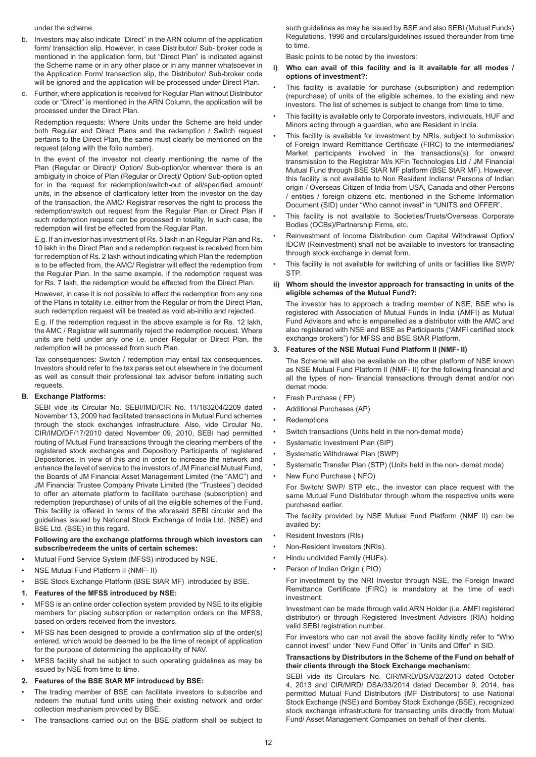under the scheme.

b. Investors may also indicate "Direct" in the ARN column of the application form/ transaction slip. However, in case Distributor/ Sub- broker code is mentioned in the application form, but "Direct Plan" is indicated against the Scheme name or in any other place or in any manner whatsoever in the Application Form/ transaction slip, the Distributor/ Sub-broker code will be ignored and the application will be processed under Direct Plan.

c. Further, where application is received for Regular Plan without Distributor code or "Direct" is mentioned in the ARN Column, the application will be processed under the Direct Plan.

Redemption requests: Where Units under the Scheme are held under both Regular and Direct Plans and the redemption / Switch request pertains to the Direct Plan, the same must clearly be mentioned on the request (along with the folio number).

In the event of the investor not clearly mentioning the name of the Plan (Regular or Direct)/ Option/ Sub-option/or wherever there is an ambiguity in choice of Plan (Regular or Direct)/ Option/ Sub-option opted for in the request for redemption/switch-out of all/specified amount/ units, in the absence of clarificatory letter from the investor on the day of the transaction, the AMC/ Registrar reserves the right to process the redemption/switch out request from the Regular Plan or Direct Plan if such redemption request can be processed in totality. In such case, the redemption will first be effected from the Regular Plan.

E.g. If an investor has investment of Rs. 5 lakh in an Regular Plan and Rs. 10 lakh in the Direct Plan and a redemption request is received from him for redemption of Rs. 2 lakh without indicating which Plan the redemption is to be effected from, the AMC/ Registrar will effect the redemption from the Regular Plan. In the same example, if the redemption request was for Rs. 7 lakh, the redemption would be effected from the Direct Plan.

However, in case it is not possible to effect the redemption from any one of the Plans in totality i.e. either from the Regular or from the Direct Plan, such redemption request will be treated as void ab-initio and rejected.

E.g. If the redemption request in the above example is for Rs. 12 lakh, the AMC / Registrar will summarily reject the redemption request. Where units are held under any one i.e. under Regular or Direct Plan, the redemption will be processed from such Plan.

Tax consequences: Switch / redemption may entail tax consequences. Investors should refer to the tax paras set out elsewhere in the document as well as consult their professional tax advisor before initiating such requests.

**B. Exchange Platforms:**

SEBI vide its Circular No. SEBI/IMD/CIR No. 11/183204/2209 dated November 13, 2009 had facilitated transactions in Mutual Fund schemes through the stock exchanges infrastructure. Also, vide Circular No. CIR/IMD/DF/17/2010 dated November 09, 2010, SEBI had permitted routing of Mutual Fund transactions through the clearing members of the registered stock exchanges and Depository Participants of registered Depositories. In view of this and in order to increase the network and enhance the level of service to the investors of JM Financial Mutual Fund, the Boards of JM Financial Asset Management Limited (the "AMC") and JM Financial Trustee Company Private Limited (the "Trustees") decided to offer an alternate platform to facilitate purchase (subscription) and redemption (repurchase) of units of all the eligible schemes of the Fund. This facility is offered in terms of the aforesaid SEBI circular and the guidelines issued by National Stock Exchange of India Ltd. (NSE) and BSE Ltd. (BSE) in this regard.

**Following are the exchange platforms through which investors can subscribe/redeem the units of certain schemes:**

- Mutual Fund Service System (MFSS) introduced by NSE.
- NSE Mutual Fund Platform II (NMF- II)
- BSE Stock Exchange Platform (BSE StAR MF) introduced by BSE.

**1. Features of the MFSS introduced by NSE:**

- MFSS is an online order collection system provided by NSE to its eligible members for placing subscription or redemption orders on the MFSS, based on orders received from the investors.
- MFSS has been designed to provide a confirmation slip of the order(s) entered, which would be deemed to be the time of receipt of application for the purpose of determining the applicability of NAV.
- MFSS facility shall be subject to such operating guidelines as may be issued by NSE from time to time.

**2. Features of the BSE StAR MF introduced by BSE:**

- The trading member of BSE can facilitate investors to subscribe and redeem the mutual fund units using their existing network and order collection mechanism provided by BSE.
- The transactions carried out on the BSE platform shall be subject to such guidelines as may be issued by BSE and also SEBI (Mutual Funds) Regulations, 1996 and circulars/guidelines issued thereunder from time to time.

Basic points to be noted by the investors:

**i) Who can avail of this facility and is it available for all modes / options of investment?:**

- This facility is available for purchase (subscription) and redemption (repurchase) of units of the eligible schemes, to the existing and new investors. The list of schemes is subject to change from time to time.
- This facility is available only to Corporate investors, individuals, HUF and Minors acting through a guardian, who are Resident in India.
- This facility is available for investment by NRIs, subject to submission of Foreign Inward Remittance Certificate (FIRC) to the intermediaries/ Market participants involved in the transactions(s) for onward transmission to the Registrar M/s KFin Technologies Ltd / JM Financial Mutual Fund through BSE StAR MF platform (BSE StAR MF). However, this facility is not available to Non Resident Indians/ Persons of Indian origin / Overseas Citizen of India from USA, Canada and other Persons / entities / foreign citizens etc. mentioned in the Scheme Information Document (SID) under "Who cannot invest" in "UNITS and OFFER".
- This facility is not available to Societies/Trusts/Overseas Corporate Bodies (OCBs)/Partnership Firms, etc.
- Reinvestment of Income Distribution cum Capital Withdrawal Option/ IDCW (Reinvestment) shall not be available to investors for transacting through stock exchange in demat form.
- This facility is not available for switching of units or facilities like SWP/ STP.

**ii) Whom should the investor approach for transacting in units of the eligible schemes of the Mutual Fund?:**

The investor has to approach a trading member of NSE, BSE who is registered with Association of Mutual Funds in India (AMFI) as Mutual Fund Advisors and who is empanelled as a distributor with the AMC and also registered with NSE and BSE as Participants ("AMFI certified stock exchange brokers") for MFSS and BSE StAR Platform.

**3. Features of the NSE Mutual Fund Platform II (NMF- II)**

The Scheme will also be available on the other platform of NSE known as NSE Mutual Fund Platform II (NMF- II) for the following financial and all the types of non- financial transactions through demat and/or non demat mode:

- Fresh Purchase ( FP)
- Additional Purchases (AP)
- Redemptions
- Switch transactions (Units held in the non-demat mode)
- Systematic Investment Plan (SIP)
- Systematic Withdrawal Plan (SWP)
- Systematic Transfer Plan (STP) (Units held in the non- demat mode)
- New Fund Purchase ( NFO)

For Switch/ SWP/ STP etc., the investor can place request with the same Mutual Fund Distributor through whom the respective units were purchased earlier.

The facility provided by NSE Mutual Fund Platform (NMF II) can be availed by:

- Resident Investors (RIs)
- Non-Resident Investors (NRIs).
- Hindu undivided Family (HUFs).
- Person of Indian Origin ( PIO)

For investment by the NRI Investor through NSE, the Foreign Inward Remittance Certificate (FIRC) is mandatory at the time of each investment.

Investment can be made through valid ARN Holder (i.e. AMFI registered distributor) or through Registered Investment Advisors (RIA) holding valid SEBI registration number.

For investors who can not avail the above facility kindly refer to "Who cannot invest" under "New Fund Offer" in "Units and Offer" in SID.

**Transactions by Distributors in the Scheme of the Fund on behalf of their clients through the Stock Exchange mechanism:**

SEBI vide its Circulars No. CIR/MRD/DSA/32/2013 dated October 4, 2013 and CIR/MRD/ DSA/33/2014 dated December 9, 2014, has permitted Mutual Fund Distributors (MF Distributors) to use National Stock Exchange (NSE) and Bombay Stock Exchange (BSE), recognized stock exchange infrastructure for transacting units directly from Mutual Fund/ Asset Management Companies on behalf of their clients.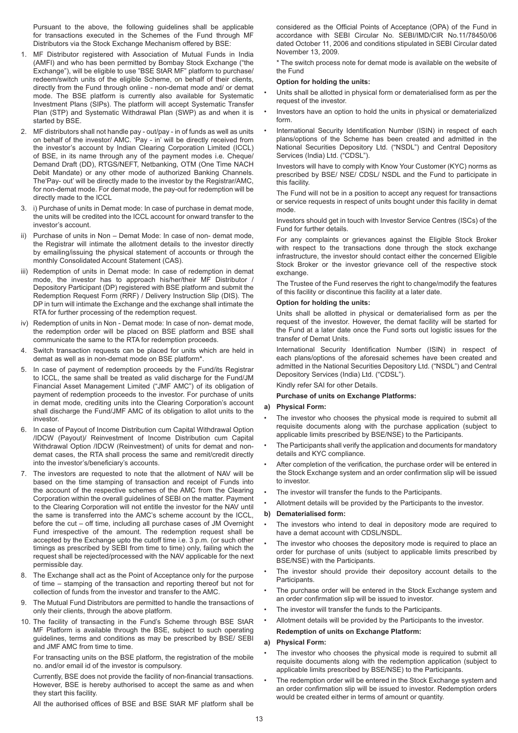Pursuant to the above, the following guidelines shall be applicable for transactions executed in the Schemes of the Fund through MF Distributors via the Stock Exchange Mechanism offered by BSE:

1. MF Distributor registered with Association of Mutual Funds in India (AMFI) and who has been permitted by Bombay Stock Exchange ("the Exchange"), will be eligible to use "BSE StAR MF" platform to purchase/ redeem/switch units of the eligible Scheme, on behalf of their clients, directly from the Fund through online - non-demat mode and/ or demat mode. The BSE platform is currently also available for Systematic Investment Plans (SIPs). The platform will accept Systematic Transfer Plan (STP) and Systematic Withdrawal Plan (SWP) as and when it is started by BSE.
2. MF distributors shall not handle pay - out/pay - in of funds as well as units on behalf of the investor/ AMC. 'Pay - in' will be directly received from the investor's account by Indian Clearing Corporation Limited (ICCL) of BSE, in its name through any of the payment modes i.e. Cheque/ Demand Draft (DD), RTGS/NEFT, Netbanking, OTM (One Time NACH Debit Mandate) or any other mode of authorized Banking Channels. The'Pay- out' will be directly made to the investor by the Registrar/AMC, for non-demat mode. For demat mode, the pay-out for redemption will be directly made to the ICCL
3. i) Purchase of units in Demat mode: In case of purchase in demat mode, the units will be credited into the ICCL account for onward transfer to the investor's account.

   ii) Purchase of units in Non – Demat Mode: In case of non- demat mode, the Registrar will intimate the allotment details to the investor directly by emailing/issuing the physical statement of accounts or through the monthly Consolidated Account Statement (CAS).

   iii) Redemption of units in Demat mode: In case of redemption in demat mode, the investor has to approach his/her/their MF Distributor / Depository Participant (DP) registered with BSE platform and submit the Redemption Request Form (RRF) / Delivery Instruction Slip (DIS). The DP in turn will intimate the Exchange and the exchange shall intimate the RTA for further processing of the redemption request.

   iv) Redemption of units in Non - Demat mode: In case of non- demat mode, the redemption order will be placed on BSE platform and BSE shall communicate the same to the RTA for redemption proceeds.
4. Switch transaction requests can be placed for units which are held in demat as well as in non-demat mode on BSE platform*.
5. In case of payment of redemption proceeds by the Fund/its Registrar to ICCL, the same shall be treated as valid discharge for the Fund/JM Financial Asset Management Limited ("JMF AMC") of its obligation of payment of redemption proceeds to the investor. For purchase of units in demat mode, crediting units into the Clearing Corporation's account shall discharge the Fund/JMF AMC of its obligation to allot units to the investor.
6. In case of Payout of Income Distribution cum Capital Withdrawal Option /IDCW (Payout)/ Reinvestment of Income Distribution cum Capital Withdrawal Option /IDCW (Reinvestment) of units for demat and non-demat cases, the RTA shall process the same and remit/credit directly into the investor's/beneficiary's accounts.
7. The investors are requested to note that the allotment of NAV will be based on the time stamping of transaction and receipt of Funds into the account of the respective schemes of the AMC from the Clearing Corporation within the overall guidelines of SEBI on the matter. Payment to the Clearing Corporation will not entitle the investor for the NAV until the same is transferred into the AMC's scheme account by the ICCL, before the cut – off time, including all purchase cases of JM Overnight Fund irrespective of the amount. The redemption request shall be accepted by the Exchange upto the cutoff time i.e. 3 p.m. (or such other timings as prescribed by SEBI from time to time) only, failing which the request shall be rejected/processed with the NAV applicable for the next permissible day.
8. The Exchange shall act as the Point of Acceptance only for the purpose of time – stamping of the transaction and reporting thereof but not for collection of funds from the investor and transfer to the AMC.
9. The Mutual Fund Distributors are permitted to handle the transactions of only their clients, through the above platform.
10. The facility of transacting in the Fund's Scheme through BSE StAR MF Platform is available through the BSE, subject to such operating guidelines, terms and conditions as may be prescribed by BSE/ SEBI and JMF AMC from time to time.

    For transacting units on the BSE platform, the registration of the mobile no. and/or email id of the investor is compulsory.

    Currently, BSE does not provide the facility of non-financial transactions. However, BSE is hereby authorised to accept the same as and when they start this facility.

    All the authorised offices of BSE and BSE StAR MF platform shall be considered as the Official Points of Acceptance (OPA) of the Fund in accordance with SEBI Circular No. SEBI/IMD/CIR No.11/78450/06 dated October 11, 2006 and conditions stipulated in SEBI Circular dated November 13, 2009.

    * The switch process note for demat mode is available on the website of the Fund

**Option for holding the units:**

- Units shall be allotted in physical form or dematerialised form as per the request of the investor.
- Investors have an option to hold the units in physical or dematerialized form.
- International Security Identification Number (ISIN) in respect of each plans/options of the Scheme has been created and admitted in the National Securities Depository Ltd. ("NSDL") and Central Depository Services (India) Ltd. ("CDSL").

  Investors will have to comply with Know Your Customer (KYC) norms as prescribed by BSE/ NSE/ CDSL/ NSDL and the Fund to participate in this facility.

  The Fund will not be in a position to accept any request for transactions or service requests in respect of units bought under this facility in demat mode.

  Investors should get in touch with Investor Service Centres (ISCs) of the Fund for further details.

  For any complaints or grievances against the Eligible Stock Broker with respect to the transactions done through the stock exchange infrastructure, the investor should contact either the concerned Eligible Stock Broker or the investor grievance cell of the respective stock exchange.

  The Trustee of the Fund reserves the right to change/modify the features of this facility or discontinue this facility at a later date.

**Option for holding the units:**

Units shall be allotted in physical or dematerialised form as per the request of the investor. However, the demat facility will be started for the Fund at a later date once the Fund sorts out logistic issues for the transfer of Demat Units.

International Security Identification Number (ISIN) in respect of each plans/options of the aforesaid schemes have been created and admitted in the National Securities Depository Ltd. ("NSDL") and Central Depository Services (India) Ltd. ("CDSL").

Kindly refer SAI for other Details.

**Purchase of units on Exchange Platforms:**

**a) Physical Form:**

- The investor who chooses the physical mode is required to submit all requisite documents along with the purchase application (subject to applicable limits prescribed by BSE/NSE) to the Participants.
- The Participants shall verify the application and documents for mandatory details and KYC compliance.
- After completion of the verification, the purchase order will be entered in the Stock Exchange system and an order confirmation slip will be issued to investor.
- The investor will transfer the funds to the Participants.
- Allotment details will be provided by the Participants to the investor.

**b) Dematerialised form:**

- The investors who intend to deal in depository mode are required to have a demat account with CDSL/NSDL.
- The investor who chooses the depository mode is required to place an order for purchase of units (subject to applicable limits prescribed by BSE/NSE) with the Participants.
- The investor should provide their depository account details to the Participants.
- The purchase order will be entered in the Stock Exchange system and an order confirmation slip will be issued to investor.
- The investor will transfer the funds to the Participants.
- Allotment details will be provided by the Participants to the investor.

**Redemption of units on Exchange Platform:**

**a) Physical Form:**

- The investor who chooses the physical mode is required to submit all requisite documents along with the redemption application (subject to applicable limits prescribed by BSE/NSE) to the Participants.
- The redemption order will be entered in the Stock Exchange system and an order confirmation slip will be issued to investor. Redemption orders would be created either in terms of amount or quantity.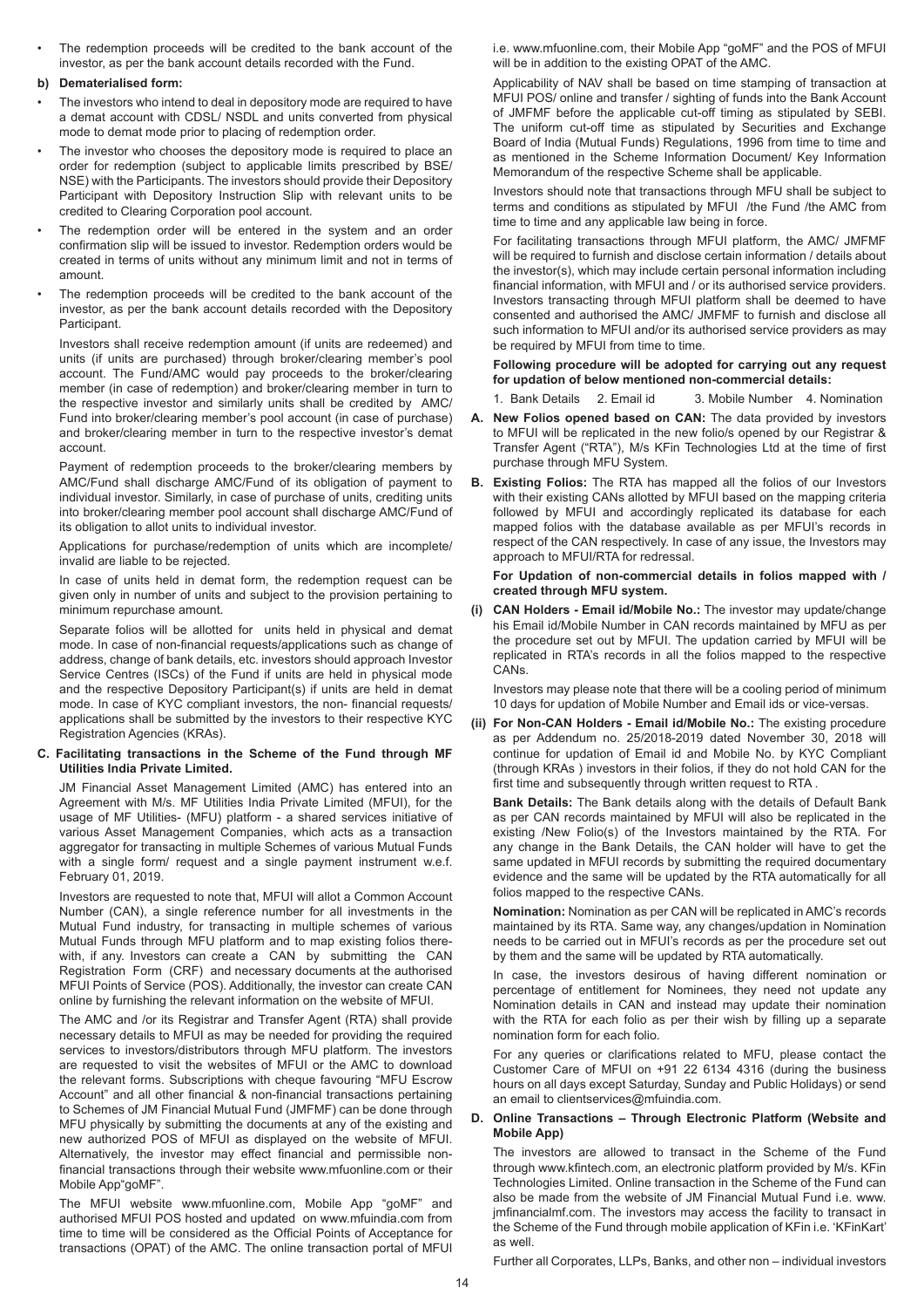- The redemption proceeds will be credited to the bank account of the investor, as per the bank account details recorded with the Fund.

**b) Dematerialised form:**

- The investors who intend to deal in depository mode are required to have a demat account with CDSL/ NSDL and units converted from physical mode to demat mode prior to placing of redemption order.
- The investor who chooses the depository mode is required to place an order for redemption (subject to applicable limits prescribed by BSE/ NSE) with the Participants. The investors should provide their Depository Participant with Depository Instruction Slip with relevant units to be credited to Clearing Corporation pool account.
- The redemption order will be entered in the system and an order confirmation slip will be issued to investor. Redemption orders would be created in terms of units without any minimum limit and not in terms of amount.
- The redemption proceeds will be credited to the bank account of the investor, as per the bank account details recorded with the Depository Participant.

Investors shall receive redemption amount (if units are redeemed) and units (if units are purchased) through broker/clearing member's pool account. The Fund/AMC would pay proceeds to the broker/clearing member (in case of redemption) and broker/clearing member in turn to the respective investor and similarly units shall be credited by AMC/ Fund into broker/clearing member's pool account (in case of purchase) and broker/clearing member in turn to the respective investor's demat account.

Payment of redemption proceeds to the broker/clearing members by AMC/Fund shall discharge AMC/Fund of its obligation of payment to individual investor. Similarly, in case of purchase of units, crediting units into broker/clearing member pool account shall discharge AMC/Fund of its obligation to allot units to individual investor.

Applications for purchase/redemption of units which are incomplete/ invalid are liable to be rejected.

In case of units held in demat form, the redemption request can be given only in number of units and subject to the provision pertaining to minimum repurchase amount.

Separate folios will be allotted for units held in physical and demat mode. In case of non-financial requests/applications such as change of address, change of bank details, etc. investors should approach Investor Service Centres (ISCs) of the Fund if units are held in physical mode and the respective Depository Participant(s) if units are held in demat mode. In case of KYC compliant investors, the non- financial requests/ applications shall be submitted by the investors to their respective KYC Registration Agencies (KRAs).

**C. Facilitating transactions in the Scheme of the Fund through MF Utilities India Private Limited.**

JM Financial Asset Management Limited (AMC) has entered into an Agreement with M/s. MF Utilities India Private Limited (MFUI), for the usage of MF Utilities- (MFU) platform - a shared services initiative of various Asset Management Companies, which acts as a transaction aggregator for transacting in multiple Schemes of various Mutual Funds with a single form/ request and a single payment instrument w.e.f. February 01, 2019.

Investors are requested to note that, MFUI will allot a Common Account Number (CAN), a single reference number for all investments in the Mutual Fund industry, for transacting in multiple schemes of various Mutual Funds through MFU platform and to map existing folios there-with, if any. Investors can create a CAN by submitting the CAN Registration Form (CRF) and necessary documents at the authorised MFUI Points of Service (POS). Additionally, the investor can create CAN online by furnishing the relevant information on the website of MFUI.

The AMC and /or its Registrar and Transfer Agent (RTA) shall provide necessary details to MFUI as may be needed for providing the required services to investors/distributors through MFU platform. The investors are requested to visit the websites of MFUI or the AMC to download the relevant forms. Subscriptions with cheque favouring "MFU Escrow Account" and all other financial & non-financial transactions pertaining to Schemes of JM Financial Mutual Fund (JMFMF) can be done through MFU physically by submitting the documents at any of the existing and new authorized POS of MFUI as displayed on the website of MFUI. Alternatively, the investor may effect financial and permissible non-financial transactions through their website www.mfuonline.com or their Mobile App"goMF".

The MFUI website www.mfuonline.com, Mobile App "goMF" and authorised MFUI POS hosted and updated on www.mfuindia.com from time to time will be considered as the Official Points of Acceptance for transactions (OPAT) of the AMC. The online transaction portal of MFUI i.e. www.mfuonline.com, their Mobile App "goMF" and the POS of MFUI will be in addition to the existing OPAT of the AMC.

Applicability of NAV shall be based on time stamping of transaction at MFUI POS/ online and transfer / sighting of funds into the Bank Account of JMFMF before the applicable cut-off timing as stipulated by SEBI. The uniform cut-off time as stipulated by Securities and Exchange Board of India (Mutual Funds) Regulations, 1996 from time to time and as mentioned in the Scheme Information Document/ Key Information Memorandum of the respective Scheme shall be applicable.

Investors should note that transactions through MFU shall be subject to terms and conditions as stipulated by MFUI /the Fund /the AMC from time to time and any applicable law being in force.

For facilitating transactions through MFUI platform, the AMC/ JMFMF will be required to furnish and disclose certain information / details about the investor(s), which may include certain personal information including financial information, with MFUI and / or its authorised service providers. Investors transacting through MFUI platform shall be deemed to have consented and authorised the AMC/ JMFMF to furnish and disclose all such information to MFUI and/or its authorised service providers as may be required by MFUI from time to time.

**Following procedure will be adopted for carrying out any request for updation of below mentioned non-commercial details:**

1. Bank Details 2. Email id 3. Mobile Number 4. Nomination

**A. New Folios opened based on CAN:** The data provided by investors to MFUI will be replicated in the new folio/s opened by our Registrar & Transfer Agent ("RTA"), M/s KFin Technologies Ltd at the time of first purchase through MFU System.

**B. Existing Folios:** The RTA has mapped all the folios of our Investors with their existing CANs allotted by MFUI based on the mapping criteria followed by MFUI and accordingly replicated its database for each mapped folios with the database available as per MFUI's records in respect of the CAN respectively. In case of any issue, the Investors may approach to MFUI/RTA for redressal.

**For Updation of non-commercial details in folios mapped with / created through MFU system.**

**(i) CAN Holders - Email id/Mobile No.:** The investor may update/change his Email id/Mobile Number in CAN records maintained by MFU as per the procedure set out by MFUI. The updation carried by MFUI will be replicated in RTA's records in all the folios mapped to the respective CANs.

Investors may please note that there will be a cooling period of minimum 10 days for updation of Mobile Number and Email ids or vice-versas.

**(ii) For Non-CAN Holders - Email id/Mobile No.:** The existing procedure as per Addendum no. 25/2018-2019 dated November 30, 2018 will continue for updation of Email id and Mobile No. by KYC Compliant (through KRAs ) investors in their folios, if they do not hold CAN for the first time and subsequently through written request to RTA .

**Bank Details:** The Bank details along with the details of Default Bank as per CAN records maintained by MFUI will also be replicated in the existing /New Folio(s) of the Investors maintained by the RTA. For any change in the Bank Details, the CAN holder will have to get the same updated in MFUI records by submitting the required documentary evidence and the same will be updated by the RTA automatically for all folios mapped to the respective CANs.

**Nomination:** Nomination as per CAN will be replicated in AMC's records maintained by its RTA. Same way, any changes/updation in Nomination needs to be carried out in MFUI's records as per the procedure set out by them and the same will be updated by RTA automatically.

In case, the investors desirous of having different nomination or percentage of entitlement for Nominees, they need not update any Nomination details in CAN and instead may update their nomination with the RTA for each folio as per their wish by filling up a separate nomination form for each folio.

For any queries or clarifications related to MFU, please contact the Customer Care of MFUI on +91 22 6134 4316 (during the business hours on all days except Saturday, Sunday and Public Holidays) or send an email to clientservices@mfuindia.com.

**D. Online Transactions – Through Electronic Platform (Website and Mobile App)**

The investors are allowed to transact in the Scheme of the Fund through www.kfintech.com, an electronic platform provided by M/s. KFin Technologies Limited. Online transaction in the Scheme of the Fund can also be made from the website of JM Financial Mutual Fund i.e. www.jmfinancialmf.com. The investors may access the facility to transact in the Scheme of the Fund through mobile application of KFin i.e. 'KFinKart' as well.

Further all Corporates, LLPs, Banks, and other non – individual investors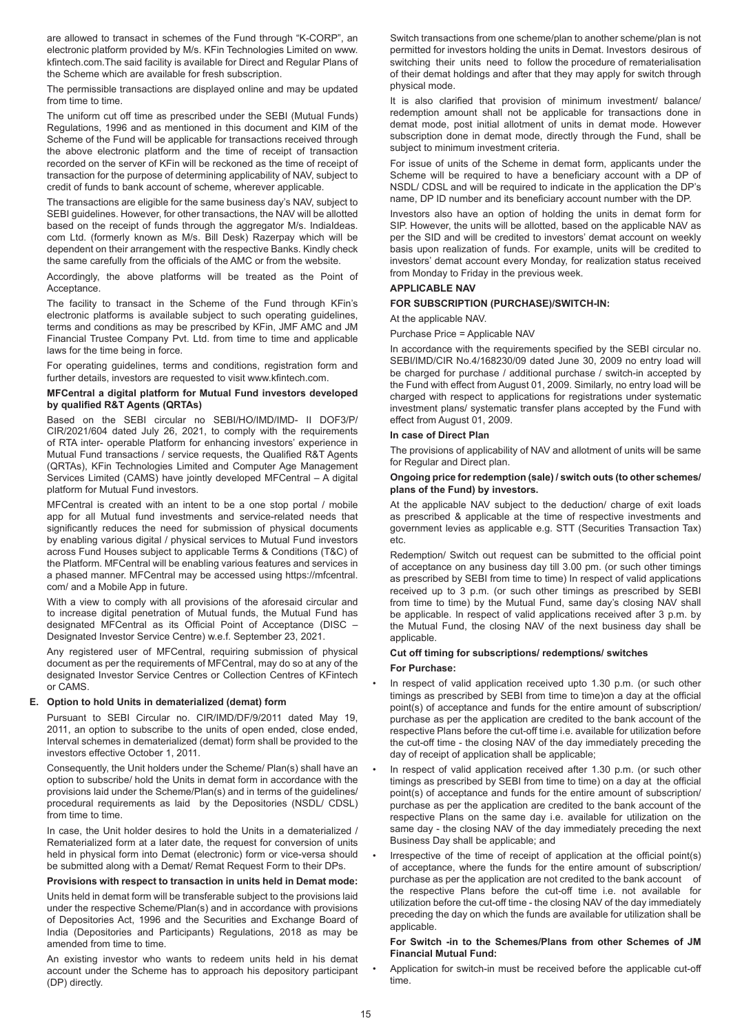are allowed to transact in schemes of the Fund through "K-CORP", an electronic platform provided by M/s. KFin Technologies Limited on www.kfintech.com.The said facility is available for Direct and Regular Plans of the Scheme which are available for fresh subscription.

The permissible transactions are displayed online and may be updated from time to time.

The uniform cut off time as prescribed under the SEBI (Mutual Funds) Regulations, 1996 and as mentioned in this document and KIM of the Scheme of the Fund will be applicable for transactions received through the above electronic platform and the time of receipt of transaction recorded on the server of KFin will be reckoned as the time of receipt of transaction for the purpose of determining applicability of NAV, subject to credit of funds to bank account of scheme, wherever applicable.

The transactions are eligible for the same business day's NAV, subject to SEBI guidelines. However, for other transactions, the NAV will be allotted based on the receipt of funds through the aggregator M/s. IndiaIdeas.com Ltd. (formerly known as M/s. Bill Desk) Razerpay which will be dependent on their arrangement with the respective Banks. Kindly check the same carefully from the officials of the AMC or from the website.

Accordingly, the above platforms will be treated as the Point of Acceptance.

The facility to transact in the Scheme of the Fund through KFin's electronic platforms is available subject to such operating guidelines, terms and conditions as may be prescribed by KFin, JMF AMC and JM Financial Trustee Company Pvt. Ltd. from time to time and applicable laws for the time being in force.

For operating guidelines, terms and conditions, registration form and further details, investors are requested to visit www.kfintech.com.

**MFCentral a digital platform for Mutual Fund investors developed by qualified R&T Agents (QRTAs)**

Based on the SEBI circular no SEBI/HO/IMD/IMD- II DOF3/P/CIR/2021/604 dated July 26, 2021, to comply with the requirements of RTA inter- operable Platform for enhancing investors' experience in Mutual Fund transactions / service requests, the Qualified R&T Agents (QRTAs), KFin Technologies Limited and Computer Age Management Services Limited (CAMS) have jointly developed MFCentral – A digital platform for Mutual Fund investors.

MFCentral is created with an intent to be a one stop portal / mobile app for all Mutual fund investments and service-related needs that significantly reduces the need for submission of physical documents by enabling various digital / physical services to Mutual Fund investors across Fund Houses subject to applicable Terms & Conditions (T&C) of the Platform. MFCentral will be enabling various features and services in a phased manner. MFCentral may be accessed using https://mfcentral.com/ and a Mobile App in future.

With a view to comply with all provisions of the aforesaid circular and to increase digital penetration of Mutual funds, the Mutual Fund has designated MFCentral as its Official Point of Acceptance (DISC – Designated Investor Service Centre) w.e.f. September 23, 2021.

Any registered user of MFCentral, requiring submission of physical document as per the requirements of MFCentral, may do so at any of the designated Investor Service Centres or Collection Centres of KFintech or CAMS.

**E. Option to hold Units in dematerialized (demat) form**

Pursuant to SEBI Circular no. CIR/IMD/DF/9/2011 dated May 19, 2011, an option to subscribe to the units of open ended, close ended, Interval schemes in dematerialized (demat) form shall be provided to the investors effective October 1, 2011.

Consequently, the Unit holders under the Scheme/ Plan(s) shall have an option to subscribe/ hold the Units in demat form in accordance with the provisions laid under the Scheme/Plan(s) and in terms of the guidelines/ procedural requirements as laid by the Depositories (NSDL/ CDSL) from time to time.

In case, the Unit holder desires to hold the Units in a dematerialized / Rematerialized form at a later date, the request for conversion of units held in physical form into Demat (electronic) form or vice-versa should be submitted along with a Demat/ Remat Request Form to their DPs.

**Provisions with respect to transaction in units held in Demat mode:**

Units held in demat form will be transferable subject to the provisions laid under the respective Scheme/Plan(s) and in accordance with provisions of Depositories Act, 1996 and the Securities and Exchange Board of India (Depositories and Participants) Regulations, 2018 as may be amended from time to time.

An existing investor who wants to redeem units held in his demat account under the Scheme has to approach his depository participant (DP) directly.

Switch transactions from one scheme/plan to another scheme/plan is not permitted for investors holding the units in Demat. Investors desirous of switching their units need to follow the procedure of rematerialisation of their demat holdings and after that they may apply for switch through physical mode.

It is also clarified that provision of minimum investment/ balance/ redemption amount shall not be applicable for transactions done in demat mode, post initial allotment of units in demat mode. However subscription done in demat mode, directly through the Fund, shall be subject to minimum investment criteria.

For issue of units of the Scheme in demat form, applicants under the Scheme will be required to have a beneficiary account with a DP of NSDL/ CDSL and will be required to indicate in the application the DP's name, DP ID number and its beneficiary account number with the DP.

Investors also have an option of holding the units in demat form for SIP. However, the units will be allotted, based on the applicable NAV as per the SID and will be credited to investors' demat account on weekly basis upon realization of funds. For example, units will be credited to investors' demat account every Monday, for realization status received from Monday to Friday in the previous week.

**APPLICABLE NAV**

**FOR SUBSCRIPTION (PURCHASE)/SWITCH-IN:**

At the applicable NAV.

Purchase Price = Applicable NAV

In accordance with the requirements specified by the SEBI circular no. SEBI/IMD/CIR No.4/168230/09 dated June 30, 2009 no entry load will be charged for purchase / additional purchase / switch-in accepted by the Fund with effect from August 01, 2009. Similarly, no entry load will be charged with respect to applications for registrations under systematic investment plans/ systematic transfer plans accepted by the Fund with effect from August 01, 2009.

**In case of Direct Plan**

The provisions of applicability of NAV and allotment of units will be same for Regular and Direct plan.

**Ongoing price for redemption (sale) / switch outs (to other schemes/ plans of the Fund) by investors.**

At the applicable NAV subject to the deduction/ charge of exit loads as prescribed & applicable at the time of respective investments and government levies as applicable e.g. STT (Securities Transaction Tax) etc.

Redemption/ Switch out request can be submitted to the official point of acceptance on any business day till 3.00 pm. (or such other timings as prescribed by SEBI from time to time) In respect of valid applications received up to 3 p.m. (or such other timings as prescribed by SEBI from time to time) by the Mutual Fund, same day's closing NAV shall be applicable. In respect of valid applications received after 3 p.m. by the Mutual Fund, the closing NAV of the next business day shall be applicable.

**Cut off timing for subscriptions/ redemptions/ switches**

**For Purchase:**

- In respect of valid application received upto 1.30 p.m. (or such other timings as prescribed by SEBI from time to time)on a day at the official point(s) of acceptance and funds for the entire amount of subscription/ purchase as per the application are credited to the bank account of the respective Plans before the cut-off time i.e. available for utilization before the cut-off time - the closing NAV of the day immediately preceding the day of receipt of application shall be applicable;
- In respect of valid application received after 1.30 p.m. (or such other timings as prescribed by SEBI from time to time) on a day at the official point(s) of acceptance and funds for the entire amount of subscription/ purchase as per the application are credited to the bank account of the respective Plans on the same day i.e. available for utilization on the same day - the closing NAV of the day immediately preceding the next Business Day shall be applicable; and
- Irrespective of the time of receipt of application at the official point(s) of acceptance, where the funds for the entire amount of subscription/ purchase as per the application are not credited to the bank account of the respective Plans before the cut-off time i.e. not available for utilization before the cut-off time - the closing NAV of the day immediately preceding the day on which the funds are available for utilization shall be applicable.

**For Switch -in to the Schemes/Plans from other Schemes of JM Financial Mutual Fund:**

- Application for switch-in must be received before the applicable cut-off time.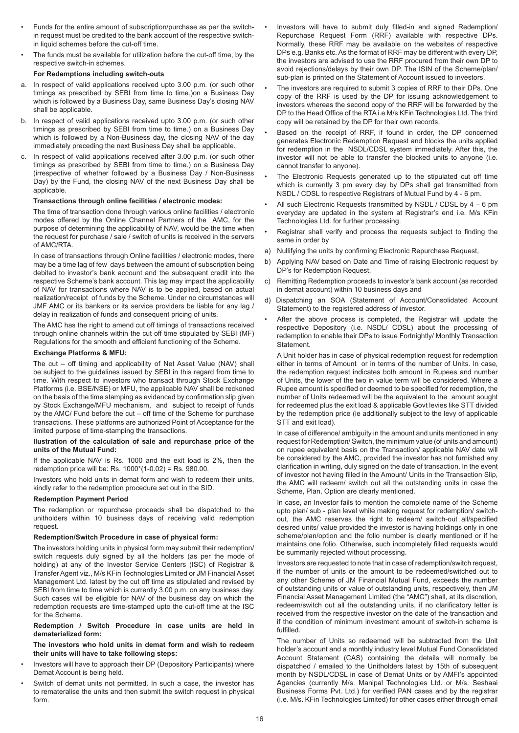- Funds for the entire amount of subscription/purchase as per the switch-in request must be credited to the bank account of the respective switch-in liquid schemes before the cut-off time.
- The funds must be available for utilization before the cut-off time, by the respective switch-in schemes.

**For Redemptions including switch-outs**

a. In respect of valid applications received upto 3.00 p.m. (or such other timings as prescribed by SEBI from time to time.)on a Business Day which is followed by a Business Day, same Business Day's closing NAV shall be applicable.

b. In respect of valid applications received upto 3.00 p.m. (or such other timings as prescribed by SEBI from time to time.) on a Business Day which is followed by a Non-Business day, the closing NAV of the day immediately preceding the next Business Day shall be applicable.

c. In respect of valid applications received after 3.00 p.m. (or such other timings as prescribed by SEBI from time to time.) on a Business Day (irrespective of whether followed by a Business Day / Non-Business Day) by the Fund, the closing NAV of the next Business Day shall be applicable.

**Transactions through online facilities / electronic modes:**

The time of transaction done through various online facilities / electronic modes offered by the Online Channel Partners of the AMC, for the purpose of determining the applicability of NAV, would be the time when the request for purchase / sale / switch of units is received in the servers of AMC/RTA.

In case of transactions through Online facilities / electronic modes, there may be a time lag of few days between the amount of subscription being debited to investor's bank account and the subsequent credit into the respective Scheme's bank account. This lag may impact the applicability of NAV for transactions where NAV is to be applied, based on actual realization/receipt of funds by the Scheme. Under no circumstances will JMF AMC or its bankers or its service providers be liable for any lag / delay in realization of funds and consequent pricing of units.

The AMC has the right to amend cut off timings of transactions received through online channels within the cut off time stipulated by SEBI (MF) Regulations for the smooth and efficient functioning of the Scheme.

**Exchange Platforms & MFU:**

The cut – off timing and applicability of Net Asset Value (NAV) shall be subject to the guidelines issued by SEBI in this regard from time to time. With respect to investors who transact through Stock Exchange Platforms (i.e. BSE/NSE) or MFU, the applicable NAV shall be reckoned on the basis of the time stamping as evidenced by confirmation slip given by Stock Exchange/MFU mechanism, and subject to receipt of funds by the AMC/ Fund before the cut – off time of the Scheme for purchase transactions. These platforms are authorized Point of Acceptance for the limited purpose of time-stamping the transactions.

**llustration of the calculation of sale and repurchase price of the units of the Mutual Fund:**

If the applicable NAV is Rs. 1000 and the exit load is 2%, then the redemption price will be: Rs. 1000*(1-0.02) = Rs. 980.00.

Investors who hold units in demat form and wish to redeem their units, kindly refer to the redemption procedure set out in the SID.

**Redemption Payment Period**

The redemption or repurchase proceeds shall be dispatched to the unitholders within 10 business days of receiving valid redemption request.

**Redemption/Switch Procedure in case of physical form:**

The investors holding units in physical form may submit their redemption/ switch requests duly signed by all the holders (as per the mode of holding) at any of the Investor Service Centers (ISC) of Registrar & Transfer Agent viz., M/s KFin Technologies Limited or JM Financial Asset Management Ltd. latest by the cut off time as stipulated and revised by SEBI from time to time which is currently 3.00 p.m. on any business day. Such cases will be eligible for NAV of the business day on which the redemption requests are time-stamped upto the cut-off time at the ISC for the Scheme.

**Redemption / Switch Procedure in case units are held in dematerialized form:**

**The investors who hold units in demat form and wish to redeem their units will have to take following steps:**

- Investors will have to approach their DP (Depository Participants) where Demat Account is being held.
- Switch of demat units not permitted. In such a case, the investor has to rematerialise the units and then submit the switch request in physical form.
- Investors will have to submit duly filled-in and signed Redemption/ Repurchase Request Form (RRF) available with respective DPs. Normally, these RRF may be available on the websites of respective DPs e.g. Banks etc. As the format of RRF may be different with every DP, the investors are advised to use the RRF procured from their own DP to avoid rejections/delays by their own DP. The ISIN of the Scheme/plan/ sub-plan is printed on the Statement of Account issued to investors.
- The investors are required to submit 3 copies of RRF to their DPs. One copy of the RRF is used by the DP for issuing acknowledgement to investors whereas the second copy of the RRF will be forwarded by the DP to the Head Office of the RTA i.e M/s KFin Technologies Ltd. The third copy will be retained by the DP for their own records.
- Based on the receipt of RRF, if found in order, the DP concerned generates Electronic Redemption Request and blocks the units applied for redemption in the NSDL/CDSL system immediately. After this, the investor will not be able to transfer the blocked units to anyone (i.e. cannot transfer to anyone).
- The Electronic Requests generated up to the stipulated cut off time which is currently 3 pm every day by DPs shall get transmitted from NSDL / CDSL to respective Registrars of Mutual Fund by 4 - 6 pm.
- All such Electronic Requests transmitted by NSDL / CDSL by 4 – 6 pm everyday are updated in the system at Registrar's end i.e. M/s KFin Technologies Ltd. for further processing.
- Registrar shall verify and process the requests subject to finding the same in order by

a) Nullifying the units by confirming Electronic Repurchase Request,

b) Applying NAV based on Date and Time of raising Electronic request by DP's for Redemption Request,

c) Remitting Redemption proceeds to investor's bank account (as recorded in demat account) within 10 business days and

d) Dispatching an SOA (Statement of Account/Consolidated Account Statement) to the registered address of investor.

- After the above process is completed, the Registrar will update the respective Depository (i.e. NSDL/ CDSL) about the processing of redemption to enable their DPs to issue Fortnightly/ Monthly Transaction Statement.

A Unit holder has in case of physical redemption request for redemption either in terms of Amount or in terms of the number of Units. In case, the redemption request indicates both amount in Rupees and number of Units, the lower of the two in value term will be considered. Where a Rupee amount is specified or deemed to be specified for redemption, the number of Units redeemed will be the equivalent to the amount sought for redeemed plus the exit load & applicable Govt levies like STT divided by the redemption price (ie additionally subject to the levy of applicable STT and exit load).

In case of difference/ ambiguity in the amount and units mentioned in any request for Redemption/ Switch, the minimum value (of units and amount) on rupee equivalent basis on the Transaction/ applicable NAV date will be considered by the AMC, provided the investor has not furnished any clarification in writing, duly signed on the date of transaction. In the event of investor not having filled in the Amount/ Units in the Transaction Slip, the AMC will redeem/ switch out all the outstanding units in case the Scheme, Plan, Option are clearly mentioned.

In case, an Investor fails to mention the complete name of the Scheme upto plan/ sub - plan level while making request for redemption/ switch-out, the AMC reserves the right to redeem/ switch-out all/specified desired units/ value provided the investor is having holdings only in one scheme/plan/option and the folio number is clearly mentioned or if he maintains one folio. Otherwise, such incompletely filled requests would be summarily rejected without processing.

Investors are requested to note that in case of redemption/switch request, if the number of units or the amount to be redeemed/switched out to any other Scheme of JM Financial Mutual Fund, exceeds the number of outstanding units or value of outstanding units, respectively, then JM Financial Asset Management Limited (the "AMC") shall, at its discretion, redeem/switch out all the outstanding units, if no clarificatory letter is received from the respective investor on the date of the transaction and if the condition of minimum investment amount of switch-in scheme is fulfilled.

The number of Units so redeemed will be subtracted from the Unit holder's account and a monthly industry level Mutual Fund Consolidated Account Statement (CAS) containing the details will normally be dispatched / emailed to the Unitholders latest by 15th of subsequent month by NSDL/CDSL in case of Demat Units or by AMFI's appointed Agencies (currently M/s. Manipal Technologies Ltd. or M/s. Seshaai Business Forms Pvt. Ltd.) for verified PAN cases and by the registrar (i.e. M/s. KFin Technologies Limited) for other cases either through email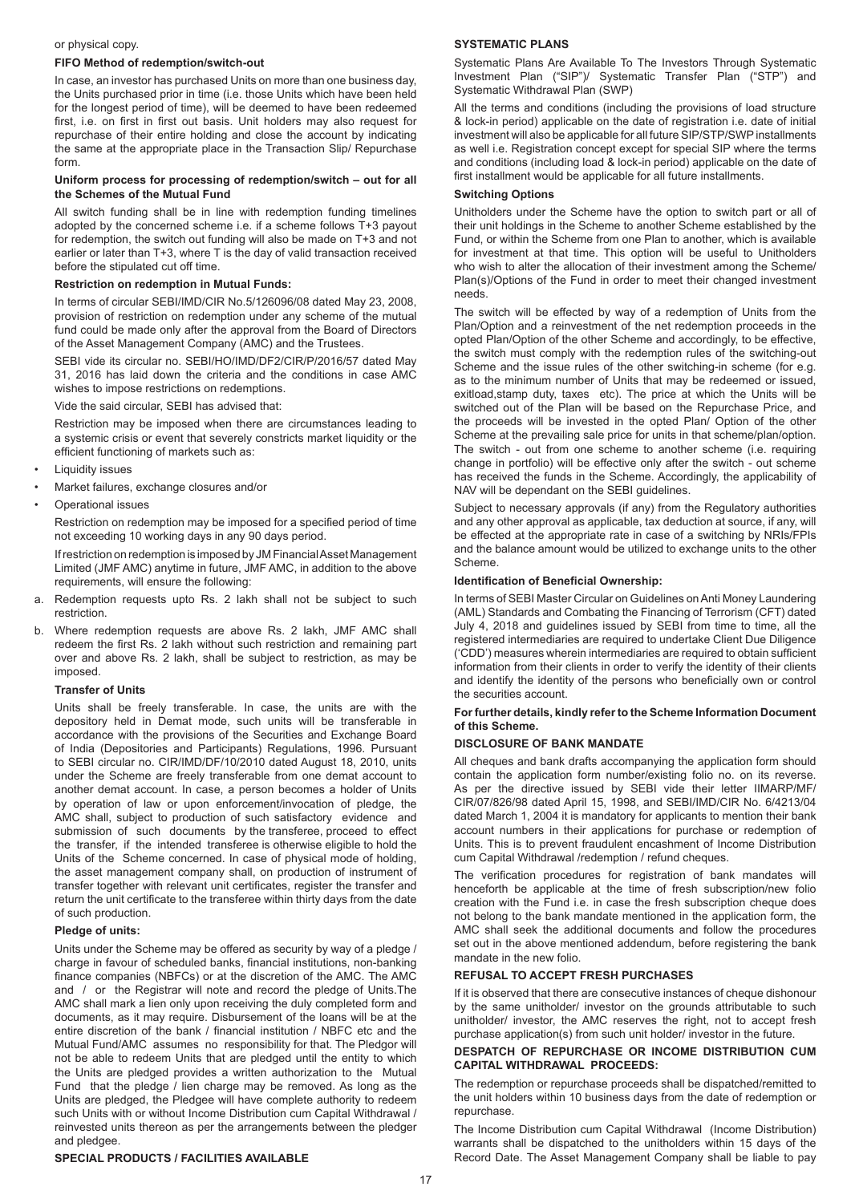or physical copy.

**FIFO Method of redemption/switch-out**

In case, an investor has purchased Units on more than one business day, the Units purchased prior in time (i.e. those Units which have been held for the longest period of time), will be deemed to have been redeemed first, i.e. on first in first out basis. Unit holders may also request for repurchase of their entire holding and close the account by indicating the same at the appropriate place in the Transaction Slip/ Repurchase form.

**Uniform process for processing of redemption/switch – out for all the Schemes of the Mutual Fund**

All switch funding shall be in line with redemption funding timelines adopted by the concerned scheme i.e. if a scheme follows T+3 payout for redemption, the switch out funding will also be made on T+3 and not earlier or later than T+3, where T is the day of valid transaction received before the stipulated cut off time.

**Restriction on redemption in Mutual Funds:**

In terms of circular SEBI/IMD/CIR No.5/126096/08 dated May 23, 2008, provision of restriction on redemption under any scheme of the mutual fund could be made only after the approval from the Board of Directors of the Asset Management Company (AMC) and the Trustees.

SEBI vide its circular no. SEBI/HO/IMD/DF2/CIR/P/2016/57 dated May 31, 2016 has laid down the criteria and the conditions in case AMC wishes to impose restrictions on redemptions.

Vide the said circular, SEBI has advised that:

Restriction may be imposed when there are circumstances leading to a systemic crisis or event that severely constricts market liquidity or the efficient functioning of markets such as:

- Liquidity issues
- Market failures, exchange closures and/or
- Operational issues

Restriction on redemption may be imposed for a specified period of time not exceeding 10 working days in any 90 days period.

If restriction on redemption is imposed by JM Financial Asset Management Limited (JMF AMC) anytime in future, JMF AMC, in addition to the above requirements, will ensure the following:

a. Redemption requests upto Rs. 2 lakh shall not be subject to such restriction.
b. Where redemption requests are above Rs. 2 lakh, JMF AMC shall redeem the first Rs. 2 lakh without such restriction and remaining part over and above Rs. 2 lakh, shall be subject to restriction, as may be imposed.

**Transfer of Units**

Units shall be freely transferable. In case, the units are with the depository held in Demat mode, such units will be transferable in accordance with the provisions of the Securities and Exchange Board of India (Depositories and Participants) Regulations, 1996. Pursuant to SEBI circular no. CIR/IMD/DF/10/2010 dated August 18, 2010, units under the Scheme are freely transferable from one demat account to another demat account. In case, a person becomes a holder of Units by operation of law or upon enforcement/invocation of pledge, the AMC shall, subject to production of such satisfactory evidence and submission of such documents by the transferee, proceed to effect the transfer, if the intended transferee is otherwise eligible to hold the Units of the Scheme concerned. In case of physical mode of holding, the asset management company shall, on production of instrument of transfer together with relevant unit certificates, register the transfer and return the unit certificate to the transferee within thirty days from the date of such production.

**Pledge of units:**

Units under the Scheme may be offered as security by way of a pledge / charge in favour of scheduled banks, financial institutions, non-banking finance companies (NBFCs) or at the discretion of the AMC. The AMC and / or the Registrar will note and record the pledge of Units.The AMC shall mark a lien only upon receiving the duly completed form and documents, as it may require. Disbursement of the loans will be at the entire discretion of the bank / financial institution / NBFC etc and the Mutual Fund/AMC assumes no responsibility for that. The Pledgor will not be able to redeem Units that are pledged until the entity to which the Units are pledged provides a written authorization to the Mutual Fund that the pledge / lien charge may be removed. As long as the Units are pledged, the Pledgee will have complete authority to redeem such Units with or without Income Distribution cum Capital Withdrawal / reinvested units thereon as per the arrangements between the pledger and pledgee.

**SPECIAL PRODUCTS / FACILITIES AVAILABLE**

**SYSTEMATIC PLANS**

Systematic Plans Are Available To The Investors Through Systematic Investment Plan ("SIP")/ Systematic Transfer Plan ("STP") and Systematic Withdrawal Plan (SWP)

All the terms and conditions (including the provisions of load structure & lock-in period) applicable on the date of registration i.e. date of initial investment will also be applicable for all future SIP/STP/SWP installments as well i.e. Registration concept except for special SIP where the terms and conditions (including load & lock-in period) applicable on the date of first installment would be applicable for all future installments.

**Switching Options**

Unitholders under the Scheme have the option to switch part or all of their unit holdings in the Scheme to another Scheme established by the Fund, or within the Scheme from one Plan to another, which is available for investment at that time. This option will be useful to Unitholders who wish to alter the allocation of their investment among the Scheme/ Plan(s)/Options of the Fund in order to meet their changed investment needs.

The switch will be effected by way of a redemption of Units from the Plan/Option and a reinvestment of the net redemption proceeds in the opted Plan/Option of the other Scheme and accordingly, to be effective, the switch must comply with the redemption rules of the switching-out Scheme and the issue rules of the other switching-in scheme (for e.g. as to the minimum number of Units that may be redeemed or issued, exitload,stamp duty, taxes etc). The price at which the Units will be switched out of the Plan will be based on the Repurchase Price, and the proceeds will be invested in the opted Plan/ Option of the other Scheme at the prevailing sale price for units in that scheme/plan/option. The switch - out from one scheme to another scheme (i.e. requiring change in portfolio) will be effective only after the switch - out scheme has received the funds in the Scheme. Accordingly, the applicability of NAV will be dependant on the SEBI guidelines.

Subject to necessary approvals (if any) from the Regulatory authorities and any other approval as applicable, tax deduction at source, if any, will be effected at the appropriate rate in case of a switching by NRIs/FPIs and the balance amount would be utilized to exchange units to the other Scheme.

**Identification of Beneficial Ownership:**

In terms of SEBI Master Circular on Guidelines on Anti Money Laundering (AML) Standards and Combating the Financing of Terrorism (CFT) dated July 4, 2018 and guidelines issued by SEBI from time to time, all the registered intermediaries are required to undertake Client Due Diligence ('CDD') measures wherein intermediaries are required to obtain sufficient information from their clients in order to verify the identity of their clients and identify the identity of the persons who beneficially own or control the securities account.

**For further details, kindly refer to the Scheme Information Document of this Scheme.**

**DISCLOSURE OF BANK MANDATE**

All cheques and bank drafts accompanying the application form should contain the application form number/existing folio no. on its reverse. As per the directive issued by SEBI vide their letter IIMARP/MF/CIR/07/826/98 dated April 15, 1998, and SEBI/IMD/CIR No. 6/4213/04 dated March 1, 2004 it is mandatory for applicants to mention their bank account numbers in their applications for purchase or redemption of Units. This is to prevent fraudulent encashment of Income Distribution cum Capital Withdrawal /redemption / refund cheques.

The verification procedures for registration of bank mandates will henceforth be applicable at the time of fresh subscription/new folio creation with the Fund i.e. in case the fresh subscription cheque does not belong to the bank mandate mentioned in the application form, the AMC shall seek the additional documents and follow the procedures set out in the above mentioned addendum, before registering the bank mandate in the new folio.

**REFUSAL TO ACCEPT FRESH PURCHASES**

If it is observed that there are consecutive instances of cheque dishonour by the same unitholder/ investor on the grounds attributable to such unitholder/ investor, the AMC reserves the right, not to accept fresh purchase application(s) from such unit holder/ investor in the future.

**DESPATCH OF REPURCHASE OR INCOME DISTRIBUTION CUM CAPITAL WITHDRAWAL PROCEEDS:**

The redemption or repurchase proceeds shall be dispatched/remitted to the unit holders within 10 business days from the date of redemption or repurchase.

The Income Distribution cum Capital Withdrawal (Income Distribution) warrants shall be dispatched to the unitholders within 15 days of the Record Date. The Asset Management Company shall be liable to pay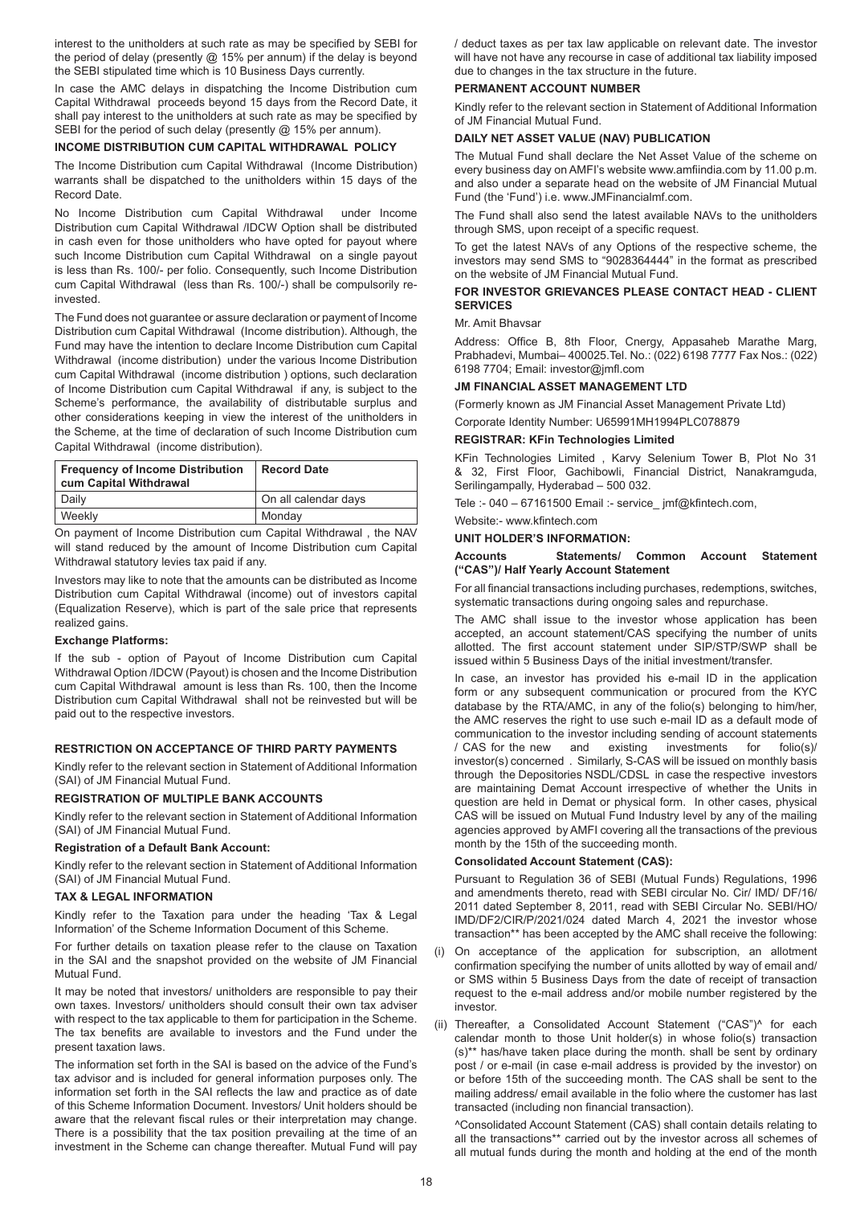interest to the unitholders at such rate as may be specified by SEBI for the period of delay (presently @ 15% per annum) if the delay is beyond the SEBI stipulated time which is 10 Business Days currently.

In case the AMC delays in dispatching the Income Distribution cum Capital Withdrawal proceeds beyond 15 days from the Record Date, it shall pay interest to the unitholders at such rate as may be specified by SEBI for the period of such delay (presently @ 15% per annum).

**INCOME DISTRIBUTION CUM CAPITAL WITHDRAWAL POLICY**

The Income Distribution cum Capital Withdrawal (Income Distribution) warrants shall be dispatched to the unitholders within 15 days of the Record Date.

No Income Distribution cum Capital Withdrawal under Income Distribution cum Capital Withdrawal /IDCW Option shall be distributed in cash even for those unitholders who have opted for payout where such Income Distribution cum Capital Withdrawal on a single payout is less than Rs. 100/- per folio. Consequently, such Income Distribution cum Capital Withdrawal (less than Rs. 100/-) shall be compulsorily re-invested.

The Fund does not guarantee or assure declaration or payment of Income Distribution cum Capital Withdrawal (Income distribution). Although, the Fund may have the intention to declare Income Distribution cum Capital Withdrawal (income distribution) under the various Income Distribution cum Capital Withdrawal (income distribution ) options, such declaration of Income Distribution cum Capital Withdrawal if any, is subject to the Scheme's performance, the availability of distributable surplus and other considerations keeping in view the interest of the unitholders in the Scheme, at the time of declaration of such Income Distribution cum Capital Withdrawal (income distribution).

| Frequency of Income Distribution cum Capital Withdrawal | Record Date |
|---|---|
| Daily | On all calendar days |
| Weekly | Monday |

On payment of Income Distribution cum Capital Withdrawal , the NAV will stand reduced by the amount of Income Distribution cum Capital Withdrawal statutory levies tax paid if any.

Investors may like to note that the amounts can be distributed as Income Distribution cum Capital Withdrawal (income) out of investors capital (Equalization Reserve), which is part of the sale price that represents realized gains.

**Exchange Platforms:**

If the sub - option of Payout of Income Distribution cum Capital Withdrawal Option /IDCW (Payout) is chosen and the Income Distribution cum Capital Withdrawal amount is less than Rs. 100, then the Income Distribution cum Capital Withdrawal shall not be reinvested but will be paid out to the respective investors.

**RESTRICTION ON ACCEPTANCE OF THIRD PARTY PAYMENTS**

Kindly refer to the relevant section in Statement of Additional Information (SAI) of JM Financial Mutual Fund.

**REGISTRATION OF MULTIPLE BANK ACCOUNTS**

Kindly refer to the relevant section in Statement of Additional Information (SAI) of JM Financial Mutual Fund.

**Registration of a Default Bank Account:**

Kindly refer to the relevant section in Statement of Additional Information (SAI) of JM Financial Mutual Fund.

**TAX & LEGAL INFORMATION**

Kindly refer to the Taxation para under the heading 'Tax & Legal Information' of the Scheme Information Document of this Scheme.

For further details on taxation please refer to the clause on Taxation in the SAI and the snapshot provided on the website of JM Financial Mutual Fund.

It may be noted that investors/ unitholders are responsible to pay their own taxes. Investors/ unitholders should consult their own tax adviser with respect to the tax applicable to them for participation in the Scheme. The tax benefits are available to investors and the Fund under the present taxation laws.

The information set forth in the SAI is based on the advice of the Fund's tax advisor and is included for general information purposes only. The information set forth in the SAI reflects the law and practice as of date of this Scheme Information Document. Investors/ Unit holders should be aware that the relevant fiscal rules or their interpretation may change. There is a possibility that the tax position prevailing at the time of an investment in the Scheme can change thereafter. Mutual Fund will pay / deduct taxes as per tax law applicable on relevant date. The investor will have not have any recourse in case of additional tax liability imposed due to changes in the tax structure in the future.

**PERMANENT ACCOUNT NUMBER**

Kindly refer to the relevant section in Statement of Additional Information of JM Financial Mutual Fund.

**DAILY NET ASSET VALUE (NAV) PUBLICATION**

The Mutual Fund shall declare the Net Asset Value of the scheme on every business day on AMFI's website www.amfiindia.com by 11.00 p.m. and also under a separate head on the website of JM Financial Mutual Fund (the 'Fund') i.e. www.JMFinancialmf.com.

The Fund shall also send the latest available NAVs to the unitholders through SMS, upon receipt of a specific request.

To get the latest NAVs of any Options of the respective scheme, the investors may send SMS to "9028364444" in the format as prescribed on the website of JM Financial Mutual Fund.

**FOR INVESTOR GRIEVANCES PLEASE CONTACT HEAD - CLIENT SERVICES**

Mr. Amit Bhavsar

Address: Office B, 8th Floor, Cnergy, Appasaheb Marathe Marg, Prabhadevi, Mumbai– 400025.Tel. No.: (022) 6198 7777 Fax Nos.: (022) 6198 7704; Email: investor@jmfl.com

**JM FINANCIAL ASSET MANAGEMENT LTD**

(Formerly known as JM Financial Asset Management Private Ltd)

Corporate Identity Number: U65991MH1994PLC078879

**REGISTRAR: KFin Technologies Limited**

KFin Technologies Limited , Karvy Selenium Tower B, Plot No 31 & 32, First Floor, Gachibowli, Financial District, Nanakramguda, Serilingampally, Hyderabad – 500 032.

Tele :- 040 – 67161500 Email :- service_ jmf@kfintech.com,

Website:- www.kfintech.com

**UNIT HOLDER'S INFORMATION:**

**Accounts Statements/ Common Account Statement ("CAS")/ Half Yearly Account Statement**

For all financial transactions including purchases, redemptions, switches, systematic transactions during ongoing sales and repurchase.

The AMC shall issue to the investor whose application has been accepted, an account statement/CAS specifying the number of units allotted. The first account statement under SIP/STP/SWP shall be issued within 5 Business Days of the initial investment/transfer.

In case, an investor has provided his e-mail ID in the application form or any subsequent communication or procured from the KYC database by the RTA/AMC, in any of the folio(s) belonging to him/her, the AMC reserves the right to use such e-mail ID as a default mode of communication to the investor including sending of account statements / CAS for the new and existing investments for folio(s)/ investor(s) concerned . Similarly, S-CAS will be issued on monthly basis through the Depositories NSDL/CDSL in case the respective investors are maintaining Demat Account irrespective of whether the Units in question are held in Demat or physical form. In other cases, physical CAS will be issued on Mutual Fund Industry level by any of the mailing agencies approved by AMFI covering all the transactions of the previous month by the 15th of the succeeding month.

**Consolidated Account Statement (CAS):**

Pursuant to Regulation 36 of SEBI (Mutual Funds) Regulations, 1996 and amendments thereto, read with SEBI circular No. Cir/ IMD/ DF/16/ 2011 dated September 8, 2011, read with SEBI Circular No. SEBI/HO/ IMD/DF2/CIR/P/2021/024 dated March 4, 2021 the investor whose transaction** has been accepted by the AMC shall receive the following:

(i) On acceptance of the application for subscription, an allotment confirmation specifying the number of units allotted by way of email and/ or SMS within 5 Business Days from the date of receipt of transaction request to the e-mail address and/or mobile number registered by the investor.

(ii) Thereafter, a Consolidated Account Statement ("CAS")^ for each calendar month to those Unit holder(s) in whose folio(s) transaction (s)** has/have taken place during the month. shall be sent by ordinary post / or e-mail (in case e-mail address is provided by the investor) on or before 15th of the succeeding month. The CAS shall be sent to the mailing address/ email available in the folio where the customer has last transacted (including non financial transaction).

^Consolidated Account Statement (CAS) shall contain details relating to all the transactions** carried out by the investor across all schemes of all mutual funds during the month and holding at the end of the month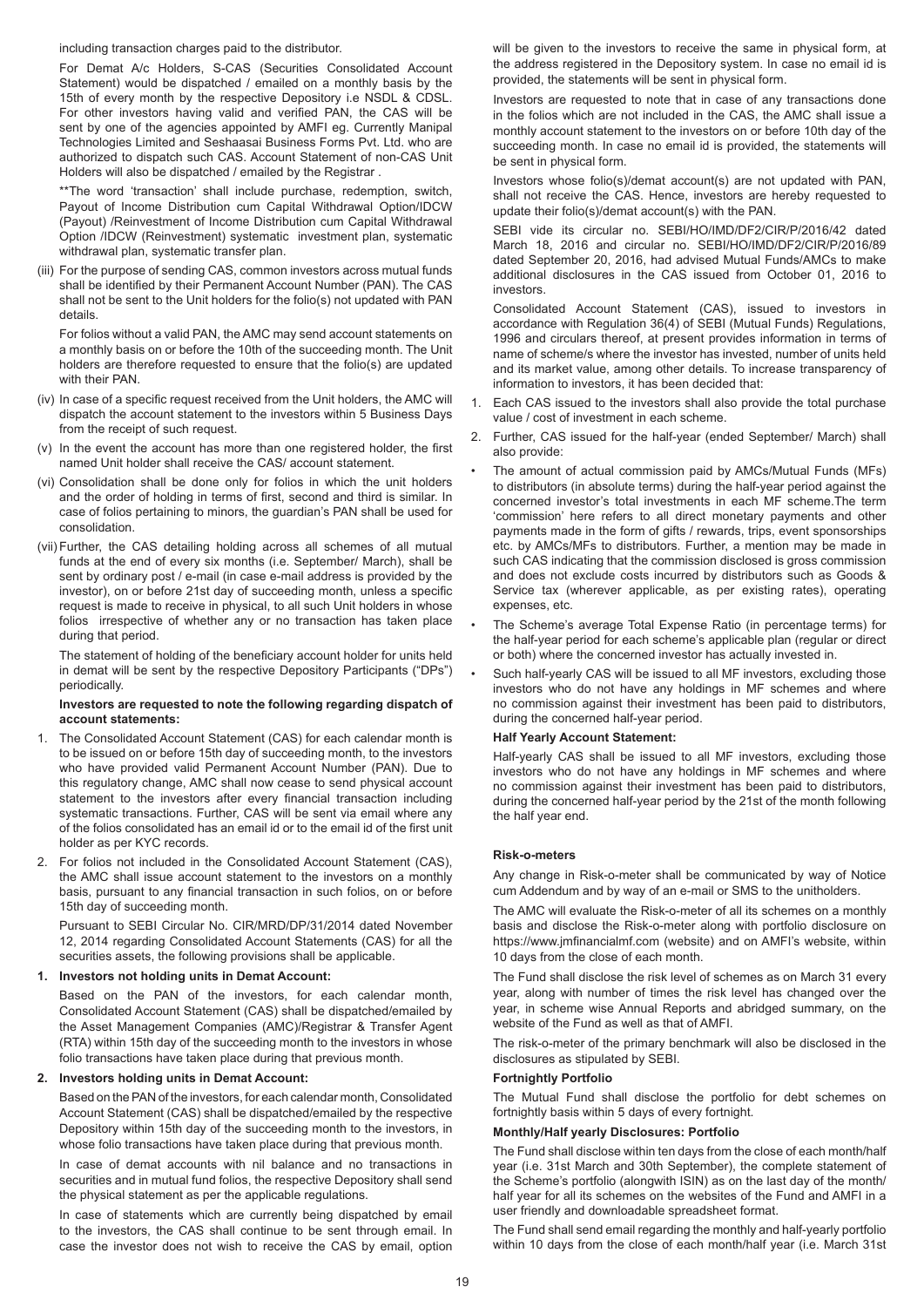including transaction charges paid to the distributor.

For Demat A/c Holders, S-CAS (Securities Consolidated Account Statement) would be dispatched / emailed on a monthly basis by the 15th of every month by the respective Depository i.e NSDL & CDSL. For other investors having valid and verified PAN, the CAS will be sent by one of the agencies appointed by AMFI eg. Currently Manipal Technologies Limited and Seshaasai Business Forms Pvt. Ltd. who are authorized to dispatch such CAS. Account Statement of non-CAS Unit Holders will also be dispatched / emailed by the Registrar .

**The word 'transaction' shall include purchase, redemption, switch, Payout of Income Distribution cum Capital Withdrawal Option/IDCW (Payout) /Reinvestment of Income Distribution cum Capital Withdrawal Option /IDCW (Reinvestment) systematic investment plan, systematic withdrawal plan, systematic transfer plan.

(iii) For the purpose of sending CAS, common investors across mutual funds shall be identified by their Permanent Account Number (PAN). The CAS shall not be sent to the Unit holders for the folio(s) not updated with PAN details.

For folios without a valid PAN, the AMC may send account statements on a monthly basis on or before the 10th of the succeeding month. The Unit holders are therefore requested to ensure that the folio(s) are updated with their PAN.

(iv) In case of a specific request received from the Unit holders, the AMC will dispatch the account statement to the investors within 5 Business Days from the receipt of such request.

(v) In the event the account has more than one registered holder, the first named Unit holder shall receive the CAS/ account statement.

(vi) Consolidation shall be done only for folios in which the unit holders and the order of holding in terms of first, second and third is similar. In case of folios pertaining to minors, the guardian's PAN shall be used for consolidation.

(vii) Further, the CAS detailing holding across all schemes of all mutual funds at the end of every six months (i.e. September/ March), shall be sent by ordinary post / e-mail (in case e-mail address is provided by the investor), on or before 21st day of succeeding month, unless a specific request is made to receive in physical, to all such Unit holders in whose folios irrespective of whether any or no transaction has taken place during that period.

The statement of holding of the beneficiary account holder for units held in demat will be sent by the respective Depository Participants ("DPs") periodically.

**Investors are requested to note the following regarding dispatch of account statements:**

1. The Consolidated Account Statement (CAS) for each calendar month is to be issued on or before 15th day of succeeding month, to the investors who have provided valid Permanent Account Number (PAN). Due to this regulatory change, AMC shall now cease to send physical account statement to the investors after every financial transaction including systematic transactions. Further, CAS will be sent via email where any of the folios consolidated has an email id or to the email id of the first unit holder as per KYC records.

2. For folios not included in the Consolidated Account Statement (CAS), the AMC shall issue account statement to the investors on a monthly basis, pursuant to any financial transaction in such folios, on or before 15th day of succeeding month.

Pursuant to SEBI Circular No. CIR/MRD/DP/31/2014 dated November 12, 2014 regarding Consolidated Account Statements (CAS) for all the securities assets, the following provisions shall be applicable.

**1. Investors not holding units in Demat Account:**

Based on the PAN of the investors, for each calendar month, Consolidated Account Statement (CAS) shall be dispatched/emailed by the Asset Management Companies (AMC)/Registrar & Transfer Agent (RTA) within 15th day of the succeeding month to the investors in whose folio transactions have taken place during that previous month.

**2. Investors holding units in Demat Account:**

Based on the PAN of the investors, for each calendar month, Consolidated Account Statement (CAS) shall be dispatched/emailed by the respective Depository within 15th day of the succeeding month to the investors, in whose folio transactions have taken place during that previous month.

In case of demat accounts with nil balance and no transactions in securities and in mutual fund folios, the respective Depository shall send the physical statement as per the applicable regulations.

In case of statements which are currently being dispatched by email to the investors, the CAS shall continue to be sent through email. In case the investor does not wish to receive the CAS by email, option will be given to the investors to receive the same in physical form, at the address registered in the Depository system. In case no email id is provided, the statements will be sent in physical form.

Investors are requested to note that in case of any transactions done in the folios which are not included in the CAS, the AMC shall issue a monthly account statement to the investors on or before 10th day of the succeeding month. In case no email id is provided, the statements will be sent in physical form.

Investors whose folio(s)/demat account(s) are not updated with PAN, shall not receive the CAS. Hence, investors are hereby requested to update their folio(s)/demat account(s) with the PAN.

SEBI vide its circular no. SEBI/HO/IMD/DF2/CIR/P/2016/42 dated March 18, 2016 and circular no. SEBI/HO/IMD/DF2/CIR/P/2016/89 dated September 20, 2016, had advised Mutual Funds/AMCs to make additional disclosures in the CAS issued from October 01, 2016 to investors.

Consolidated Account Statement (CAS), issued to investors in accordance with Regulation 36(4) of SEBI (Mutual Funds) Regulations, 1996 and circulars thereof, at present provides information in terms of name of scheme/s where the investor has invested, number of units held and its market value, among other details. To increase transparency of information to investors, it has been decided that:

1. Each CAS issued to the investors shall also provide the total purchase value / cost of investment in each scheme.

2. Further, CAS issued for the half-year (ended September/ March) shall also provide:

- The amount of actual commission paid by AMCs/Mutual Funds (MFs) to distributors (in absolute terms) during the half-year period against the concerned investor's total investments in each MF scheme.The term 'commission' here refers to all direct monetary payments and other payments made in the form of gifts / rewards, trips, event sponsorships etc. by AMCs/MFs to distributors. Further, a mention may be made in such CAS indicating that the commission disclosed is gross commission and does not exclude costs incurred by distributors such as Goods & Service tax (wherever applicable, as per existing rates), operating expenses, etc.
- The Scheme's average Total Expense Ratio (in percentage terms) for the half-year period for each scheme's applicable plan (regular or direct or both) where the concerned investor has actually invested in.
- Such half-yearly CAS will be issued to all MF investors, excluding those investors who do not have any holdings in MF schemes and where no commission against their investment has been paid to distributors, during the concerned half-year period.

**Half Yearly Account Statement:**

Half-yearly CAS shall be issued to all MF investors, excluding those investors who do not have any holdings in MF schemes and where no commission against their investment has been paid to distributors, during the concerned half-year period by the 21st of the month following the half year end.

**Risk-o-meters**

Any change in Risk-o-meter shall be communicated by way of Notice cum Addendum and by way of an e-mail or SMS to the unitholders.

The AMC will evaluate the Risk-o-meter of all its schemes on a monthly basis and disclose the Risk-o-meter along with portfolio disclosure on https://www.jmfinancialmf.com (website) and on AMFI's website, within 10 days from the close of each month.

The Fund shall disclose the risk level of schemes as on March 31 every year, along with number of times the risk level has changed over the year, in scheme wise Annual Reports and abridged summary, on the website of the Fund as well as that of AMFI.

The risk-o-meter of the primary benchmark will also be disclosed in the disclosures as stipulated by SEBI.

**Fortnightly Portfolio**

The Mutual Fund shall disclose the portfolio for debt schemes on fortnightly basis within 5 days of every fortnight.

**Monthly/Half yearly Disclosures: Portfolio**

The Fund shall disclose within ten days from the close of each month/half year (i.e. 31st March and 30th September), the complete statement of the Scheme's portfolio (alongwith ISIN) as on the last day of the month/ half year for all its schemes on the websites of the Fund and AMFI in a user friendly and downloadable spreadsheet format.

The Fund shall send email regarding the monthly and half-yearly portfolio within 10 days from the close of each month/half year (i.e. March 31st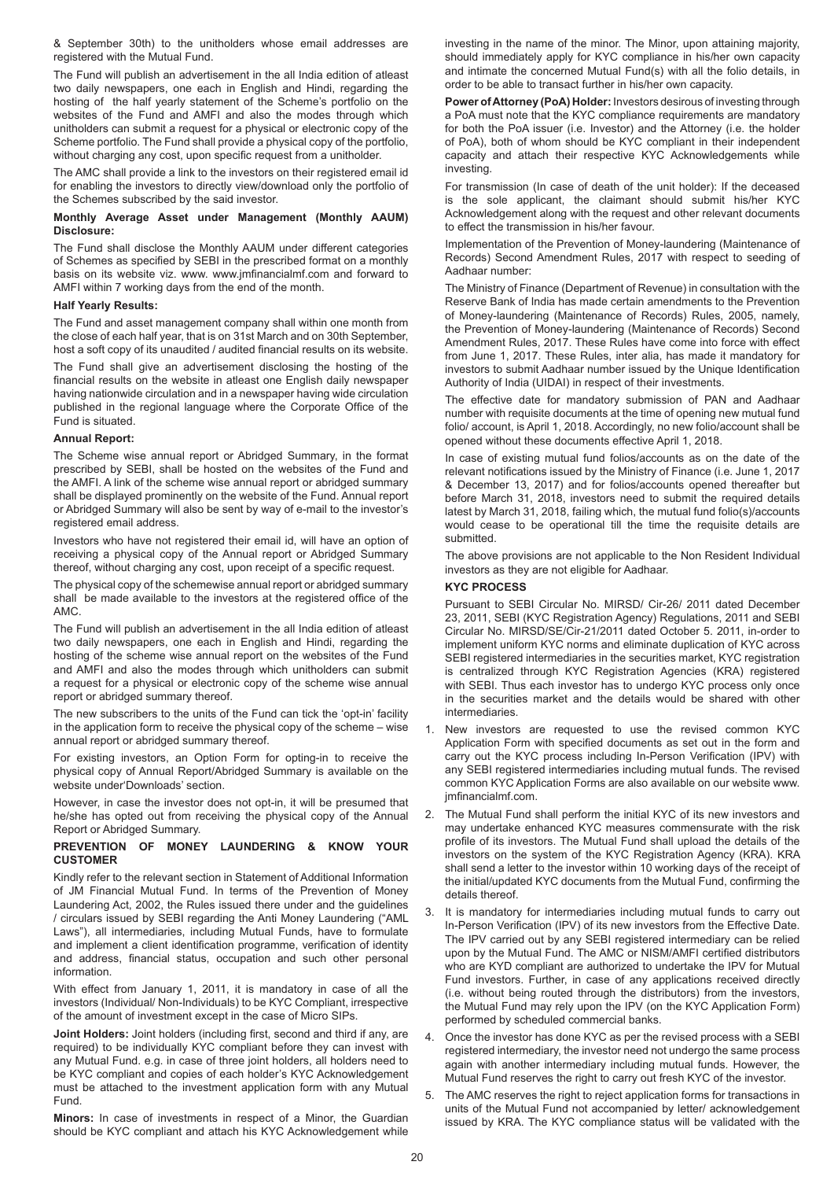& September 30th) to the unitholders whose email addresses are registered with the Mutual Fund.

The Fund will publish an advertisement in the all India edition of atleast two daily newspapers, one each in English and Hindi, regarding the hosting of the half yearly statement of the Scheme's portfolio on the websites of the Fund and AMFI and also the modes through which unitholders can submit a request for a physical or electronic copy of the Scheme portfolio. The Fund shall provide a physical copy of the portfolio, without charging any cost, upon specific request from a unitholder.

The AMC shall provide a link to the investors on their registered email id for enabling the investors to directly view/download only the portfolio of the Schemes subscribed by the said investor.

**Monthly Average Asset under Management (Monthly AAUM) Disclosure:**

The Fund shall disclose the Monthly AAUM under different categories of Schemes as specified by SEBI in the prescribed format on a monthly basis on its website viz. www. www.jmfinancialmf.com and forward to AMFI within 7 working days from the end of the month.

**Half Yearly Results:**

The Fund and asset management company shall within one month from the close of each half year, that is on 31st March and on 30th September, host a soft copy of its unaudited / audited financial results on its website.

The Fund shall give an advertisement disclosing the hosting of the financial results on the website in atleast one English daily newspaper having nationwide circulation and in a newspaper having wide circulation published in the regional language where the Corporate Office of the Fund is situated.

**Annual Report:**

The Scheme wise annual report or Abridged Summary, in the format prescribed by SEBI, shall be hosted on the websites of the Fund and the AMFI. A link of the scheme wise annual report or abridged summary shall be displayed prominently on the website of the Fund. Annual report or Abridged Summary will also be sent by way of e-mail to the investor's registered email address.

Investors who have not registered their email id, will have an option of receiving a physical copy of the Annual report or Abridged Summary thereof, without charging any cost, upon receipt of a specific request.

The physical copy of the schemewise annual report or abridged summary shall be made available to the investors at the registered office of the AMC.

The Fund will publish an advertisement in the all India edition of atleast two daily newspapers, one each in English and Hindi, regarding the hosting of the scheme wise annual report on the websites of the Fund and AMFI and also the modes through which unitholders can submit a request for a physical or electronic copy of the scheme wise annual report or abridged summary thereof.

The new subscribers to the units of the Fund can tick the 'opt-in' facility in the application form to receive the physical copy of the scheme – wise annual report or abridged summary thereof.

For existing investors, an Option Form for opting-in to receive the physical copy of Annual Report/Abridged Summary is available on the website under'Downloads' section.

However, in case the investor does not opt-in, it will be presumed that he/she has opted out from receiving the physical copy of the Annual Report or Abridged Summary.

**PREVENTION OF MONEY LAUNDERING & KNOW YOUR CUSTOMER**

Kindly refer to the relevant section in Statement of Additional Information of JM Financial Mutual Fund. In terms of the Prevention of Money Laundering Act, 2002, the Rules issued there under and the guidelines / circulars issued by SEBI regarding the Anti Money Laundering ("AML Laws"), all intermediaries, including Mutual Funds, have to formulate and implement a client identification programme, verification of identity and address, financial status, occupation and such other personal information.

With effect from January 1, 2011, it is mandatory in case of all the investors (Individual/ Non-Individuals) to be KYC Compliant, irrespective of the amount of investment except in the case of Micro SIPs.

**Joint Holders:** Joint holders (including first, second and third if any, are required) to be individually KYC compliant before they can invest with any Mutual Fund. e.g. in case of three joint holders, all holders need to be KYC compliant and copies of each holder's KYC Acknowledgement must be attached to the investment application form with any Mutual Fund.

**Minors:** In case of investments in respect of a Minor, the Guardian should be KYC compliant and attach his KYC Acknowledgement while investing in the name of the minor. The Minor, upon attaining majority, should immediately apply for KYC compliance in his/her own capacity and intimate the concerned Mutual Fund(s) with all the folio details, in order to be able to transact further in his/her own capacity.

**Power of Attorney (PoA) Holder:** Investors desirous of investing through a PoA must note that the KYC compliance requirements are mandatory for both the PoA issuer (i.e. Investor) and the Attorney (i.e. the holder of PoA), both of whom should be KYC compliant in their independent capacity and attach their respective KYC Acknowledgements while investing.

For transmission (In case of death of the unit holder): If the deceased is the sole applicant, the claimant should submit his/her KYC Acknowledgement along with the request and other relevant documents to effect the transmission in his/her favour.

Implementation of the Prevention of Money-laundering (Maintenance of Records) Second Amendment Rules, 2017 with respect to seeding of Aadhaar number:

The Ministry of Finance (Department of Revenue) in consultation with the Reserve Bank of India has made certain amendments to the Prevention of Money-laundering (Maintenance of Records) Rules, 2005, namely, the Prevention of Money-laundering (Maintenance of Records) Second Amendment Rules, 2017. These Rules have come into force with effect from June 1, 2017. These Rules, inter alia, has made it mandatory for investors to submit Aadhaar number issued by the Unique Identification Authority of India (UIDAI) in respect of their investments.

The effective date for mandatory submission of PAN and Aadhaar number with requisite documents at the time of opening new mutual fund folio/ account, is April 1, 2018. Accordingly, no new folio/account shall be opened without these documents effective April 1, 2018.

In case of existing mutual fund folios/accounts as on the date of the relevant notifications issued by the Ministry of Finance (i.e. June 1, 2017 & December 13, 2017) and for folios/accounts opened thereafter but before March 31, 2018, investors need to submit the required details latest by March 31, 2018, failing which, the mutual fund folio(s)/accounts would cease to be operational till the time the requisite details are submitted.

The above provisions are not applicable to the Non Resident Individual investors as they are not eligible for Aadhaar.

**KYC PROCESS**

Pursuant to SEBI Circular No. MIRSD/ Cir-26/ 2011 dated December 23, 2011, SEBI (KYC Registration Agency) Regulations, 2011 and SEBI Circular No. MIRSD/SE/Cir-21/2011 dated October 5. 2011, in-order to implement uniform KYC norms and eliminate duplication of KYC across SEBI registered intermediaries in the securities market, KYC registration is centralized through KYC Registration Agencies (KRA) registered with SEBI. Thus each investor has to undergo KYC process only once in the securities market and the details would be shared with other intermediaries.

1. New investors are requested to use the revised common KYC Application Form with specified documents as set out in the form and carry out the KYC process including In-Person Verification (IPV) with any SEBI registered intermediaries including mutual funds. The revised common KYC Application Forms are also available on our website www.jmfinancialmf.com.
2. The Mutual Fund shall perform the initial KYC of its new investors and may undertake enhanced KYC measures commensurate with the risk profile of its investors. The Mutual Fund shall upload the details of the investors on the system of the KYC Registration Agency (KRA). KRA shall send a letter to the investor within 10 working days of the receipt of the initial/updated KYC documents from the Mutual Fund, confirming the details thereof.
3. It is mandatory for intermediaries including mutual funds to carry out In-Person Verification (IPV) of its new investors from the Effective Date. The IPV carried out by any SEBI registered intermediary can be relied upon by the Mutual Fund. The AMC or NISM/AMFI certified distributors who are KYD compliant are authorized to undertake the IPV for Mutual Fund investors. Further, in case of any applications received directly (i.e. without being routed through the distributors) from the investors, the Mutual Fund may rely upon the IPV (on the KYC Application Form) performed by scheduled commercial banks.
4. Once the investor has done KYC as per the revised process with a SEBI registered intermediary, the investor need not undergo the same process again with another intermediary including mutual funds. However, the Mutual Fund reserves the right to carry out fresh KYC of the investor.
5. The AMC reserves the right to reject application forms for transactions in units of the Mutual Fund not accompanied by letter/ acknowledgement issued by KRA. The KYC compliance status will be validated with the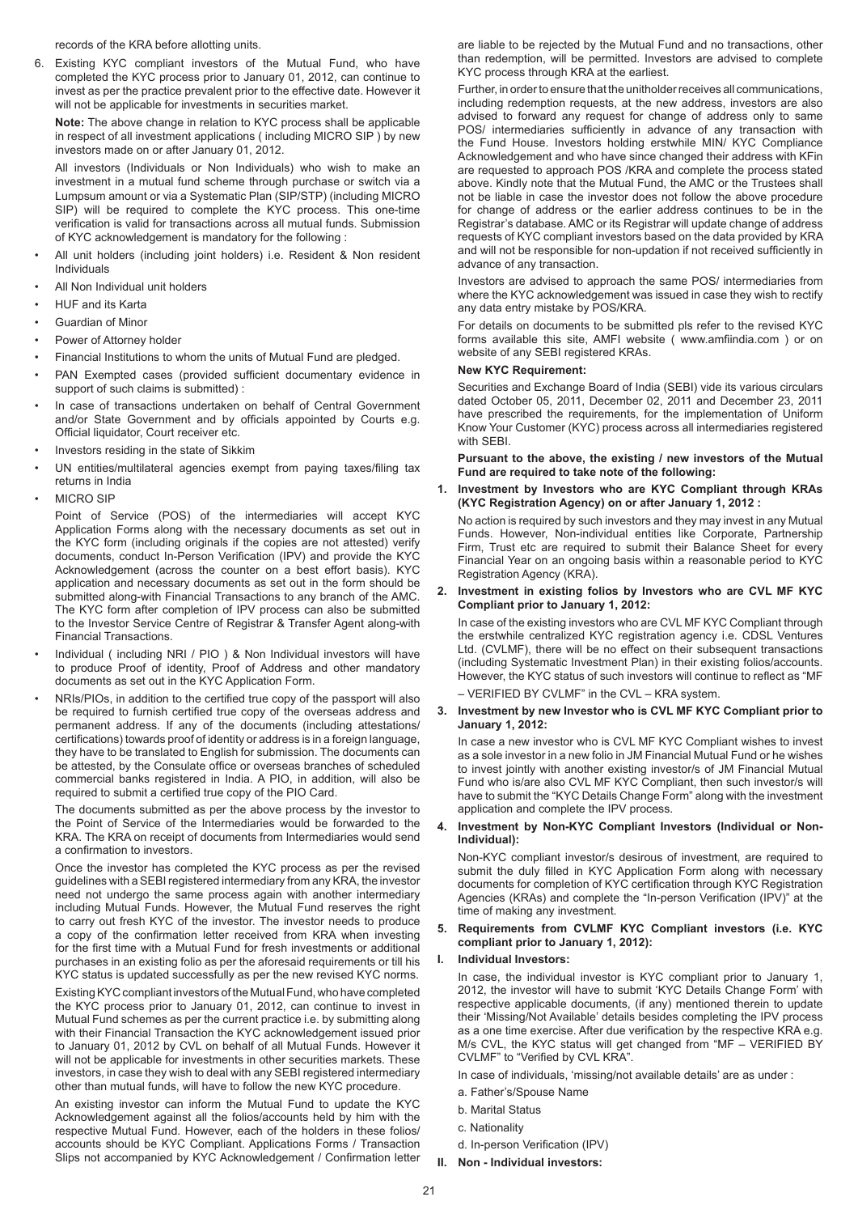records of the KRA before allotting units.

6. Existing KYC compliant investors of the Mutual Fund, who have completed the KYC process prior to January 01, 2012, can continue to invest as per the practice prevalent prior to the effective date. However it will not be applicable for investments in securities market.

**Note:** The above change in relation to KYC process shall be applicable in respect of all investment applications ( including MICRO SIP ) by new investors made on or after January 01, 2012.

All investors (Individuals or Non Individuals) who wish to make an investment in a mutual fund scheme through purchase or switch via a Lumpsum amount or via a Systematic Plan (SIP/STP) (including MICRO SIP) will be required to complete the KYC process. This one-time verification is valid for transactions across all mutual funds. Submission of KYC acknowledgement is mandatory for the following :

- All unit holders (including joint holders) i.e. Resident & Non resident Individuals
- All Non Individual unit holders
- HUF and its Karta
- Guardian of Minor
- Power of Attorney holder
- Financial Institutions to whom the units of Mutual Fund are pledged.
- PAN Exempted cases (provided sufficient documentary evidence in support of such claims is submitted) :
- In case of transactions undertaken on behalf of Central Government and/or State Government and by officials appointed by Courts e.g. Official liquidator, Court receiver etc.
- Investors residing in the state of Sikkim
- UN entities/multilateral agencies exempt from paying taxes/filing tax returns in India
- MICRO SIP

Point of Service (POS) of the intermediaries will accept KYC Application Forms along with the necessary documents as set out in the KYC form (including originals if the copies are not attested) verify documents, conduct In-Person Verification (IPV) and provide the KYC Acknowledgement (across the counter on a best effort basis). KYC application and necessary documents as set out in the form should be submitted along-with Financial Transactions to any branch of the AMC. The KYC form after completion of IPV process can also be submitted to the Investor Service Centre of Registrar & Transfer Agent along-with Financial Transactions.

- Individual ( including NRI / PIO ) & Non Individual investors will have to produce Proof of identity, Proof of Address and other mandatory documents as set out in the KYC Application Form.
- NRIs/PIOs, in addition to the certified true copy of the passport will also be required to furnish certified true copy of the overseas address and permanent address. If any of the documents (including attestations/ certifications) towards proof of identity or address is in a foreign language, they have to be translated to English for submission. The documents can be attested, by the Consulate office or overseas branches of scheduled commercial banks registered in India. A PIO, in addition, will also be required to submit a certified true copy of the PIO Card.

The documents submitted as per the above process by the investor to the Point of Service of the Intermediaries would be forwarded to the KRA. The KRA on receipt of documents from Intermediaries would send a confirmation to investors.

Once the investor has completed the KYC process as per the revised guidelines with a SEBI registered intermediary from any KRA, the investor need not undergo the same process again with another intermediary including Mutual Funds. However, the Mutual Fund reserves the right to carry out fresh KYC of the investor. The investor needs to produce a copy of the confirmation letter received from KRA when investing for the first time with a Mutual Fund for fresh investments or additional purchases in an existing folio as per the aforesaid requirements or till his KYC status is updated successfully as per the new revised KYC norms.

Existing KYC compliant investors of the Mutual Fund, who have completed the KYC process prior to January 01, 2012, can continue to invest in Mutual Fund schemes as per the current practice i.e. by submitting along with their Financial Transaction the KYC acknowledgement issued prior to January 01, 2012 by CVL on behalf of all Mutual Funds. However it will not be applicable for investments in other securities markets. These investors, in case they wish to deal with any SEBI registered intermediary other than mutual funds, will have to follow the new KYC procedure.

An existing investor can inform the Mutual Fund to update the KYC Acknowledgement against all the folios/accounts held by him with the respective Mutual Fund. However, each of the holders in these folios/ accounts should be KYC Compliant. Applications Forms / Transaction Slips not accompanied by KYC Acknowledgement / Confirmation letter are liable to be rejected by the Mutual Fund and no transactions, other than redemption, will be permitted. Investors are advised to complete KYC process through KRA at the earliest.

Further, in order to ensure that the unitholder receives all communications, including redemption requests, at the new address, investors are also advised to forward any request for change of address only to same POS/ intermediaries sufficiently in advance of any transaction with the Fund House. Investors holding erstwhile MIN/ KYC Compliance Acknowledgement and who have since changed their address with KFin are requested to approach POS /KRA and complete the process stated above. Kindly note that the Mutual Fund, the AMC or the Trustees shall not be liable in case the investor does not follow the above procedure for change of address or the earlier address continues to be in the Registrar's database. AMC or its Registrar will update change of address requests of KYC compliant investors based on the data provided by KRA and will not be responsible for non-updation if not received sufficiently in advance of any transaction.

Investors are advised to approach the same POS/ intermediaries from where the KYC acknowledgement was issued in case they wish to rectify any data entry mistake by POS/KRA.

For details on documents to be submitted pls refer to the revised KYC forms available this site, AMFI website ( www.amfiindia.com ) or on website of any SEBI registered KRAs.

**New KYC Requirement:**

Securities and Exchange Board of India (SEBI) vide its various circulars dated October 05, 2011, December 02, 2011 and December 23, 2011 have prescribed the requirements, for the implementation of Uniform Know Your Customer (KYC) process across all intermediaries registered with SEBI.

**Pursuant to the above, the existing / new investors of the Mutual Fund are required to take note of the following:**

**1. Investment by Investors who are KYC Compliant through KRAs (KYC Registration Agency) on or after January 1, 2012 :**

No action is required by such investors and they may invest in any Mutual Funds. However, Non-individual entities like Corporate, Partnership Firm, Trust etc are required to submit their Balance Sheet for every Financial Year on an ongoing basis within a reasonable period to KYC Registration Agency (KRA).

**2. Investment in existing folios by Investors who are CVL MF KYC Compliant prior to January 1, 2012:**

In case of the existing investors who are CVL MF KYC Compliant through the erstwhile centralized KYC registration agency i.e. CDSL Ventures Ltd. (CVLMF), there will be no effect on their subsequent transactions (including Systematic Investment Plan) in their existing folios/accounts. However, the KYC status of such investors will continue to reflect as "MF – VERIFIED BY CVLMF" in the CVL – KRA system.

**3. Investment by new Investor who is CVL MF KYC Compliant prior to January 1, 2012:**

In case a new investor who is CVL MF KYC Compliant wishes to invest as a sole investor in a new folio in JM Financial Mutual Fund or he wishes to invest jointly with another existing investor/s of JM Financial Mutual Fund who is/are also CVL MF KYC Compliant, then such investor/s will have to submit the "KYC Details Change Form" along with the investment application and complete the IPV process.

**4. Investment by Non-KYC Compliant Investors (Individual or Non-Individual):**

Non-KYC compliant investor/s desirous of investment, are required to submit the duly filled in KYC Application Form along with necessary documents for completion of KYC certification through KYC Registration Agencies (KRAs) and complete the "In-person Verification (IPV)" at the time of making any investment.

**5. Requirements from CVLMF KYC Compliant investors (i.e. KYC compliant prior to January 1, 2012):**

**I. Individual Investors:**

In case, the individual investor is KYC compliant prior to January 1, 2012, the investor will have to submit 'KYC Details Change Form' with respective applicable documents, (if any) mentioned therein to update their 'Missing/Not Available' details besides completing the IPV process as a one time exercise. After due verification by the respective KRA e.g. M/s CVL, the KYC status will get changed from "MF – VERIFIED BY CVLMF" to "Verified by CVL KRA".

In case of individuals, 'missing/not available details' are as under :

a. Father's/Spouse Name

b. Marital Status

c. Nationality

d. In-person Verification (IPV)

**II. Non - Individual investors:**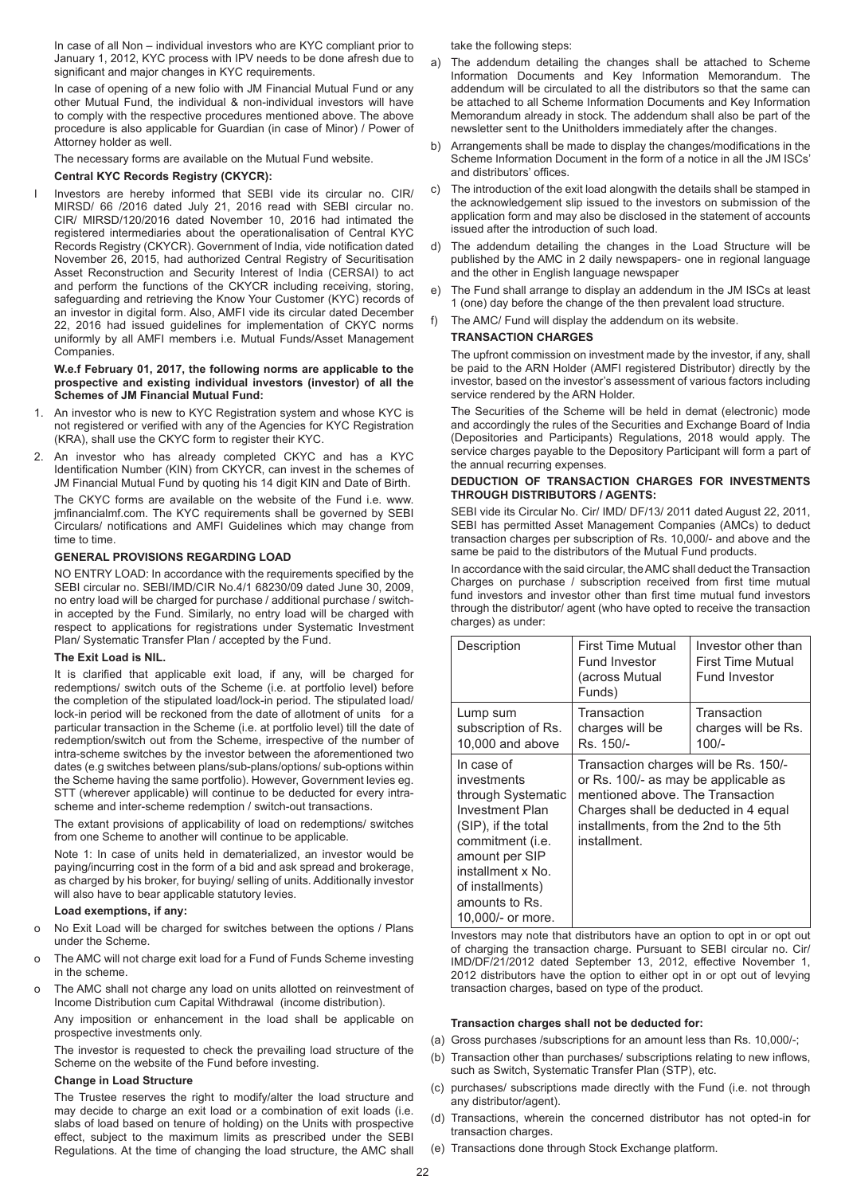In case of all Non – individual investors who are KYC compliant prior to January 1, 2012, KYC process with IPV needs to be done afresh due to significant and major changes in KYC requirements.

In case of opening of a new folio with JM Financial Mutual Fund or any other Mutual Fund, the individual & non-individual investors will have to comply with the respective procedures mentioned above. The above procedure is also applicable for Guardian (in case of Minor) / Power of Attorney holder as well.

The necessary forms are available on the Mutual Fund website.

**Central KYC Records Registry (CKYCR):**

l Investors are hereby informed that SEBI vide its circular no. CIR/ MIRSD/ 66 /2016 dated July 21, 2016 read with SEBI circular no. CIR/ MIRSD/120/2016 dated November 10, 2016 had intimated the registered intermediaries about the operationalisation of Central KYC Records Registry (CKYCR). Government of India, vide notification dated November 26, 2015, had authorized Central Registry of Securitisation Asset Reconstruction and Security Interest of India (CERSAI) to act and perform the functions of the CKYCR including receiving, storing, safeguarding and retrieving the Know Your Customer (KYC) records of an investor in digital form. Also, AMFI vide its circular dated December 22, 2016 had issued guidelines for implementation of CKYC norms uniformly by all AMFI members i.e. Mutual Funds/Asset Management Companies.

**W.e.f February 01, 2017, the following norms are applicable to the prospective and existing individual investors (investor) of all the Schemes of JM Financial Mutual Fund:**

1. An investor who is new to KYC Registration system and whose KYC is not registered or verified with any of the Agencies for KYC Registration (KRA), shall use the CKYC form to register their KYC.
2. An investor who has already completed CKYC and has a KYC Identification Number (KIN) from CKYCR, can invest in the schemes of JM Financial Mutual Fund by quoting his 14 digit KIN and Date of Birth.

The CKYC forms are available on the website of the Fund i.e. www.jmfinancialmf.com. The KYC requirements shall be governed by SEBI Circulars/ notifications and AMFI Guidelines which may change from time to time.

**GENERAL PROVISIONS REGARDING LOAD**

NO ENTRY LOAD: In accordance with the requirements specified by the SEBI circular no. SEBI/IMD/CIR No.4/1 68230/09 dated June 30, 2009, no entry load will be charged for purchase / additional purchase / switch-in accepted by the Fund. Similarly, no entry load will be charged with respect to applications for registrations under Systematic Investment Plan/ Systematic Transfer Plan / accepted by the Fund.

**The Exit Load is NIL.**

It is clarified that applicable exit load, if any, will be charged for redemptions/ switch outs of the Scheme (i.e. at portfolio level) before the completion of the stipulated load/lock-in period. The stipulated load/ lock-in period will be reckoned from the date of allotment of units for a particular transaction in the Scheme (i.e. at portfolio level) till the date of redemption/switch out from the Scheme, irrespective of the number of intra-scheme switches by the investor between the aforementioned two dates (e.g switches between plans/sub-plans/options/ sub-options within the Scheme having the same portfolio). However, Government levies eg. STT (wherever applicable) will continue to be deducted for every intra-scheme and inter-scheme redemption / switch-out transactions.

The extant provisions of applicability of load on redemptions/ switches from one Scheme to another will continue to be applicable.

Note 1: In case of units held in dematerialized, an investor would be paying/incurring cost in the form of a bid and ask spread and brokerage, as charged by his broker, for buying/ selling of units. Additionally investor will also have to bear applicable statutory levies.

**Load exemptions, if any:**

- o No Exit Load will be charged for switches between the options / Plans under the Scheme.
- o The AMC will not charge exit load for a Fund of Funds Scheme investing in the scheme.
- o The AMC shall not charge any load on units allotted on reinvestment of Income Distribution cum Capital Withdrawal (income distribution).

Any imposition or enhancement in the load shall be applicable on prospective investments only.

The investor is requested to check the prevailing load structure of the Scheme on the website of the Fund before investing.

**Change in Load Structure**

The Trustee reserves the right to modify/alter the load structure and may decide to charge an exit load or a combination of exit loads (i.e. slabs of load based on tenure of holding) on the Units with prospective effect, subject to the maximum limits as prescribed under the SEBI Regulations. At the time of changing the load structure, the AMC shall take the following steps:

a) The addendum detailing the changes shall be attached to Scheme Information Documents and Key Information Memorandum. The addendum will be circulated to all the distributors so that the same can be attached to all Scheme Information Documents and Key Information Memorandum already in stock. The addendum shall also be part of the newsletter sent to the Unitholders immediately after the changes.
b) Arrangements shall be made to display the changes/modifications in the Scheme Information Document in the form of a notice in all the JM ISCs' and distributors' offices.
c) The introduction of the exit load alongwith the details shall be stamped in the acknowledgement slip issued to the investors on submission of the application form and may also be disclosed in the statement of accounts issued after the introduction of such load.
d) The addendum detailing the changes in the Load Structure will be published by the AMC in 2 daily newspapers- one in regional language and the other in English language newspaper
e) The Fund shall arrange to display an addendum in the JM ISCs at least 1 (one) day before the change of the then prevalent load structure.
f) The AMC/ Fund will display the addendum on its website.

**TRANSACTION CHARGES**

The upfront commission on investment made by the investor, if any, shall be paid to the ARN Holder (AMFI registered Distributor) directly by the investor, based on the investor's assessment of various factors including service rendered by the ARN Holder.

The Securities of the Scheme will be held in demat (electronic) mode and accordingly the rules of the Securities and Exchange Board of India (Depositories and Participants) Regulations, 2018 would apply. The service charges payable to the Depository Participant will form a part of the annual recurring expenses.

**DEDUCTION OF TRANSACTION CHARGES FOR INVESTMENTS THROUGH DISTRIBUTORS / AGENTS:**

SEBI vide its Circular No. Cir/ IMD/ DF/13/ 2011 dated August 22, 2011, SEBI has permitted Asset Management Companies (AMCs) to deduct transaction charges per subscription of Rs. 10,000/- and above and the same be paid to the distributors of the Mutual Fund products.

In accordance with the said circular, the AMC shall deduct the Transaction Charges on purchase / subscription received from first time mutual fund investors and investor other than first time mutual fund investors through the distributor/ agent (who have opted to receive the transaction charges) as under:

| Description | First Time Mutual Fund Investor (across Mutual Funds) | Investor other than First Time Mutual Fund Investor |
|---|---|---|
| Lump sum subscription of Rs. 10,000 and above | Transaction charges will be Rs. 150/- | Transaction charges will be Rs. 100/- |
| In case of investments through Systematic Investment Plan (SIP), if the total commitment (i.e. amount per SIP installment x No. of installments) amounts to Rs. 10,000/- or more. | Transaction charges will be Rs. 150/- or Rs. 100/- as may be applicable as mentioned above. The Transaction Charges shall be deducted in 4 equal installments, from the 2nd to the 5th installment. | |

Investors may note that distributors have an option to opt in or opt out of charging the transaction charge. Pursuant to SEBI circular no. Cir/ IMD/DF/21/2012 dated September 13, 2012, effective November 1, 2012 distributors have the option to either opt in or opt out of levying transaction charges, based on type of the product.

**Transaction charges shall not be deducted for:**

(a) Gross purchases /subscriptions for an amount less than Rs. 10,000/-;
(b) Transaction other than purchases/ subscriptions relating to new inflows, such as Switch, Systematic Transfer Plan (STP), etc.
(c) purchases/ subscriptions made directly with the Fund (i.e. not through any distributor/agent).
(d) Transactions, wherein the concerned distributor has not opted-in for transaction charges.
(e) Transactions done through Stock Exchange platform.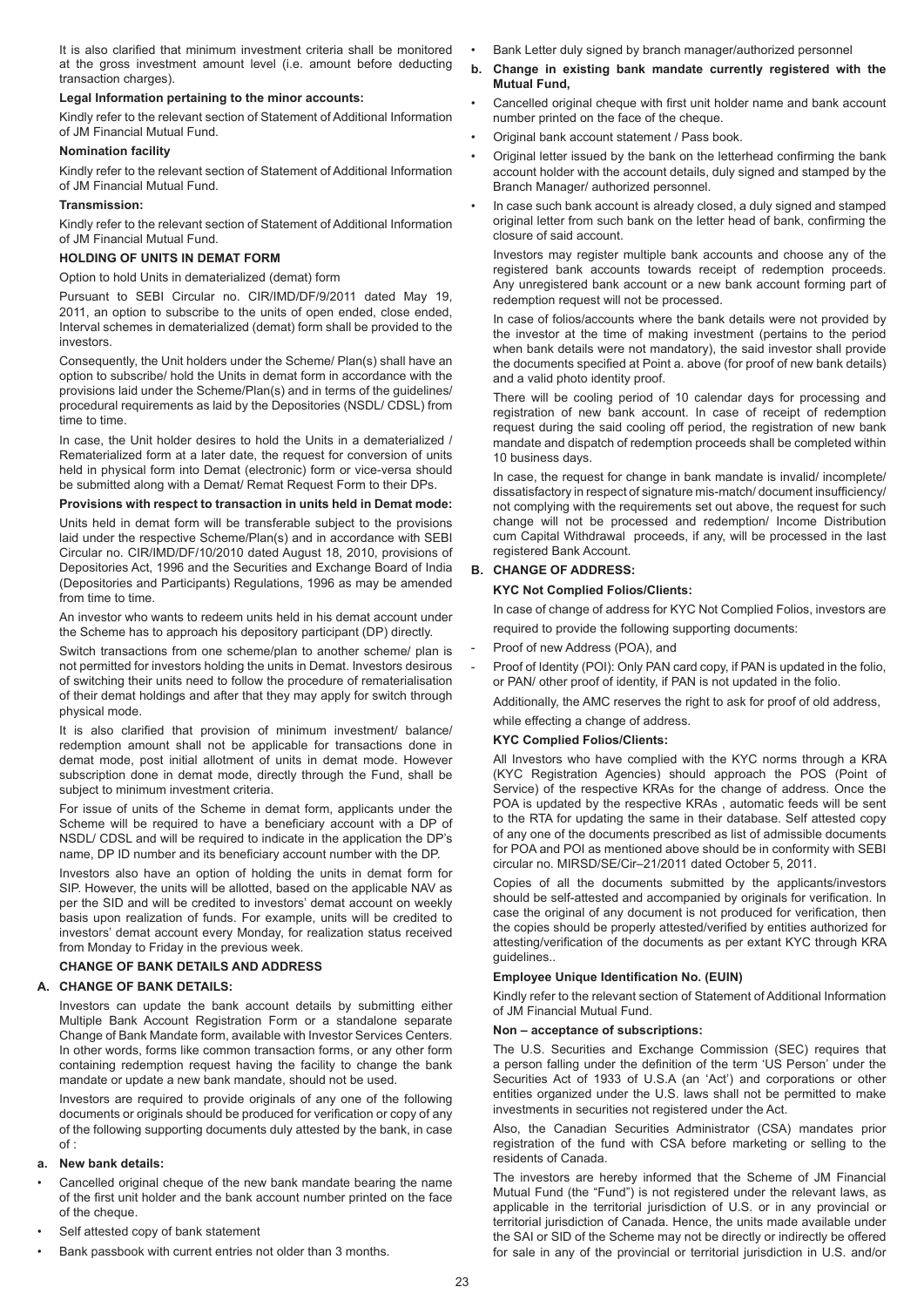It is also clarified that minimum investment criteria shall be monitored at the gross investment amount level (i.e. amount before deducting transaction charges).

**Legal Information pertaining to the minor accounts:**

Kindly refer to the relevant section of Statement of Additional Information of JM Financial Mutual Fund.

**Nomination facility**

Kindly refer to the relevant section of Statement of Additional Information of JM Financial Mutual Fund.

**Transmission:**

Kindly refer to the relevant section of Statement of Additional Information of JM Financial Mutual Fund.

**HOLDING OF UNITS IN DEMAT FORM**

Option to hold Units in dematerialized (demat) form

Pursuant to SEBI Circular no. CIR/IMD/DF/9/2011 dated May 19, 2011, an option to subscribe to the units of open ended, close ended, Interval schemes in dematerialized (demat) form shall be provided to the investors.

Consequently, the Unit holders under the Scheme/ Plan(s) shall have an option to subscribe/ hold the Units in demat form in accordance with the provisions laid under the Scheme/Plan(s) and in terms of the guidelines/ procedural requirements as laid by the Depositories (NSDL/ CDSL) from time to time.

In case, the Unit holder desires to hold the Units in a dematerialized / Rematerialized form at a later date, the request for conversion of units held in physical form into Demat (electronic) form or vice-versa should be submitted along with a Demat/ Remat Request Form to their DPs.

**Provisions with respect to transaction in units held in Demat mode:**

Units held in demat form will be transferable subject to the provisions laid under the respective Scheme/Plan(s) and in accordance with SEBI Circular no. CIR/IMD/DF/10/2010 dated August 18, 2010, provisions of Depositories Act, 1996 and the Securities and Exchange Board of India (Depositories and Participants) Regulations, 1996 as may be amended from time to time.

An investor who wants to redeem units held in his demat account under the Scheme has to approach his depository participant (DP) directly.

Switch transactions from one scheme/plan to another scheme/ plan is not permitted for investors holding the units in Demat. Investors desirous of switching their units need to follow the procedure of rematerialisation of their demat holdings and after that they may apply for switch through physical mode.

It is also clarified that provision of minimum investment/ balance/ redemption amount shall not be applicable for transactions done in demat mode, post initial allotment of units in demat mode. However subscription done in demat mode, directly through the Fund, shall be subject to minimum investment criteria.

For issue of units of the Scheme in demat form, applicants under the Scheme will be required to have a beneficiary account with a DP of NSDL/ CDSL and will be required to indicate in the application the DP's name, DP ID number and its beneficiary account number with the DP.

Investors also have an option of holding the units in demat form for SIP. However, the units will be allotted, based on the applicable NAV as per the SID and will be credited to investors' demat account on weekly basis upon realization of funds. For example, units will be credited to investors' demat account every Monday, for realization status received from Monday to Friday in the previous week.

**CHANGE OF BANK DETAILS AND ADDRESS**

**A. CHANGE OF BANK DETAILS:**

Investors can update the bank account details by submitting either Multiple Bank Account Registration Form or a standalone separate Change of Bank Mandate form, available with Investor Services Centers. In other words, forms like common transaction forms, or any other form containing redemption request having the facility to change the bank mandate or update a new bank mandate, should not be used.

Investors are required to provide originals of any one of the following documents or originals should be produced for verification or copy of any of the following supporting documents duly attested by the bank, in case of :

**a. New bank details:**

- Cancelled original cheque of the new bank mandate bearing the name of the first unit holder and the bank account number printed on the face of the cheque.
- Self attested copy of bank statement
- Bank passbook with current entries not older than 3 months.
- Bank Letter duly signed by branch manager/authorized personnel

**b. Change in existing bank mandate currently registered with the Mutual Fund,**

- Cancelled original cheque with first unit holder name and bank account number printed on the face of the cheque.
- Original bank account statement / Pass book.
- Original letter issued by the bank on the letterhead confirming the bank account holder with the account details, duly signed and stamped by the Branch Manager/ authorized personnel.
- In case such bank account is already closed, a duly signed and stamped original letter from such bank on the letter head of bank, confirming the closure of said account.

Investors may register multiple bank accounts and choose any of the registered bank accounts towards receipt of redemption proceeds. Any unregistered bank account or a new bank account forming part of redemption request will not be processed.

In case of folios/accounts where the bank details were not provided by the investor at the time of making investment (pertains to the period when bank details were not mandatory), the said investor shall provide the documents specified at Point a. above (for proof of new bank details) and a valid photo identity proof.

There will be cooling period of 10 calendar days for processing and registration of new bank account. In case of receipt of redemption request during the said cooling off period, the registration of new bank mandate and dispatch of redemption proceeds shall be completed within 10 business days.

In case, the request for change in bank mandate is invalid/ incomplete/ dissatisfactory in respect of signature mis-match/ document insufficiency/ not complying with the requirements set out above, the request for such change will not be processed and redemption/ Income Distribution cum Capital Withdrawal proceeds, if any, will be processed in the last registered Bank Account.

**B. CHANGE OF ADDRESS:**

**KYC Not Complied Folios/Clients:**

In case of change of address for KYC Not Complied Folios, investors are required to provide the following supporting documents:

- Proof of new Address (POA), and
- Proof of Identity (POI): Only PAN card copy, if PAN is updated in the folio, or PAN/ other proof of identity, if PAN is not updated in the folio.

Additionally, the AMC reserves the right to ask for proof of old address, while effecting a change of address.

**KYC Complied Folios/Clients:**

All Investors who have complied with the KYC norms through a KRA (KYC Registration Agencies) should approach the POS (Point of Service) of the respective KRAs for the change of address. Once the POA is updated by the respective KRAs , automatic feeds will be sent to the RTA for updating the same in their database. Self attested copy of any one of the documents prescribed as list of admissible documents for POA and POI as mentioned above should be in conformity with SEBI circular no. MIRSD/SE/Cir–21/2011 dated October 5, 2011.

Copies of all the documents submitted by the applicants/investors should be self-attested and accompanied by originals for verification. In case the original of any document is not produced for verification, then the copies should be properly attested/verified by entities authorized for attesting/verification of the documents as per extant KYC through KRA guidelines..

**Employee Unique Identification No. (EUIN)**

Kindly refer to the relevant section of Statement of Additional Information of JM Financial Mutual Fund.

**Non – acceptance of subscriptions:**

The U.S. Securities and Exchange Commission (SEC) requires that a person falling under the definition of the term 'US Person' under the Securities Act of 1933 of U.S.A (an 'Act') and corporations or other entities organized under the U.S. laws shall not be permitted to make investments in securities not registered under the Act.

Also, the Canadian Securities Administrator (CSA) mandates prior registration of the fund with CSA before marketing or selling to the residents of Canada.

The investors are hereby informed that the Scheme of JM Financial Mutual Fund (the "Fund") is not registered under the relevant laws, as applicable in the territorial jurisdiction of U.S. or in any provincial or territorial jurisdiction of Canada. Hence, the units made available under the SAI or SID of the Scheme may not be directly or indirectly be offered for sale in any of the provincial or territorial jurisdiction in U.S. and/or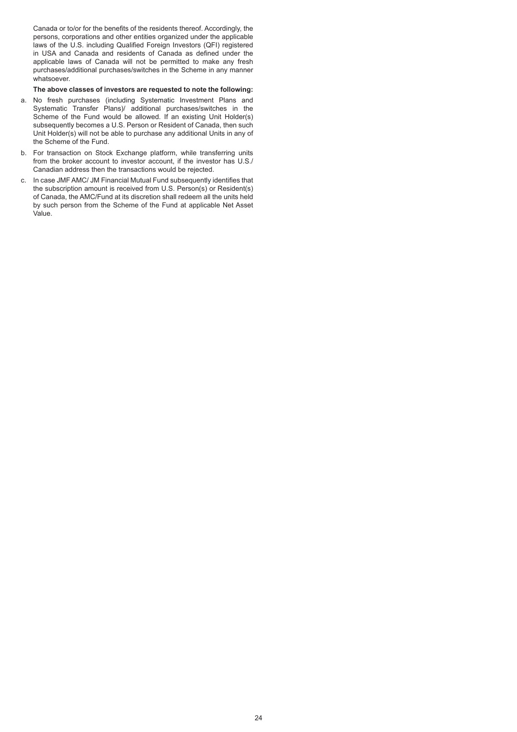Canada or to/or for the benefits of the residents thereof. Accordingly, the persons, corporations and other entities organized under the applicable laws of the U.S. including Qualified Foreign Investors (QFI) registered in USA and Canada and residents of Canada as defined under the applicable laws of Canada will not be permitted to make any fresh purchases/additional purchases/switches in the Scheme in any manner whatsoever.

**The above classes of investors are requested to note the following:**

a. No fresh purchases (including Systematic Investment Plans and Systematic Transfer Plans)/ additional purchases/switches in the Scheme of the Fund would be allowed. If an existing Unit Holder(s) subsequently becomes a U.S. Person or Resident of Canada, then such Unit Holder(s) will not be able to purchase any additional Units in any of the Scheme of the Fund.

b. For transaction on Stock Exchange platform, while transferring units from the broker account to investor account, if the investor has U.S./ Canadian address then the transactions would be rejected.

c. In case JMF AMC/ JM Financial Mutual Fund subsequently identifies that the subscription amount is received from U.S. Person(s) or Resident(s) of Canada, the AMC/Fund at its discretion shall redeem all the units held by such person from the Scheme of the Fund at applicable Net Asset Value.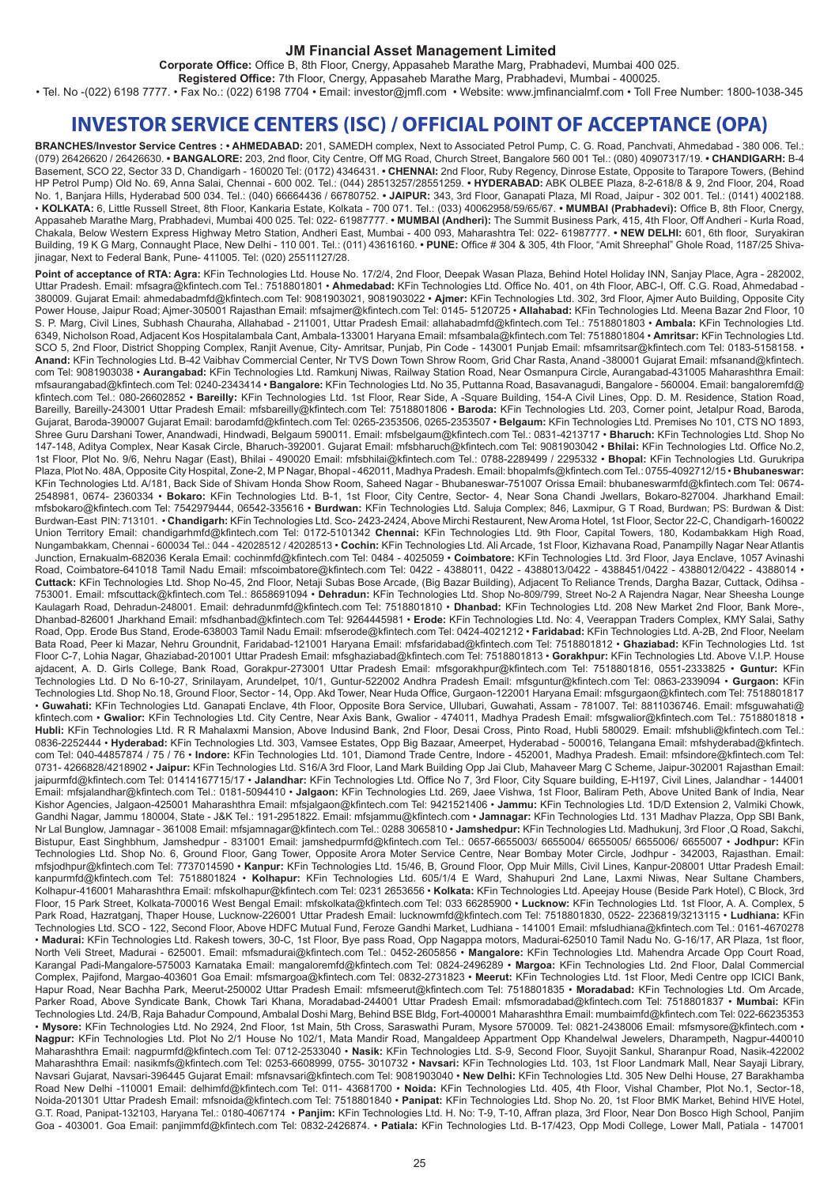**JM Financial Asset Management Limited**

**Corporate Office:** Office B, 8th Floor, Cnergy, Appasaheb Marathe Marg, Prabhadevi, Mumbai 400 025.

**Registered Office:** 7th Floor, Cnergy, Appasaheb Marathe Marg, Prabhadevi, Mumbai - 400025.

• Tel. No -(022) 6198 7777. • Fax No.: (022) 6198 7704 • Email: investor@jmfl.com • Website: www.jmfinancialmf.com • Toll Free Number: 1800-1038-345

# INVESTOR SERVICE CENTERS (ISC) / OFFICIAL POINT OF ACCEPTANCE (OPA)

**BRANCHES/Investor Service Centres : • AHMEDABAD:** 201, SAMEDH complex, Next to Associated Petrol Pump, C. G. Road, Panchvati, Ahmedabad - 380 006. Tel.: (079) 26426620 / 26426630. **• BANGALORE:** 203, 2nd floor, City Centre, Off MG Road, Church Street, Bangalore 560 001 Tel.: (080) 40907317/19. **• CHANDIGARH:** B-4 Basement, SCO 22, Sector 33 D, Chandigarh - 160020 Tel: (0172) 4346431. **• CHENNAI:** 2nd Floor, Ruby Regency, Dinrose Estate, Opposite to Tarapore Towers, (Behind HP Petrol Pump) Old No. 69, Anna Salai, Chennai - 600 002. Tel.: (044) 28513257/28551259. **• HYDERABAD:** ABK OLBEE Plaza, 8-2-618/8 & 9, 2nd Floor, 204, Road No. 1, Banjara Hills, Hyderabad 500 034. Tel.: (040) 66664436 / 66780752. **• JAIPUR:** 343, 3rd Floor, Ganapati Plaza, MI Road, Jaipur - 302 001. Tel.: (0141) 4002188. **• KOLKATA:** 6, Little Russell Street, 8th Floor, Kankaria Estate, Kolkata - 700 071. Tel.: (033) 40062958/59/60/67. **• MUMBAI (Prabhadevi):** Office B, 8th Floor, Cnergy, Appasaheb Marathe Marg, Prabhadevi, Mumbai 400 025. Tel: 022- 61987777. **• MUMBAI (Andheri):** The Summit Business Park, 415, 4th Floor, Off Andheri - Kurla Road, Chakala, Below Western Express Highway Metro Station, Andheri East, Mumbai - 400 093, Maharashtra Tel: 022- 61987777. **• NEW DELHI:** 601, 6th floor, Suryakiran Building, 19 K G Marg, Connaught Place, New Delhi - 110 001. Tel.: (011) 43616160. **• PUNE:** Office # 304 & 305, 4th Floor, "Amit Shreephal" Ghole Road, 1187/25 Shivajinagar, Next to Federal Bank, Pune- 411005. Tel: (020) 25511127/28.

**Point of acceptance of RTA: Agra:** KFin Technologies Ltd. House No. 17/2/4, 2nd Floor, Deepak Wasan Plaza, Behind Hotel Holiday INN, Sanjay Place, Agra - 282002, Uttar Pradesh. Email: mfsagra@kfintech.com Tel.: 7518801801 • **Ahmedabad:** KFin Technologies Ltd. Office No. 401, on 4th Floor, ABC-I, Off. C.G. Road, Ahmedabad - 380009. Gujarat Email: ahmedabadmfd@kfintech.com Tel: 9081903021, 9081903022 • **Ajmer:** KFin Technologies Ltd. 302, 3rd Floor, Ajmer Auto Building, Opposite City Power House, Jaipur Road; Ajmer-305001 Rajasthan Email: mfsajmer@kfintech.com Tel: 0145- 5120725 • **Allahabad:** KFin Technologies Ltd. Meena Bazar 2nd Floor, 10 S. P. Marg, Civil Lines, Subhash Chauraha, Allahabad - 211001, Uttar Pradesh Email: allahabadmfd@kfintech.com Tel.: 7518801803 • **Ambala:** KFin Technologies Ltd. 6349, Nicholson Road, Adjacent Kos Hospitalambala Cant, Ambala-133001 Haryana Email: mfsambala@kfintech.com Tel: 7518801804 • **Amritsar:** KFin Technologies Ltd. SCO 5, 2nd Floor, District Shopping Complex, Ranjit Avenue, City- Amritsar, Punjab, Pin Code - 143001 Punjab Email: mfsamritsar@kfintech.com Tel: 0183-5158158. • **Anand:** KFin Technologies Ltd. B-42 Vaibhav Commercial Center, Nr TVS Down Town Shrow Room, Grid Char Rasta, Anand -380001 Gujarat Email: mfsanand@kfintech.com Tel: 9081903038 • **Aurangabad:** KFin Technologies Ltd. Ramkunj Niwas, Railway Station Road, Near Osmanpura Circle, Aurangabad-431005 Maharashthra Email: mfsaurangabad@kfintech.com Tel: 0240-2343414 • **Bangalore:** KFin Technologies Ltd. No 35, Puttanna Road, Basavanagudi, Bangalore - 560004. Email: bangaloremfd@kfintech.com Tel.: 080-26602852 • **Bareilly:** KFin Technologies Ltd. 1st Floor, Rear Side, A -Square Building, 154-A Civil Lines, Opp. D. M. Residence, Station Road, Bareilly, Bareilly-243001 Uttar Pradesh Email: mfsbareilly@kfintech.com Tel: 7518801806 • **Baroda:** KFin Technologies Ltd. 203, Corner point, Jetalpur Road, Baroda, Gujarat, Baroda-390007 Gujarat Email: barodamfd@kfintech.com Tel: 0265-2353506, 0265-2353507 • **Belgaum:** KFin Technologies Ltd. Premises No 101, CTS NO 1893, Shree Guru Darshani Tower, Anandwadi, Hindwadi, Belgaum 590011. Email: mfsbelgaum@kfintech.com Tel.: 0831-4213717 • **Bharuch:** KFin Technologies Ltd. Shop No 147-148, Aditya Complex, Near Kasak Circle, Bharuch-392001. Gujarat Email: mfsbharuch@kfintech.com Tel: 9081903042 • **Bhilai:** KFin Technologies Ltd. Office No.2, 1st Floor, Plot No. 9/6, Nehru Nagar (East), Bhilai - 490020 Email: mfsbhilai@kfintech.com Tel.: 0788-2289499 / 2295332 • **Bhopal:** KFin Technologies Ltd. Gurukripa Plaza, Plot No. 48A, Opposite City Hospital, Zone-2, M P Nagar, Bhopal - 462011, Madhya Pradesh. Email: bhopalmfs@kfintech.com Tel.: 0755-4092712/15 • **Bhubaneswar:** KFin Technologies Ltd. A/181, Back Side of Shivam Honda Show Room, Saheed Nagar - Bhubaneswar-751007 Orissa Email: bhubaneswarmfd@kfintech.com Tel: 0674-2548981, 0674- 2360334 • **Bokaro:** KFin Technologies Ltd. B-1, 1st Floor, City Centre, Sector- 4, Near Sona Chandi Jwellars, Bokaro-827004. Jharkhand Email: mfsbokaro@kfintech.com Tel: 7542979444, 06542-335616 • **Burdwan:** KFin Technologies Ltd. Saluja Complex; 846, Laxmipur, G T Road, Burdwan; PS: Burdwan & Dist: Burdwan-East PIN: 713101. • **Chandigarh:** KFin Technologies Ltd. Sco- 2423-2424, Above Mirchi Restaurent, New Aroma Hotel, 1st Floor, Sector 22-C, Chandigarh-160022 Union Territory Email: chandigarhmfd@kfintech.com Tel: 0172-5101342 **Chennai:** KFin Technologies Ltd. 9th Floor, Capital Towers, 180, Kodambakkam High Road, Nungambakkam, Chennai - 600034 Tel.: 044 - 42028512 / 42028513 • **Cochin:** KFin Technologies Ltd. Ali Arcade, 1st Floor, Kizhavana Road, Panampilly Nagar Near Atlantis Junction, Ernakualm-682036 Kerala Email: cochinmfd@kfintech.com Tel: 0484 - 4025059 • **Coimbatore:** KFin Technologies Ltd. 3rd Floor, Jaya Enclave, 1057 Avinashi Road, Coimbatore-641018 Tamil Nadu Email: mfscoimbatore@kfintech.com Tel: 0422 - 4388011, 0422 - 4388013/0422 - 4388451/0422 - 4388012/0422 - 4388014 • **Cuttack:** KFin Technologies Ltd. Shop No-45, 2nd Floor, Netaji Subas Bose Arcade, (Big Bazar Building), Adjacent To Reliance Trends, Dargha Bazar, Cuttack, Odihsa - 753001. Email: mfscuttack@kfintech.com Tel.: 8658691094 • **Dehradun:** KFin Technologies Ltd. Shop No-809/799, Street No-2 A Rajendra Nagar, Near Sheesha Lounge Kaulagarh Road, Dehradun-248001. Email: dehradunmfd@kfintech.com Tel: 7518801810 • **Dhanbad:** KFin Technologies Ltd. 208 New Market 2nd Floor, Bank More-, Dhanbad-826001 Jharkhand Email: mfsdhanbad@kfintech.com Tel: 9264445981 • **Erode:** KFin Technologies Ltd. No: 4, Veerappan Traders Complex, KMY Salai, Sathy Road, Opp. Erode Bus Stand, Erode-638003 Tamil Nadu Email: mfserode@kfintech.com Tel: 0424-4021212 • **Faridabad:** KFin Technologies Ltd. A-2B, 2nd Floor, Neelam Bata Road, Peer ki Mazar, Nehru Groundnit, Faridabad-121001 Haryana Email: mfsfaridabad@kfintech.com Tel: 7518801812 • **Ghaziabad:** KFin Technologies Ltd. 1st Floor C-7, Lohia Nagar, Ghaziabad-201001 Uttar Pradesh Email: mfsghaziabad@kfintech.com Tel: 7518801813 • **Gorakhpur:** KFin Technologies Ltd. Above V.I.P. House ajdacent, A. D. Girls College, Bank Road, Gorakpur-273001 Uttar Pradesh Email: mfsgorakhpur@kfintech.com Tel: 7518801816, 0551-2333825 • **Guntur:** KFin Technologies Ltd. D No 6-10-27, Srinilayam, Arundelpet, 10/1, Guntur-522002 Andhra Pradesh Email: mfsguntur@kfintech.com Tel: 0863-2339094 • **Gurgaon:** KFin Technologies Ltd. Shop No.18, Ground Floor, Sector - 14, Opp. Akd Tower, Near Huda Office, Gurgaon-122001 Haryana Email: mfsgurgaon@kfintech.com Tel: 7518801817 • **Guwahati:** KFin Technologies Ltd. Ganapati Enclave, 4th Floor, Opposite Bora Service, Ullubari, Guwahati, Assam - 781007. Tel: 8811036746. Email: mfsguwahati@kfintech.com • **Gwalior:** KFin Technologies Ltd. City Centre, Near Axis Bank, Gwalior - 474011, Madhya Pradesh Email: mfsgwalior@kfintech.com Tel.: 7518801818 • **Hubli:** KFin Technologies Ltd. R R Mahalaxmi Mansion, Above Indusind Bank, 2nd Floor, Desai Cross, Pinto Road, Hubli 580029. Email: mfshubli@kfintech.com Tel.: 0836-2252444 • **Hyderabad:** KFin Technologies Ltd. 303, Vamsee Estates, Opp Big Bazaar, Ameerpet, Hyderabad - 500016, Telangana Email: mfshyderabad@kfintech.com Tel: 040-44857874 / 75 / 76 • **Indore:** KFin Technologies Ltd. 101, Diamond Trade Centre, Indore - 452001, Madhya Pradesh. Email: mfsindore@kfintech.com Tel: 0731- 4266828/4218902 • **Jaipur:** KFin Technologies Ltd. S16/A 3rd Floor, Land Mark Building Opp Jai Club, Mahaveer Marg C Scheme, Jaipur-302001 Rajasthan Email: jaipurmfd@kfintech.com Tel: 01414167715/17 • **Jalandhar:** KFin Technologies Ltd. Office No 7, 3rd Floor, City Square building, E-H197, Civil Lines, Jalandhar - 144001 Email: mfsjalandhar@kfintech.com Tel.: 0181-5094410 • **Jalgaon:** KFin Technologies Ltd. 269, Jaee Vishwa, 1st Floor, Baliram Peth, Above United Bank of India, Near Kishor Agencies, Jalgaon-425001 Maharashthra Email: mfsjalgaon@kfintech.com Tel: 9421521406 • **Jammu:** KFin Technologies Ltd. 1D/D Extension 2, Valmiki Chowk, Gandhi Nagar, Jammu 180004, State - J&K Tel.: 191-2951822. Email: mfsjammu@kfintech.com • **Jamnagar:** KFin Technologies Ltd. 131 Madhav Plazza, Opp SBI Bank, Nr Lal Bunglow, Jamnagar - 361008 Email: mfsjamnagar@kfintech.com Tel.: 0288 3065810 • **Jamshedpur:** KFin Technologies Ltd. Madhukunj, 3rd Floor ,Q Road, Sakchi, Bistupur, East Singhbhum, Jamshedpur - 831001 Email: jamshedpurmfd@kfintech.com Tel.: 0657-6655003/ 6655004/ 6655005/ 6655006/ 6655007 • **Jodhpur:** KFin Technologies Ltd. Shop No. 6, Ground Floor, Gang Tower, Opposite Arora Moter Service Centre, Near Bombay Moter Circle, Jodhpur - 342003, Rajasthan. Email: mfsjodhpur@kfintech.com Tel: 7737014590 • **Kanpur:** KFin Technologies Ltd. 15/46, B, Ground Floor, Opp Muir Mills, Civil Lines, Kanpur-208001 Uttar Pradesh Email: kanpurmfd@kfintech.com Tel: 7518801824 • **Kolhapur:** KFin Technologies Ltd. 605/1/4 E Ward, Shahupuri 2nd Lane, Laxmi Niwas, Near Sultane Chambers, Kolhapur-416001 Maharashthra Email: mfskolhapur@kfintech.com Tel: 0231 2653656 • **Kolkata:** KFin Technologies Ltd. Apeejay House (Beside Park Hotel), C Block, 3rd Floor, 15 Park Street, Kolkata-700016 West Bengal Email: mfskolkata@kfintech.com Tel: 033 66285900 • **Lucknow:** KFin Technologies Ltd. 1st Floor, A. A. Complex, 5 Park Road, Hazratganj, Thaper House, Lucknow-226001 Uttar Pradesh Email: lucknowmfd@kfintech.com Tel: 7518801830, 0522- 2236819/3213115 • **Ludhiana:** KFin Technologies Ltd. SCO - 122, Second Floor, Above HDFC Mutual Fund, Feroze Gandhi Market, Ludhiana - 141001 Email: mfsludhiana@kfintech.com Tel.: 0161-4670278 • **Madurai:** KFin Technologies Ltd. Rakesh towers, 30-C, 1st Floor, Bye pass Road, Opp Nagappa motors, Madurai-625010 Tamil Nadu No. G-16/17, AR Plaza, 1st floor, North Veli Street, Madurai - 625001. Email: mfsmadurai@kfintech.com Tel.: 0452-2605856 • **Mangalore:** KFin Technologies Ltd. Mahendra Arcade Opp Court Road, Karangal Padi-Mangalore-575003 Karnataka Email: mangaloremfd@kfintech.com Tel: 0824-2496289 • **Margoa:** KFin Technologies Ltd. 2nd Floor, Dalal Commercial Complex, Pajifond, Margao-403601 Goa Email: mfsmargoa@kfintech.com Tel: 0832-2731823 • **Meerut:** KFin Technologies Ltd. 1st Floor, Medi Centre opp ICICI Bank, Hapur Road, Near Bachha Park, Meerut-250002 Uttar Pradesh Email: mfsmeerut@kfintech.com Tel: 7518801835 • **Moradabad:** KFin Technologies Ltd. Om Arcade, Parker Road, Above Syndicate Bank, Chowk Tari Khana, Moradabad-244001 Uttar Pradesh Email: mfsmoradabad@kfintech.com Tel: 7518801837 • **Mumbai:** KFin Technologies Ltd. 24/B, Raja Bahadur Compound, Ambalal Doshi Marg, Behind BSE Bldg, Fort-400001 Maharashthra Email: mumbaimfd@kfintech.com Tel: 022-66235353 • **Mysore:** KFin Technologies Ltd. No 2924, 2nd Floor, 1st Main, 5th Cross, Saraswathi Puram, Mysore 570009. Tel: 0821-2438006 Email: mfsmysore@kfintech.com • **Nagpur:** KFin Technologies Ltd. Plot No 2/1 House No 102/1, Mata Mandir Road, Mangaldeep Appartment Opp Khandelwal Jewelers, Dharampeth, Nagpur-440010 Maharashthra Email: nagpurmfd@kfintech.com Tel: 0712-2533040 • **Nasik:** KFin Technologies Ltd. S-9, Second Floor, Suyojit Sankul, Sharanpur Road, Nasik-422002 Maharashthra Email: nasikmfs@kfintech.com Tel: 0253-6608999, 0755- 3010732 • **Navsari:** KFin Technologies Ltd. 103, 1st Floor Landmark Mall, Near Sayaji Library, Navsari Gujarat, Navsari-396445 Gujarat Email: mfsnavsari@kfintech.com Tel: 9081903040 • **New Delhi:** KFin Technologies Ltd. 305 New Delhi House, 27 Barakhamba Road New Delhi -110001 Email: delhimfd@kfintech.com Tel: 011- 43681700 • **Noida:** KFin Technologies Ltd. 405, 4th Floor, Vishal Chamber, Plot No.1, Sector-18, Noida-201301 Uttar Pradesh Email: mfsnoida@kfintech.com Tel: 7518801840 • **Panipat:** KFin Technologies Ltd. Shop No. 20, 1st Floor BMK Market, Behind HIVE Hotel, G.T. Road, Panipat-132103, Haryana Tel.: 0180-4067174 • **Panjim:** KFin Technologies Ltd. H. No: T-9, T-10, Affran plaza, 3rd Floor, Near Don Bosco High School, Panjim Goa - 403001. Goa Email: panjimmfd@kfintech.com Tel: 0832-2426874. • **Patiala:** KFin Technologies Ltd. B-17/423, Opp Modi College, Lower Mall, Patiala - 147001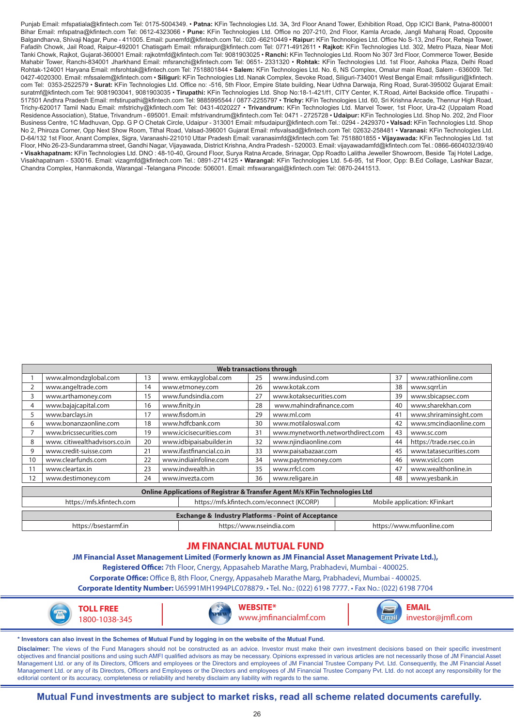Punjab Email: mfspatiala@kfintech.com Tel: 0175-5004349. • **Patna:** KFin Technologies Ltd. 3A, 3rd Floor Anand Tower, Exhibition Road, Opp ICICI Bank, Patna-800001 Bihar Email: mfspatna@kfintech.com Tel: 0612-4323066 • **Pune:** KFin Technologies Ltd. Office no 207-210, 2nd Floor, Kamla Arcade, Jangli Maharaj Road, Opposite Balgandharva, Shivaji Nagar, Pune - 411005. Email: punemfd@kfintech.com Tel.: 020 -66210449 • **Raipur:** KFin Technologies Ltd. Office No S-13, 2nd Floor, Reheja Tower, Fafadih Chowk, Jail Road, Raipur-492001 Chatisgarh Email: mfsraipur@kfintech.com Tel: 0771-4912611 • **Rajkot:** KFin Technologies Ltd. 302, Metro Plaza, Near Moti Tanki Chowk, Rajkot, Gujarat-360001 Email: rajkotmfd@kfintech.com Tel: 9081903025 • **Ranchi:** KFin Technologies Ltd. Room No 307 3rd Floor, Commerce Tower, Beside Mahabir Tower, Ranchi-834001 Jharkhand Email: mfsranchi@kfintech.com Tel: 0651- 2331320 • **Rohtak:** KFin Technologies Ltd. 1st Floor, Ashoka Plaza, Delhi Road Rohtak-124001 Haryana Email: mfsrohtak@kfintech.com Tel: 7518801844 • **Salem:** KFin Technologies Ltd. No. 6, NS Complex, Omalur main Road, Salem - 636009. Tel: 0427-4020300. Email: mfssalem@kfintech.com • **Siliguri:** KFin Technologies Ltd. Nanak Complex, Sevoke Road, Siliguri-734001 West Bengal Email: mfssiliguri@kfintech.com Tel: 0353-2522579 • **Surat:** KFin Technologies Ltd. Office no: -516, 5th Floor, Empire State building, Near Udhna Darwaja, Ring Road, Surat-395002 Gujarat Email: suratmf@kfintech.com Tel: 9081903041, 9081903035 • **Tirupathi:** KFin Technologies Ltd. Shop No:18-1-421/f1, CITY Center, K.T.Road, Airtel Backside office. Tirupathi - 517501 Andhra Pradesh Email: mfstirupathi@kfintech.com Tel: 9885995544 / 0877-2255797 • **Trichy:** KFin Technologies Ltd. 60, Sri Krishna Arcade, Thennur High Road, Trichy-620017 Tamil Nadu Email: mfstrichy@kfintech.com Tel: 0431-4020227 • **Trivandrum:** KFin Technologies Ltd. Marvel Tower, 1st Floor, Ura-42 (Uppalam Road Residence Association), Statue, Trivandrum - 695001. Email: mfstrivandrum@kfintech.com Tel: 0471 - 2725728 • **Udaipur:** KFin Technologies Ltd. Shop No. 202, 2nd Floor Business Centre, 1C Madhuvan, Opp. G P O Chetak Circle, Udaipur - 313001 Email: mfsudaipur@kfintech.com Tel.: 0294 - 2429370 • **Valsad:** KFin Technologies Ltd. Shop No 2, Phiroza Corner, Opp Next Show Room, Tithal Road, Valsad-396001 Gujarat Email: mfsvalsad@kfintech.com Tel: 02632-258481 • **Varanasi:** KFin Technologies Ltd. D-64/132 1st Floor, Anant Complex, Sigra, Varanashi-221010 Uttar Pradesh Email: varanasimfd@kfintech.com Tel: 7518801855 • **Vijayawada:** KFin Technologies Ltd. 1st Floor, HNo 26-23-Sundaramma street, Gandhi Nagar, Vijayawada, District Krishna, Andra Pradesh - 520003. Email: vijayawadamfd@kfintech.com Tel.: 0866-6604032/39/40 • **Visakhapatnam:** KFin Technologies Ltd. DNO : 48-10-40, Ground Floor, Surya Ratna Arcade, Srinagar, Opp Roadto Lalitha Jeweller Showroom, Beside Taj Hotel Ladge, Visakhapatnam - 530016. Email: vizagmfd@kfintech.com Tel.: 0891-2714125 • **Warangal:** KFin Technologies Ltd. 5-6-95, 1st Floor, Opp: B.Ed Collage, Lashkar Bazar, Chandra Complex, Hanmakonda, Warangal -Telangana Pincode: 506001. Email: mfswarangal@kfintech.com Tel: 0870-2441513.

| Web transactions through | | | | | | | |
|---|---|---|---|---|---|---|---|
| 1 | www.almondzglobal.com | 13 | www. emkayglobal.com | 25 | www.indusind.com | 37 | www.rathionline.com |
| 2 | www.angeltrade.com | 14 | www.etmoney.com | 26 | www.kotak.com | 38 | www.sqrrl.in |
| 3 | www.arthamoney.com | 15 | www.fundsindia.com | 27 | www.kotaksecurities.com | 39 | www.sbicapsec.com |
| 4 | www.bajajcapital.com | 16 | www.finity.in | 28 | www.mahindrafinance.com | 40 | www.sharekhan.com |
| 5 | www.barclays.in | 17 | www.fisdom.in | 29 | www.ml.com | 41 | www.shriraminsight.com |
| 6 | www.bonanzaonline.com | 18 | www.hdfcbank.com | 30 | www.motilaloswal.com | 42 | www.smcindiaonline.com |
| 7 | www.bricssecurities.com | 19 | www.icicisecurities.com | 31 | www.mynetworth.networthdirect.com | 43 | www.sc.com |
| 8 | www. citiwealthadvisors.co.in | 20 | www.idbipaisabuilder.in | 32 | www.njindiaonline.com | 44 | https://trade.rsec.co.in |
| 9 | www.credit-suisse.com | 21 | www.ifastfinancial.co.in | 33 | www.paisabazaar.com | 45 | www.tatasecurities.com |
| 10 | www.clearfunds.com | 22 | www.indiainfoline.com | 34 | www.paytmmoney.com | 46 | www.vsicl.com |
| 11 | www.cleartax.in | 23 | www.indwealth.in | 35 | www.rrfcl.com | 47 | www.wealthonline.in |
| 12 | www.destimoney.com | 24 | www.invezta.com | 36 | www.religare.in | 48 | www.yesbank.in |

| Online Applications of Registrar & Transfer Agent M/s KFin Technologies Ltd | | |
|---|---|---|
| https://mfs.kfintech.com | https://mfs.kfintech.com/econnect (KCORP) | Mobile application: KFinkart |

| Exchange & Industry Platforms - Point of Acceptance | | |
|---|---|---|
| https://bsestarmf.in | https://www.nseindia.com | https://www.mfuonline.com |

# JM FINANCIAL MUTUAL FUND

**JM Financial Asset Management Limited (Formerly known as JM Financial Asset Management Private Ltd.),**
**Registered Office:** 7th Floor, Cnergy, Appasaheb Marathe Marg, Prabhadevi, Mumbai - 400025.
**Corporate Office:** Office B, 8th Floor, Cnergy, Appasaheb Marathe Marg, Prabhadevi, Mumbai - 400025.
**Corporate Identity Number:** U65991MH1994PLC078879. • Tel. No.: (022) 6198 7777. • Fax No.: (022) 6198 7704

**TOLL FREE** 1800-1038-345 | **WEBSITE*** www.jmfinancialmf.com | **EMAIL** investor@jmfl.com

**\* Investors can also invest in the Schemes of Mutual Fund by logging in on the website of the Mutual Fund.**

**Disclaimer:** The views of the Fund Managers should not be constructed as an advice. Investor must make their own investment decisions based on their specific investment objectives and financial positions and using such AMFI qualified advisors as may be necessary. Opinions expressed in various articles are not necessarily those of JM Financial Asset Management Ltd. or any of its Directors, Officers and employees or the Directors and employees of JM Financial Trustee Company Pvt. Ltd. Consequently, the JM Financial Asset Management Ltd. or any of its Directors, Officers and Employees or the Directors and employees of JM Financial Trustee Company Pvt. Ltd. do not accept any responsibility for the editorial content or its accuracy, completeness or reliability and hereby disclaim any liability with regards to the same.

**Mutual Fund investments are subject to market risks, read all scheme related documents carefully.**